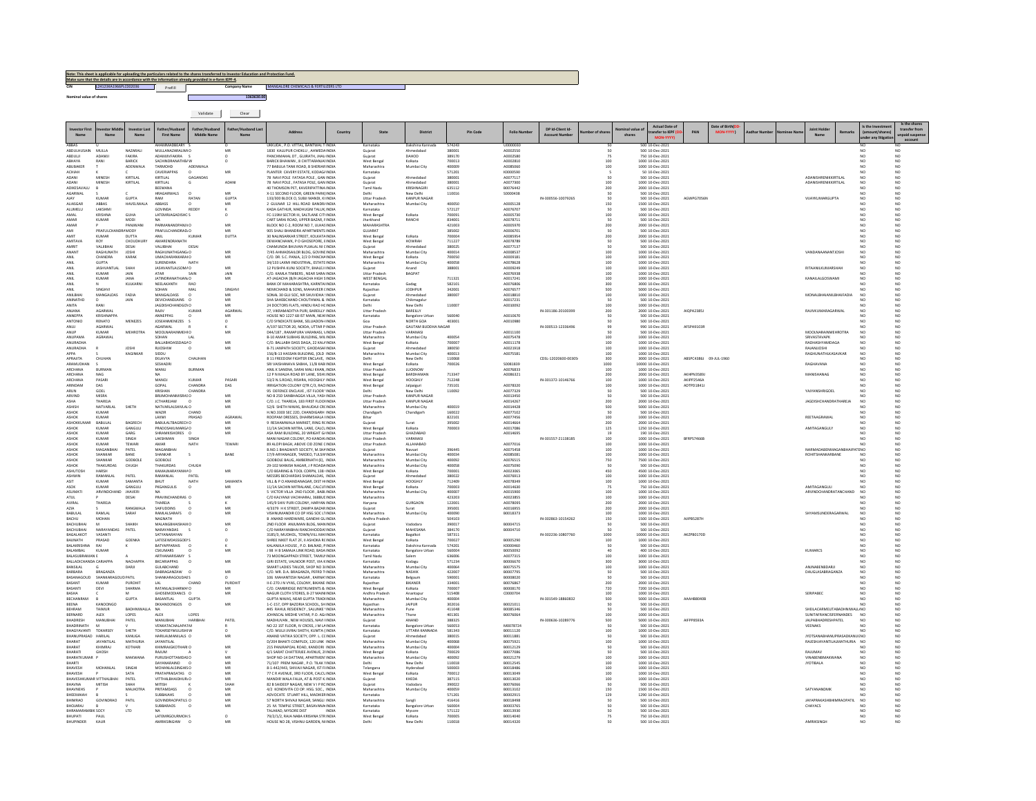**Note: This sheet is applicable for uploading the particulars related to the shares transferred to Investor Education and Protection Fund.**
**Make sure that the details are in accordance with the information already provided in e-form IEPF-4.**

CIN: L24123KA1966PLC002036 | Prefill | Company Name: MANGALORE CHEMICALS & FERTILIZERS LTD

Nominal value of shares: 1363630.00

Validate | Clear

| Investor First Name | Investor Middle Name | Investor Last Name | Father/Husband First Name | Father/Husband Middle Name | Father/Husband Last Name | Address | Country | State | District | Pin Code | Folio Number | DP Id-Client Id-Account Number | Number of shares | Nominal value of shares | Actual Date of transfer to IEPF (DD-MON-YYYY) | PAN | Date of Birth(DD-MON-YYYY) | Aadhar Number | Nominee Name | Joint Holder Name | Remarks | Is the Investment (amount/shares) under any litigation | Is the shares transfer from unpaid suspense account |
|---|---|---|---|---|---|---|---|---|---|---|---|---|---|---|---|---|---|---|---|---|---|---|---|
| ABBAS | U | | AHAMMADBEARY | S | O | UKKUDA, P.O. VITTAL, BANTWAL T | INDIA | Karnataka | Dakshina Kannada | 574243 | U0000010 | | 50 | 500 | 10-Dec-2021 | | | | | | | NO | NO |
| ABDULHUSAIN | MULLA | NAZARALI | MULLANAZARALIMO | | NR | 1830 KALUPUR CHOKLU, AHMEDA | INDIA | Gujarat | Ahmedabad | 380001 | A0002550 | | 50 | 500 | 10-Dec-2021 | | | | | | | NO | NO |
| ABDULLI | ADAMJI | FAKIRA | ADAMJIIVFAKIRA | S | O | PANCHMAHAL DT, GUJRATH, JHAL | INDIA | Gujarat | DAHOD | 389170 | A0002580 | | 75 | 750 | 10-Dec-2021 | | | | | | | NO | NO |
| ABHAYA | RANI | BARICK | SACHINDRANATHBARICK | W | O | BARICK BHAWAN, 8 CHITTARANJAN | INDIA | West Bengal | Kolkata | 700013 | A0002810 | | 100 | 1000 | 10-Dec-2021 | | | | | | | NO | NO |
| ABUBAKER | T | ADENWALA | TARMOHD | ADENWALA | | 77 BABULA TANK ROAD, B SHERAR | INDIA | Maharashtra | Mumbai City | 400009 | A0080060 | | 100 | 1000 | 10-Dec-2021 | | | | | | | NO | NO |
| ACHIAH | K | C | CAVERIAPPAS | O | NR | PLANTER CAVERY ESTATE, KODAGU | INDIA | Karnataka | | 571201 | K0000590 | | 5 | 50 | 10-Dec-2021 | | | | | | | NO | NO |
| ADANI | MINESH | KIRTILAL | KIRTILAL | GAGANDAS | | 78 NAVI POLE FATASA POLE, GAN | INDIA | Gujarat | Ahmedabad | 380001 | A0077517 | | 50 | 500 | 10-Dec-2021 | | | | | ADANIHIRENKKIRTILAL | | NO | NO |
| ADANI | MINESH | KIRTILAL | KIRTILAL | G | ADANI | 78 NAVI POLE, FATASA POLE, GAN | INDIA | Gujarat | Ahmedabad | 380001 | A0077300 | | 100 | 1000 | 10-Dec-2021 | | | | | ADANIHIRENKKIRTILAL | | NO | NO |
| ADIKESAVALU | B | | BEEMANA | | | 40 THOMSON PET, KAVERIPATTINA | INDIA | Tamil Nadu | KRISHNAGIRI | 635112 | B0076442 | | 200 | 2000 | 10-Dec-2021 | | | | | | | NO | NO |
| AGARWAL | S | C | HRAGARWALS | O | MR | X-11 SECOND FLOOR, GREEN PARK | INDIA | Delhi | New Delhi | 110016 | S0000438 | | 50 | 500 | 10-Dec-2021 | | | | | | | NO | NO |
| AJAY | KUMAR | GUPTA | RAM | RATAN | GUPTA | 133/300 BLOCK O, SUBJI MANDI, K | INDIA | Uttar Pradesh | KANPUR NAGAR | | | IN-300556-10079265 | 50 | 500 | 10-Dec-2021 | AGWPG7056N | | | | VIJAYKUMARGUPTA | | NO | NO |
| ALIASGAR | ABBAS | HAVELIWALA | ABBASS | O | MR | 2 GULWAR 12 HILL ROAD BANDR | INDIA | Maharashtra | Mumbai City | 400050 | A0005128 | | 150 | 1500 | 10-Dec-2021 | | | | | | | NO | NO |
| ALUMELU | LAKSHMI | | GOVINDA | REDDY | K | KADA GATHLIR, MADHUGIRI TALUK | INDIA | Karnataka | | 572127 | A0076707 | | 50 | 500 | 10-Dec-2021 | | | | | | | NO | NO |
| AMAL | KRISHNA | GUHA | LATEMRJAGADISHC | S | O | FC-119M SECTOR III, SALTLAKE CIT | INDIA | West Bengal | Kolkata | 700091 | A0005730 | | 100 | 1000 | 10-Dec-2021 | | | | | | | NO | NO |
| AMAR | KUMAR | MODI | NA | | | CART SARAI ROAD, UPPER BAZAR, F | INDIA | Jharkhand | RANCHI | 834001 | A0078711 | | 50 | 500 | 10-Dec-2021 | | | | | | | NO | NO |
| AMAR | P | PANJWANI | PARMANANDPANJWANI | O | MR | BLOCK NO C-2, ROOM NO 7, ULHAS | INDIA | MAHARASHTRA | | 421003 | A0005970 | | 200 | 2000 | 10-Dec-2021 | | | | | | | NO | NO |
| AMI | PRAFULCHANDRAMODY | | PRAFULCHANDRAMODY | O | MR | 905 SHALI BHANDRA APARTMENTS | INDIA | GUJARAT | | 385002 | A0006701 | | 50 | 500 | 10-Dec-2021 | | | | | | | NO | NO |
| AMIT | KUMAR | DUTTA | ANIL | KUMAR | DUTTA | 30 NALINSARKAR STREET, KOLKATA | INDIA | West Bengal | Kolkata | 700004 | A0085954 | | 200 | 2000 | 10-Dec-2021 | | | | | | | NO | NO |
| AMITAVA | ROY | CHOUDHURY | AMARENDRANATH | | | DEWANCHAWK, P O GHOSEPORE, D | INDIA | West Bengal | HOWRAH | 711227 | A0078789 | | 50 | 500 | 10-Dec-2021 | | | | | | | NO | NO |
| AMRIT | VALLBHAI | DESAI | VALLBHAI | DESAI | | CHAMUNDA BHUVAN PUJALAL NI | INDIA | Gujarat | Ahmedabad | 380025 | A0077137 | | 50 | 500 | 10-Dec-2021 | | | | | | | NO | NO |
| ANANT | RAGHUNATH | JOSHI | RAGHUNATHGANGADHAR | O | MR | 7/45 AHMADSAILOR BLDG, GOVIND | INDIA | Maharashtra | Mumbai City | 400014 | A0008537 | | 100 | 1000 | 10-Dec-2021 | | | | | VANDANAANANTJOSHI | | NO | NO |
| ANIL | CHANDRA | KARAK | UMACHARANKARAK | O | MR | C/O. DR. S.C. PANJA, 2/2 D PANCHA | INDIA | West Bengal | Kolkata | 700050 | A0009181 | | 100 | 1000 | 10-Dec-2021 | | | | | | | NO | NO |
| ANIL | GUPTA | | SURENDHRA | NATH | | 34/133 LAXMI INDUSTRIAL, ESTATE | INDIA | Maharashtra | Mumbai City | 400058 | A0078628 | | 100 | 1000 | 10-Dec-2021 | | | | | | | NO | NO |
| ANIL | JASHVANTLAL | SHAH | JASHVANTLALSOMCHAND | O | MR | 12 PUSHPA KUNJ SOCIETY, BHALEJ | INDIA | Gujarat | Anand | 388001 | A0009249 | | 100 | 1000 | 10-Dec-2021 | | | | | RITAANILKUMARSHAH | | NO | NO |
| ANIL | KUMAR | JAIN | ATAR | SAIN | JAIN | C/O. KAMLA TIMBERS, NEAR SARAI | INDIA | Uttar Pradesh | BAGPAT | | A0076938 | | 100 | 1000 | 10-Dec-2021 | | | | | | | NO | NO |
| ANIL | KUMAR | JANA | JATINDRANATHJANA | O | MR | AT-JAGACHA (B/H JAGACHA HIGH S | INDIA | WEST BENGAL | | 711321 | A0017241 | | 100 | 1000 | 10-Dec-2021 | | | | | KANAILALGOSWAMI | | NO | NO |
| ANIL | N | KULKARNI | NEELAKANTH | RAO | | BANK OF MAHARASHTRA, KARNATA | INDIA | Karnataka | Gadag | 582101 | A0076806 | | 300 | 3000 | 10-Dec-2021 | | | | | | | NO | NO |
| ANIL | SINGHVI | | SOHAN | MAL | SINGHVI | NEMICHAND & SONS, MAHAVEER C | INDIA | Rajasthan | JODHPUR | 342001 | A0076577 | | 500 | 5000 | 10-Dec-2021 | | | | | | | NO | NO |
| ANILBHAI | MANGALDAS | FADIA | MANGALDASS | O | MR | SONAL 30 GUJ SOC, NR SHUVIDHA S | INDIA | Gujarat | Ahmedabad | 380007 | A0018810 | | 100 | 1000 | 10-Dec-2021 | | | | | MONALBHAIANILBHAIFADIA | | NO | NO |
| ANIRATHD | D | JAIN | DEVICHANDJAINS | O | MR | SHA SAHEBCHAND CHOUTHMAL & | INDIA | Karnataka | Chikmagalur | | A0017231 | | 50 | 500 | 10-Dec-2021 | | | | | | | NO | NO |
| ANITA | RANI | | JAGDISHCHANDGOYAL | O | MR | 24 DOCTORS FLATS, HINDU RAO HC | INDIA | Delhi | New Delhi | 110007 | A0010092 | | 100 | 1000 | 10-Dec-2021 | | | | | | | NO | NO |
| ANJANA | AGARWAL | | RAJIV | KUMAR | AGARWAL | 27, VIKRAMADITYA PURI, BAREILLY | INDIA | Uttar Pradesh | BAREILLY | | | IN-301186-20100399 | 200 | 2000 | 10-Dec-2021 | AIQPA2385J | | | | RAJIVKUMARAGARWAL | | NO | NO |
| ANNEPPA | KRISHNAPPA | | ANNEPPAS | O | MR | HOUSE NO 1227 6B IST MAIN, NEAR | INDIA | Karnataka | Bangalore Urban | 560040 | A0010670 | | 50 | 500 | 10-Dec-2021 | | | | | | | NO | NO |
| ANTONIO | RENATO | MENEZES | JOSEANNEMENEZES | S | O | C/O SYNDICATE BANK, SELIJADON | INDIA | Goa | NORTH GOA | 403001 | A0010980 | | 50 | 500 | 10-Dec-2021 | | | | | | | NO | NO |
| ANUJ | AGARWAL | | AGARWAL | R | K | A/197 SECTOR 20, NOIDA, UTTAR P | INDIA | Uttar Pradesh | GAUTAM BUDDHA NAGAR | | | IN-300513-12336496 | 99 | 990 | 10-Dec-2021 | AFSPA9103R | | | | | | NO | NO |
| ANUP | KUMAR | MEHROTRA | MOOLNARAINMEHROTRA | O | MR | D44/187, RAMAPURA VARANASI, U | INDIA | Uttar Pradesh | VARANASI | | A0011100 | | 50 | 500 | 10-Dec-2021 | | | | | MOOLNARAINMEHROTRA | | NO | NO |
| ANUPAMA | AGRAWAL | | SOHAN | LAL | | B-10 AMAR SUBHAS BUILDING, MIL | INDIA | Maharashtra | Mumbai City | 400054 | A0075478 | | 100 | 1000 | 10-Dec-2021 | | | | | SRIVASTAVAPK | | NO | NO |
| ANURADHA | | | BALLABHDASSDAGAP | O | MR | C/O. BALLABH DASS DAGA, 22 KALF | INDIA | West Bengal | Kolkata | 700007 | A0011378 | | 100 | 1000 | 10-Dec-2021 | | | | | RADHASHYAMDAGA | | NO | NO |
| ANURADHA | R | JOSHI | RAJOSHIW | O | MR | B-71 JANPATH SOCIETY, GHODASAR | INDIA | Gujarat | Ahmedabad | 380050 | A0023918 | | 100 | 1000 | 10-Dec-2021 | | | | | RAJANJJOSHI | | NO | NO |
| APPA | S | KAGINKAR | SIDDU | | | 156/8-13 HASSAN BUILDING, JOLD | INDIA | Maharashtra | Mumbai City | 400013 | A0075581 | | 100 | 1000 | 10-Dec-2021 | | | | | RAGHUNATHLKASAVKAR | | NO | NO |
| APRAJITA | CHUHAN | | EKLAVYA | CHAUHAN | | B 11 FREEDOM FIGHTER ENCLAVE, | INDIA | Delhi | New Delhi | 110068 | | CDSL-12020600-00305 | 300 | 3000 | 10-Dec-2021 | ABSPC4386J | 09-JUL-1960 | | | | | NO | NO |
| ARAMUDHAN | S | | SESHADRI | | | SRI VAISHANAVA SABHA, 13/8 KABI | INDIA | West Bengal | Kolkata | 700026 | S0081839 | | 1000 | 10000 | 10-Dec-2021 | | | | | RAGHAVANA | | NO | NO |
| ARCHANA | BURMAN | | MANU | BURMAN | | ANIL K SANENA, SARAI MALI KHAN, | INDIA | Uttar Pradesh | LUCKNOW | | A0076833 | | 100 | 1000 | 10-Dec-2021 | | | | | | | NO | NO |
| ARCHANA | NAG | | NA | | | 12 P N MALIA ROAD BY LANE, SIKH | INDIA | West Bengal | BARDHAMAN | 713347 | A0086321 | | 200 | 2000 | 10-Dec-2021 | AKHPN3589J | | | | MANISHANAG | | NO | NO |
| ARCHANA | PASARI | | MANOJ | KUMAR | PASARI | 53/2 N.S.ROAD, RISHRA, HOOGHLY | INDIA | West Bengal | HOOGHLY | 712248 | | IN-301372-10146766 | 100 | 1000 | 10-Dec-2021 | AKIPP2546A | | | | | | NO | NO |
| ARINDAM | DAS | | GOPAL | CHANDRA | DAS | IRRIGATION COLONY QTR C/3, RAC | INDIA | West Bengal | Jalpaiguri | 735101 | A0078320 | | 100 | 1000 | 10-Dec-2021 | ADTPD1841J | | | | | | NO | NO |
| ARUN | GOEL | | KRISHAN | CHANDRA | | 95 DEFENCE ENCLAVE, IST FLOOR V | INDIA | Delhi | New Delhi | 110092 | A0077329 | | 50 | 500 | 10-Dec-2021 | | | | | YAJYANSHRIGOEL | | NO | NO |
| ARVIND | MISRA | | BRIJMOHANMISRAS | O | | NO B 25D SANBHAGGA VILLA, YASHI | INDIA | Uttar Pradesh | KANPUR NAGAR | | A0013450 | | 50 | 500 | 10-Dec-2021 | | | | | | | NO | NO |
| ASHA | THAREJA | | JCTHAREJAW | O | MR | C/O. J.C. THAREJA, 183 FIRST FLOOR | INDIA | Uttar Pradesh | KANPUR NAGAR | | A0014267 | | 200 | 2000 | 10-Dec-2021 | | | | | JAGDISHCHANDRATHAREJA | | NO | NO |
| ASHISH | NATVARLAL | SHETH | NATVARLALSHIVLALS | O | MR | 52/6 SHETH NIWAS, BHAUDAJI CR | INDIA | Maharashtra | Mumbai City | 400019 | A0014428 | | 500 | 5000 | 10-Dec-2021 | | | | | | | NO | NO |
| ASHOK | KUMAR | | WAZIR | CHAND | | H.NO.3309 SEC 22D, CHANDIGARH | INDIA | Chandigarh | Chandigarh | 160022 | A0077022 | | 50 | 500 | 10-Dec-2021 | | | | | | | NO | NO |
| ASHOK | KUMAR | | LAXMI | PRASAD | AGRAWAL | ROOPAM DRESSES, DHARMSHALA | INDIA | Bihar | | 822101 | A0077456 | | 100 | 1000 | 10-Dec-2021 | | | | | REETAAGRAWAL | | NO | NO |
| ASHOKKUMAR | BABULAL | BAGRECH | BABULALTBAGRECH | O | MR | 9 RESHAMWALA MARKET, RING RC | INDIA | Gujarat | Surat | 395002 | A0014664 | | 200 | 2000 | 10-Dec-2021 | | | | | | | NO | NO |
| ASHOK | KUMAR | GANGULI | PRADOSHKUMARGAN | O | MR | 11/1A SACHIN MITRA, LANE, CALC | INDIA | West Bengal | Kolkata | 700003 | A0017086 | | 125 | 1250 | 10-Dec-2021 | | | | | AMITAGANGULY | | NO | NO |
| ASHOK | KUMAR | GARG | SHRAMKISHORES | O | MR | ASA RAM BUILDING, 20 WRIGHT GA | INDIA | Uttar Pradesh | GHAZIABAD | | A0014695 | | 19 | 190 | 10-Dec-2021 | | | | | | | NO | NO |
| ASHOK | KUMAR | SINGH | LAKSHMAN | SINGH | | MANI NAGAR COLONY, PO-KANDAI | INDIA | Uttar Pradesh | VARANASI | | | IN-301557-21138185 | 100 | 1000 | 10-Dec-2021 | BFRPS7466B | | | | | | NO | NO |
| ASHOK | KUMAR | TEWARI | AMAR | NATH | TEWARI | 89 ALOPI BAGH, ABOVE CO ZONE | INDIA | Uttar Pradesh | ALLAHABAD | | A0077016 | | 100 | 1000 | 10-Dec-2021 | | | | | | | NO | NO |
| ASHOK | MAGANBHAI | PATEL | MAGANBHAI | | | B.NO.1 BHAGWATI SOCIETY, M.SH | INDIA | Gujarat | Navsari | 396445 | A0075458 | | 100 | 1000 | 10-Dec-2021 | | | | | NARMADABENMAGANBHAIPATEL | | NO | NO |
| ASHOK | SHANKAR | BANE | SHANKAR | | BANE | 17/9 ARYANAGER, TARDEO, TULSIV | INDIA | Maharashtra | Mumbai City | 400034 | A0085081 | | 100 | 1000 | 10-Dec-2021 | | | | | ROHITSHANKARBANE | | NO | NO |
| ASHOK | SHANKAR | GODBOLE | GODBOLE | | | GODBOLE BAUG, AMBERNATH (E), | INDIA | Maharashtra | Mumbai City | 400092 | A0076515 | | 750 | 7500 | 10-Dec-2021 | | | | | | | NO | NO |
| ASHOK | THAKURDAS | CHUGH | THAKURDAS | | | 29-102 MANISH NAGAR, J P ROAD | INDIA | Maharashtra | Mumbai City | 400058 | A0075090 | | 50 | 500 | 10-Dec-2021 | | | | | | | NO | NO |
| ASHUTOSH | HARSH | | RAMANNARAYANHARSH | O | MR | C/O BEARING & TOOL CORPN, 138 | INDIA | West Bengal | Kolkata | 700001 | A0023065 | | 450 | 4500 | 10-Dec-2021 | | | | | | | NO | NO |
| ASHWIN | RAMANLAL | PATEL | RAMANLAL | PATEL | | MESSRS BECHARDAS SHAMALDAS, | INDIA | Gujarat | Ahmedabad | 380022 | A0076913 | | 100 | 1000 | 10-Dec-2021 | | | | | | | NO | NO |
| ASIT | KUMAR | SAMANTA | BHUT | NATH | SAMANTA | VILL & P O ANANDANAGAR, DIST H | INDIA | West Bengal | HOOGHLY | 712409 | A0078349 | | 100 | 1000 | 10-Dec-2021 | | | | | | | NO | NO |
| ASOK | KUMAR | GANGULI | PKGANGULIS | O | MR | 11/1A SACHIN MITRALANE, CALCUT | INDIA | West Bengal | Kolkata | 700003 | A0014630 | | 75 | 750 | 10-Dec-2021 | | | | | AMITAGANGULI | | NO | NO |
| ASUMATI | ARVINDCHAND | JHAVERI | NA | | | 5 VICTOR VILLA 2ND FLOOR, BABL | INDIA | Maharashtra | Mumbai City | 400007 | A0015900 | | 100 | 1000 | 10-Dec-2021 | | | | | ARVINDCHANDRATANCHAND | | NO | NO |
| ATUL | P | DESAI | PRAVINCHANDRAS | O | MR | C/O KALYANJI VACHHARAJ, 36 BBLE | INDIA | Maharashtra | | 423203 | A0023855 | | 100 | 1000 | 10-Dec-2021 | | | | | | | NO | NO |
| AVIRAL | THAREJA | | THAREJA | S | K | 145/9 SHIV PURI COLONY, HARYAN | INDIA | Haryana | GURGAON | 122001 | A0078095 | | 200 | 2000 | 10-Dec-2021 | | | | | | | NO | NO |
| AZIA | S | RANGWALA | SAIFUDDINS | O | MR | 4/1379 H K STREET, ZAMPA BAZAR | INDIA | Gujarat | Surat | 395001 | A0016855 | | 200 | 2000 | 10-Dec-2021 | | | | | | | NO | NO |
| BABULAL | RAMLAL | SARAF | RAMLALSARAFS | O | MR | VISHNUMANDIR CO OP HSG SOC LT | INDIA | Maharashtra | Mumbai City | 400090 | B0018373 | | 100 | 1000 | 10-Dec-2021 | | | | | SHYAMSUNDERAGARWAL | | NO | NO |
| BACHU | MOHAN | | NAGNATH | | | B ANAND HARDWARE, GANDHI GL | INDIA | Andhra Pradesh | | 504103 | | IN-302863-10154262 | 150 | 1500 | 10-Dec-2021 | AIIPB5287H | | | | | | NO | NO |
| BACHUBHAI | M | SHAIKH | MALANGBHAISHAIKH | O | MR | 2ND FLOOR ANJUMAN BLDG, MAN | INDIA | Gujarat | Vadodara | 390017 | B0004715 | | 50 | 500 | 10-Dec-2021 | | | | | | | NO | NO |
| BACHUBHAI | NARAYANDAS | PATEL | NARAYANDAS | S | O | C/O NARAYANBHAI RANCHHODDA | INDIA | Gujarat | MAHESANA | 384170 | B0004710 | | 50 | 500 | 10-Dec-2021 | | | | | | | NO | NO |
| BAGALAKOT | VASANTI | | SATYANARAYAN | | | 3185/3, MUDHOL, TOWN/VILL MAI | INDIA | Karnataka | Bagalkot | 587311 | | IN-302236-10807760 | 1000 | 10000 | 10-Dec-2021 | AKZPB0170D | | | | | | NO | NO |
| BAIJNATH | PRASAD | GOENKA | LATESEWDASSGOEN | S | O | SHREE NIKET FLAT 2F, II ASHOKA R | INDIA | West Bengal | Kolkata | 700027 | B0005290 | | 100 | 1000 | 10-Dec-2021 | | | | | | | NO | NO |
| BALAKRISHNA | RAI | K | BATYAPPARAIS | O | K | KALANILA HOUSE, P.O. BALNAD, P | INDIA | Karnataka | Dakshina Kannada | 574201 | K0000460 | | 50 | 500 | 10-Dec-2021 | | | | | | | NO | NO |
| BALAMBAL | KUMAR | | CSKUMARS | O | MR | J-88 H B SAMAJA LINK ROAD, BALI | INDIA | Karnataka | Bangalore Urban | 560004 | B0050092 | | 40 | 400 | 10-Dec-2021 | | | | | KUMARCS | | NO | NO |
| BALASUBRAMANIA | E | | ARTHANARISAMY | S | O | 73 MOONGAPPADI STREET, TAMIL | INDIA | Tamil Nadu | Salem | 636006 | A0077315 | | 100 | 1000 | 10-Dec-2021 | | | | | | | NO | NO |
| BALLADICHANDA | CARIAPPA | NACHAPPA | BKCARIAPPAS | O | MR | GIRI ESTATE, VALNOOR POST, VIA K | INDIA | Karnataka | Kodagu | 571234 | B0006670 | | 300 | 3000 | 10-Dec-2021 | | | | | | | NO | NO |
| BANSILAL | G | DARJI | GULABCHAND | | | SMART LADIES TAILOR, SHOP NO 3 | INDIA | Maharashtra | Mumbai City | 400064 | B0075575 | | 100 | 1000 | 10-Dec-2021 | | | | | ANJNABENBDARJI | | NO | NO |
| BARBARA | BRAGANZA | | DABRAGANZAW | O | MR | C/O. MR. D.A. BRAGANZA, PEFRD T | INDIA | Maharashtra | NASHIK | 422007 | B0007795 | | 50 | 500 | 10-Dec-2021 | | | | | DAUGLASABRAGANZA | | NO | NO |
| BASANAGOUD | | | SHANKARAGOUDAES | | O | 106 MAHANTESH NAGAR, KARNAT | INDIA | Karnataka | Belgaum | 590001 | B0008020 | | 50 | 500 | 10-Dec-2021 | | | | | | | NO | NO |
| BASANT | KUMAR | PUROHIT | LAL | CHAND | PUROHIT | II-E-270 J N VYAS, COLONY, BIKANE | INDIA | Rajasthan | BIKANER | 334001 | B0076867 | | 200 | 2000 | 10-Dec-2021 | | | | | | | NO | NO |
| BASANTI | DEVI | SHARMA | RATANLALSHARMAW | O | | C/O. CAMBRIDGE INSTRUMENTS & | INDIA | West Bengal | Kolkata | 700007 | B0008178 | | 720 | 7200 | 10-Dec-2021 | | | | | | | NO | NO |
| BASHA | C | | GHOSEMOIDIANCS | O | MR | NAGUR CLOTH STORES, 8-27 MAINI | INDIA | Andhra Pradesh | Anantapur | 515408 | C0000704 | | 100 | 1000 | 10-Dec-2021 | | | | | SERPABEC | | NO | NO |
| BECHANRAM | B | GUPTA | BASANTLAL | GUPTA | | GUPTA NIWAS, NEAR GUPTA TRADI | INDIA | Maharashtra | Mumbai City | 400092 | | IN-301549-18860832 | 500 | 5000 | 10-Dec-2021 | AAAHB8040B | | | | | | NO | NO |
| BEENA | KANOONGO | | DKKANOONGOS | O | MR | 1-C-157, DPP BAZORIA SCHOOL, SH | INDIA | Rajasthan | JAIPUR | 302016 | B0021011 | | 50 | 500 | 10-Dec-2021 | | | | | | | NO | NO |
| BEHRAM | TAIMUR | BADHNIWALLA | NA | | | #45 RAHUL RESIDENCY, SALUNKE V | INDIA | Maharashtra | Pune | 411048 | B0085346 | | 50 | 500 | 10-Dec-2021 | | | | | SHEILACARMELITABADHNIWALLA | | NO | NO |
| BERNARD | ALEX | LOPES | ALEX | LOPES | | JOHNSCAL MEDHE VATAR, P.O. AG | INDIA | Maharashtra | Thane | 401301 | B0076064 | | 100 | 1000 | 10-Dec-2021 | | | | | SUNITAFRANCISFERNANDES | | NO | NO |
| BHADRESH | MANUBHAI | PATEL | MANUBHAI | HARIBHAI | PATEL | MADHUVAN, NEW HOUSES, NAVI | INDIA | Gujarat | ANAND | 388325 | | IN-300636-10289776 | 500 | 5000 | 10-Dec-2021 | AIFPP6503A | | | | JALPABHADRESHPATEL | | NO | NO |
| BHADRINATH | M | | VENKATACHALAPATHI | | R | NO 22 1ST FLOOR, IV CROSS, J M LA | INDIA | Karnataka | Bangalore Urban | 560053 | M0078724 | | 50 | 500 | 10-Dec-2021 | | | | | VEENAKS | | NO | NO |
| BHAGYAVANTI | TOKARSEY | SHETH | TOKARSEYMULJISHE | W | O | C/O. MULJI JIVRAJ SHETH, KUMTA | INDIA | Karnataka | UTTARA KANNADA | 581343 | B0011120 | | 100 | 1000 | 10-Dec-2021 | | | | | | | NO | NO |
| BHANUPRASAD | HARILAL | KANUGA | HARILALMANILALS | O | MR | ANAND VATIKA SOCIETY, OPP. L. C | INDIA | Gujarat | Ahmedabad | 380015 | B0011881 | | 100 | 1000 | 10-Dec-2021 | | | | | JYOTSANABHANUPRASADKANUGA | | NO | NO |
| BHARAT | JAYANTILAL | MATHURIA | JAYANTILAL | | | D/204 BHAKTI COMPLEX, 120 LINK | INDIA | Maharashtra | Mumbai City | 400068 | B0075921 | | 100 | 1000 | 10-Dec-2021 | | | | | RAJESHJAYANTILALMATHURIA | | NO | NO |
| BHARAT | KHIMRAJ | KOTHARI | KHIMRAJGKOTHARIS | O | MR | 215 PANJRAPOAL ROAD, KANDORI | INDIA | Maharashtra | Mumbai City | 400004 | B0012129 | | 50 | 500 | 10-Dec-2021 | | | | | | | NO | NO |
| BHARATI | GHOSH | | RAJUM | A | V | 6/1 SARAT CHATTERJEE AVENUE, 2 | INDIA | West Bengal | Kolkata | 700029 | B0077086 | | 50 | 500 | 10-Dec-2021 | | | | | RAJUMAV | | NO | NO |
| BHARATKUMAR | P | MAKWANA | PURUSHOTTAMDASS | O | MR | SHOP NO-14 DATTANI, APARTMENT | INDIA | Maharashtra | Mumbai City | 400092 | B0021279 | | 100 | 1000 | 10-Dec-2021 | | | | | VINABENBMAKWANA | | NO | NO |
| BHARTI | | | DAYANARAIND | O | MR | 71/107 PREM NAGAR, P.O. TILAK | INDIA | Delhi | New Delhi | 110018 | B0012545 | | 100 | 1000 | 10-Dec-2021 | | | | | JYOTIBALA | | NO | NO |
| BHAVESH | MOHANLAL | SINGHI | MOHANLALSINGHIS | O | MR | B-1-442/443, SHIVAJI NAGAR, IST F | INDIA | Telangana | Hyderabad | 500003 | B0018486 | | 100 | 1000 | 10-Dec-2021 | | | | | | | NO | NO |
| BHAVESH | P | SATA | PRATAPRAISATAS | O | MR | 77 C R AVENUE, 3RD FLOOR, CALCL | INDIA | West Bengal | Kolkata | 700012 | B0013049 | | 100 | 1000 | 10-Dec-2021 | | | | | | | NO | NO |
| BHAVESHKUMAR | VITTHALBHAI | PATEL | VITTHALBHAIDHUR | O | MR | MANDIR WALA FALIA, AT & POST K | INDIA | Gujarat | KHEDA | 387115 | B0013020 | | 100 | 1000 | 10-Dec-2021 | | | | | | | NO | NO |
| BHAVNA | MITISH | SHAH | MITISH | K | SHAH | 82 B SAIDEEP NAGAR, NEW V I P RC | INDIA | Gujarat | Vadodara | 390022 | B0076066 | | 50 | 500 | 10-Dec-2021 | | | | | | | NO | NO |
| BHAVNESH | P | MALHOTRA | PRITAMDASS | O | MR | 4/2 KONDIVITA CO OP. HSG. SOC., | INDIA | Maharashtra | Mumbai City | 400059 | B0013102 | | 150 | 1500 | 10-Dec-2021 | | | | | SATYANANDMK | | NO | NO |
| BHEEMAIAH | B | | SUBBAIAHS | O | MR | ADVOCATE STUART HILL, MADIKERI | INDIA | Karnataka | | 571201 | B0002915 | | 129 | 1290 | 10-Dec-2021 | | | | | | | NO | NO |
| BHIMRAO | GOVINDRAO | PATIL | GOVINDRAOPATILS | O | MR | 57 NORTH SHIVAJI NAGAR, SANGLI | INDIA | Maharashtra | Sangli | 416416 | B0018498 | | 50 | 500 | 10-Dec-2021 | | | | | JAYAPRAKASHBHIMRAOPATIL | | NO | NO |
| BHOJARAJ | B | V | SUBBARAOS | O | MR | 25 M. TEMPLE STREET, BASAVANA | INDIA | Karnataka | Bangalore Urban | 560004 | B0003765 | | 50 | 500 | 10-Dec-2021 | | | | | CHAYACS | | NO | NO |
| BHRAMARAMBIKA | SOCY | LTD | NA | | | TALAKAD, MYSORE DIST | INDIA | Karnataka | Mysore | 571122 | B0013930 | | 50 | 500 | 10-Dec-2021 | | | | | | | NO | NO |
| BHUPATI | PAUL | | LATEMRGOURMOHAN | S | O | 79/2/1/2, RAJA NABA KRISHNA STR | INDIA | West Bengal | Kolkata | 700005 | B0014040 | | 75 | 750 | 10-Dec-2021 | | | | | | | NO | NO |
| BHUPINDER | KAUR | | AMRIKSINGHW | O | MR | HOUSE NO 28, VISHNU GARDEN, N | INDIA | Delhi | New Delhi | 110018 | B0014320 | | 50 | 500 | 10-Dec-2021 | | | | | AMRIKSINGH | | NO | NO |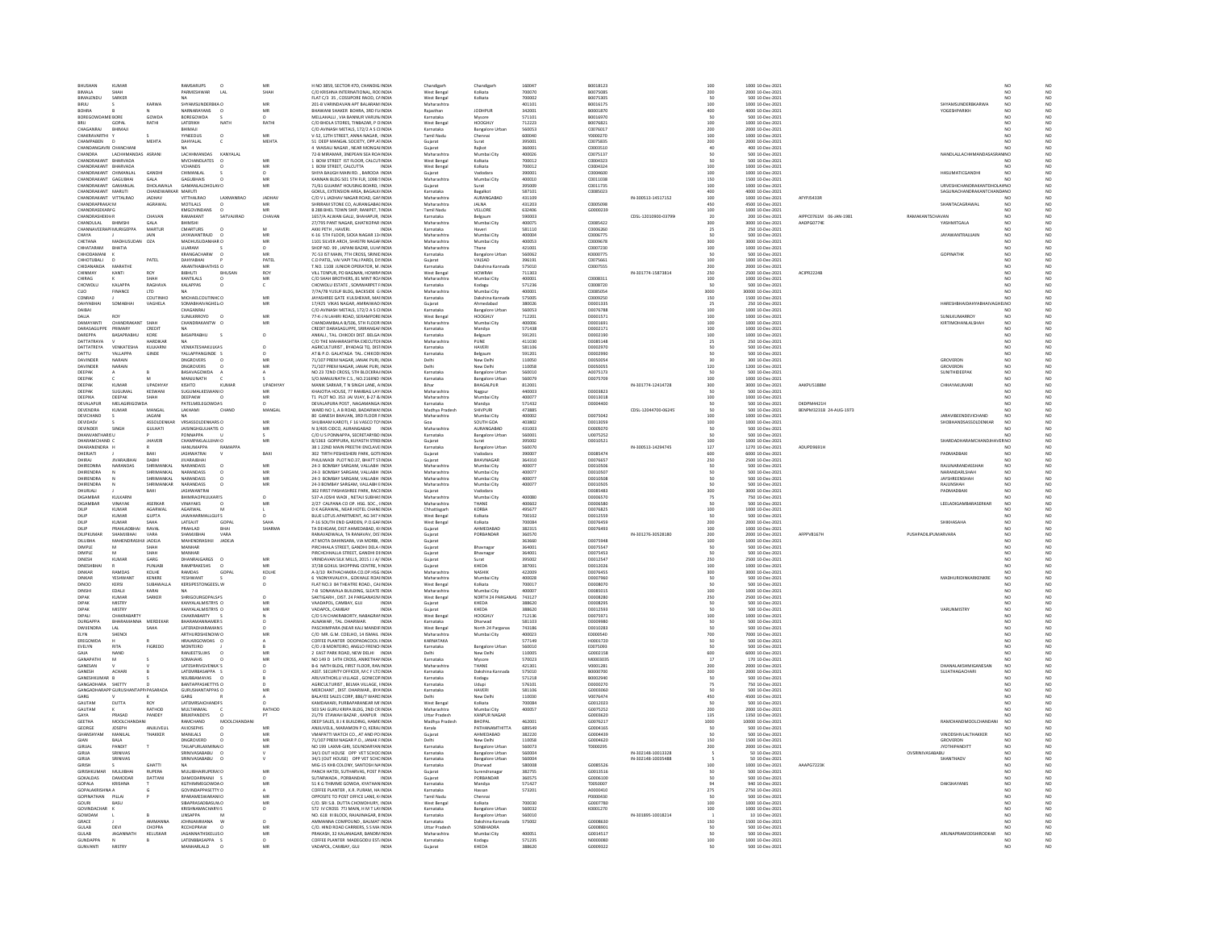| | | | | | | | | | | | | | | | | | | | | | | |
|---|---|---|---|---|---|---|---|---|---|---|---|---|---|---|---|---|---|---|---|---|---|---|
| BHUSHAN | KUMAR | | RAMSARUPS | O | MR | H NO 3859, SECTOR-47D, CHANDIG | INDIA | Chandigarh | Chandigarh | 160047 | B0018123 | | 100 | 1000 | 10-Dec-2021 | | | | | | NO | NO |
| BIMALA | SHAH | | PARMESHWAR | LAL | SHAH | C/O KRISHNA INTERNATIONAL, ROC | INDIA | West Bengal | Kolkata | 700070 | B0075085 | | 200 | 2000 | 10-Dec-2021 | | | | | | NO | NO |
| BIMALENDU | SARKER | | NA | | | FLAT C/3 35 , COSSIPORE RAOD, CA | INDIA | West Bengal | Kolkata | 700002 | B0075305 | | 50 | 500 | 10-Dec-2021 | | | | | | NO | NO |
| BIRJU | S | KARWA | SHYAMSUNDERBKA | O | | 201-B VARINDAVAN APT BALARAM | INDIA | Maharashtra | | 401101 | B0016175 | | 100 | 1000 | 10-Dec-2021 | | | | | SHYAMSUNDERBKARWA | NO | NO |
| BOHRA | B | N | NARNARAYANS | O | MR | BHAWANI SHAKER BOHRA, 3RD FLI | INDIA | Rajasthan | JODHPUR | 342001 | B0001870 | | 400 | 4000 | 10-Dec-2021 | | | | | YOGESHPARIKH | NO | NO |
| BOREGOWDAME | BORE | GOWDA | BOREGOWDA | S | O | MELLAHALLI , VIA BANNUR VARUN | INDIA | Karnataka | Mysore | 571101 | B0016970 | | 50 | 500 | 10-Dec-2021 | | | | | | NO | NO |
| BRIJ | GOPAL | RATHI | LATESRIH | NATH | RATHI | C/O BHOLA STORES, TINBAZAR, P.O | INDIA | West Bengal | HOOGHLY | 712223 | B0076821 | | 100 | 1000 | 10-Dec-2021 | | | | | | NO | NO |
| CHAGANRAJ | BHIMAJI | | BHIMAJI | | | C/O AVINASH METALS, 172/2 A S C | INDIA | Karnataka | Bangalore Urban | 560053 | C0076017 | | 200 | 2000 | 10-Dec-2021 | | | | | | NO | NO |
| CHAKRAVARTHI | Y | S | YYNEEDUS | O | MR | V-52, 12TH STREET, ANNA NAGAR, | INDIA | Tamil Nadu | Chennai | 600040 | Y0000070 | | 100 | 1000 | 10-Dec-2021 | | | | | | NO | NO |
| CHAMPABEN | D | MEHTA | DAHYALAL | C | MEHTA | 51 DEEP MANGAL SOCIETY, OPP A | INDIA | Gujarat | Surat | 395001 | C0075835 | | 200 | 2000 | 10-Dec-2021 | | | | | | NO | NO |
| CHANDANGAVRI | CHANCHANI | | NA | | | 4 WAISALI NAGAR , NEAR MONGAI | INDIA | Gujarat | Rajkot | 360001 | C0003510 | | 40 | 400 | 10-Dec-2021 | | | | | | NO | NO |
| CHANDRA | LACHHMANDAS | ASRANI | LACHHMANDAS | KANYALAL | | 72-B MIRAMAR, 3NEPEAN SEA ROA | INDIA | Maharashtra | Mumbai City | 400026 | C0075137 | | 50 | 500 | 10-Dec-2021 | | | | | NANDLALLACHHMANDASASRANI | NO | NO |
| CHANDRAKANT | BHARVADA | | MVCHANDLATES | O | MR | 1 BOW STREET IST FLOOR, CALCUT | INDIA | West Bengal | Kolkata | 700012 | C0004323 | | 50 | 500 | 10-Dec-2021 | | | | | | NO | NO |
| CHANDRAKANT | BHARVADA | | VCHANDS | O | MR | 1 BOW STREET, CALCUTTA | INDIA | West Bengal | Kolkata | 700012 | C0004324 | | 100 | 1000 | 10-Dec-2021 | | | | | | NO | NO |
| CHANDRAKANT | CHIMANLAL | GANDHI | CHIMANLAL | S | O | SHIYA BAUGH MAIN RD. , BARODA | INDIA | Gujarat | Vadodara | 390001 | C0004600 | | 100 | 1000 | 10-Dec-2021 | | | | | HASUMATICGANDHI | NO | NO |
| CHANDRAKANT | GAGUBHAI | GALA | GAGUBHAIS | O | MR | KANNAN BLDG 501 5TH FLR, 1098 | INDIA | Maharashtra | Mumbai City | 400010 | C0011038 | | 150 | 1500 | 10-Dec-2021 | | | | | | NO | NO |
| CHANDRAKANT | GAMANLAL | DHOLAWALA | GAMANLALDHOLAWO | | | 71/61 GUJARAT HOUSING BOARD, | INDIA | Gujarat | Surat | 395009 | C0011735 | | 100 | 1000 | 10-Dec-2021 | | | | | URVESHCHANDRAKANTDHOLAWAL | NO | NO |
| CHANDRAKANT | MARUTI | CHANDWARKAR | MARUTI | | | GOKUL, EXTENSION AREA, BAGALK | INDIA | Karnataka | Bagalkot | 587101 | C0085023 | | 400 | 4000 | 10-Dec-2021 | | | | | SAGUNACHANDRAKANTCHANDWAR | NO | NO |
| CHANDRAKANT | VITTALRAO | JADHAV | VITTHALRAO | LAXMANRAO | JADHAV | C/O V L JADHAV NAGAR ROAD, GAY | INDIA | Maharashtra | AURANGABAD | 431109 | | IN-300513-14517152 | 100 | 1000 | 10-Dec-2021 | AFYPJ5433R | | | | | NO | NO |
| CHANDRAPRAKASH | | AGRAWAL | MOTILALS | O | MR | SHRIRAM STONE CO, AURANGABAD | INDIA | Maharashtra | JALNA | 431203 | C0005998 | | 450 | 4500 | 10-Dec-2021 | | | | | SHANTAGAGRAWAL | NO | NO |
| CHANDRASEKARG | | | KMGOVINDANS | O | MR | B 288 BHEL TOWN SHIP, RANIPET, T | INDIA | Tamil Nadu | VELLORE | 632406 | G0000239 | | 100 | 1000 | 10-Dec-2021 | | | | | | NO | NO |
| CHANDRASHEKHAR | | CHAVAN | RAMAKANT | SATYAJIRAO | CHAVAN | 1657/A ALWAN GALLI, SHAHAPUR, | INDIA | Karnataka | Belgaum | 590003 | | CDSL-12010900-03799 | 20 | 200 | 10-Dec-2021 | AIPPC0761M | 06-JAN-1981 | | RAMAKANTSCHAVAN | | NO | NO |
| CHANDULAL | BHIMSHI | GALA | BHIMSHI | | | 27/795 PANT NAGAR, GHATKOPAR | INDIA | Maharashtra | Mumbai City | 400075 | C0085422 | | 300 | 3000 | 10-Dec-2021 | AADPG0774E | | | | YASHMITGALA | NO | NO |
| CHANNAVEERAPPA | MURIGEPPA | MARTUR | CMARTURS | O | M | AKKI PETH , HAVERI | INDIA | Karnataka | Haveri | 581110 | C0006260 | | 25 | 250 | 10-Dec-2021 | | | | | | NO | NO |
| CHAYA | J | JAIN | JAYAWANTRAJO | O | MR | K-16 5TH FLOOR, SIKKA NAGAR 13 | INDIA | Maharashtra | Mumbai City | 400004 | C0006775 | | 50 | 500 | 10-Dec-2021 | | | | | JAYAWANTRAJJAIN | NO | NO |
| CHETANA | MADHUSUDAN | OZA | MADHUSUDANHAR | O | | 1101 SILVER ARCH, SHASTRI NAGA | INDIA | Maharashtra | Mumbai City | 400053 | C0009678 | | 300 | 3000 | 10-Dec-2021 | | | | | | NO | NO |
| CHHATARAM | BHATIA | | LILARAM | S | O | SHOP NO. 99 , JAPANI BAZAR, ULH | INDIA | Maharashtra | Thane | 421001 | C0007230 | | 100 | 1000 | 10-Dec-2021 | | | | | | NO | NO |
| CHIDDANANI | K | | KRANGACHARW | O | MR | 7C-53 ST MARK, 7TH CROSS, SRINI | INDIA | Karnataka | Bangalore Urban | 560062 | K0000775 | | 50 | 500 | 10-Dec-2021 | | | | | GOPINATHK | NO | NO |
| CHHOTUBALI | D | PATEL | DAHYABHAI | P | PATEL | C.O PATEL, VAI VAPI TAL PARDI, DI | INDIA | Gujarat | VALSAD | 396191 | C0075661 | | 100 | 1000 | 10-Dec-2021 | | | | | | NO | NO |
| CHIDANANDA | MARATHE | | ANANTHABHATHSS | O | | T NO. 1108 JUNIOR OPERATOR, M | INDIA | Karnataka | Dakshina Kannada | 575010 | C0007555 | | 200 | 2000 | 10-Dec-2021 | | | | | | NO | NO |
| CHINMAY | KANTI | ROY | BIBHUTI | BHUSAN | ROY | VILL TENPUR, PO BAGNAN, HOWR | INDIA | West Bengal | HOWRAH | 711303 | | IN-301774-15873814 | 250 | 2500 | 10-Dec-2021 | ACIPR2224B | | | | | NO | NO |
| CHIRAG | K | SHAH | KANTILALS | O | MR | C/O SHAH BROTHERS, 81 MINT RO | INDIA | Maharashtra | Mumbai City | 400001 | C0008311 | | 100 | 1000 | 10-Dec-2021 | | | | | | NO | NO |
| CHOWDLU | KALAPPA | RAGHAVA | KALAPPAS | O | C | CHOWDLU ESTATE , SOMWARPET | INDIA | Karnataka | Kodagu | 571236 | C0008720 | | 50 | 500 | 10-Dec-2021 | | | | | | NO | NO |
| CLIO | FINANCE | LTD | NA | | | 7/7A/7B YUSUF BLDG, BACKSIDE G | INDIA | Maharashtra | Mumbai City | 400001 | C0085054 | | 3000 | 30000 | 10-Dec-2021 | | | | | | NO | NO |
| CONRAD | J | COUTINHO | MICHAELCOUTINHO | O | MR | JAYASHREE GATE KULSHEKAR, MA | INDIA | Karnataka | Dakshina Kannada | 575005 | C0009250 | | 150 | 1500 | 10-Dec-2021 | | | | | | NO | NO |
| DAHYABHAI | SOMABHAI | VAGHELA | SOMABHAIVAGHELO | O | | 17/425 VIKAS NAGAR, AMRAIWADI | INDIA | Gujarat | Ahmedabad | 380026 | D0001335 | | 25 | 250 | 10-Dec-2021 | | | | | HARESHBHAIDAHYABHAIVAGHELA | NO | NO |
| DAIBAI | | | CHAGANRAJ | | | C/O AVINASH METALS, 172/2 A S C | INDIA | Karnataka | Bangalore Urban | 560053 | D0076788 | | 100 | 1000 | 10-Dec-2021 | | | | | | NO | NO |
| DALIA | ROY | | SUNILKRROYD | O | MR | 77-K-J N LAHIRI ROAD, SERAMPORE | INDIA | West Bengal | HOOGHLY | 712201 | D0001571 | | 100 | 1000 | 10-Dec-2021 | | | | | SUNILKUMARROY | NO | NO |
| DAMAYANTI | CHANDRAKANT | SHAH | CHANDRAKANTW | O | MR | CHANDAMBALA B/506, 5TH FLOOR | INDIA | Maharashtra | Mumbai City | 400006 | D0001691 | | 100 | 1000 | 10-Dec-2021 | | | | | KIRTIMOHANLALSHAH | NO | NO |
| DARASAGUPPE | PRIMARY | CREDIT | NA | | | CREDIT DARASAGUPPE, SRIRANGA | INDIA | Karnataka | Mandya | 571438 | D0002171 | | 100 | 1000 | 10-Dec-2021 | | | | | | NO | NO |
| DAREPPA | BASAPRABHU | KORE | BASAPRABHU | S | O | ANKALI , TAL. CHIKODI DIST. BELGA | INDIA | Karnataka | Belgaum | 591201 | D0002190 | | 100 | 1000 | 10-Dec-2021 | | | | | | NO | NO |
| DATTATRAYA | V | HARDIKAR | NA | | | C/O THE MAHARASHTRA EXECUTOR | INDIA | Maharashtra | PUNE | 411030 | D0085148 | | 25 | 250 | 10-Dec-2021 | | | | | | NO | NO |
| DATTATREYA | VENKATESHA | KULKARNI | VENKATESHAKULKAS | | O | AGRICULTURIST , BYADAGI TQ. DIST | INDIA | Karnataka | HAVERI | 581106 | D0002970 | | 50 | 500 | 10-Dec-2021 | | | | | | NO | NO |
| DATTU | YALLAPPA | GINDE | YALLAPPANGINDE | S | O | AT & P.O. GALATAGA TAL. CHIKOD | INDIA | Karnataka | Belgaum | 591201 | D0002990 | | 50 | 500 | 10-Dec-2021 | | | | | | NO | NO |
| DAVINDER | NARAIN | | DNGROVERS | O | MR | 71/107 PREM NAGAR, JANAK PURI, | INDIA | Delhi | New Delhi | 110058 | D0050054 | | 30 | 300 | 10-Dec-2021 | | | | | GROVERDN | NO | NO |
| DAVINDER | NARAIN | | DNGROVERS | O | MR | 71/107 PREM NAGAR, JANAK PURI, | INDIA | Delhi | New Delhi | 110058 | D0050055 | | 120 | 1200 | 10-Dec-2021 | | | | | GROVERDN | NO | NO |
| DEEPAK | A | B | BASAVAGOWDA | A | A | NO 23 72ND CROSS, 5TH BLOCKRA | INDIA | Karnataka | Bangalore Urban | 560010 | A0075173 | | 50 | 500 | 10-Dec-2021 | | | | | SUNITHIDEEPAK | NO | NO |
| DEEPAK | C | M | MANJUNATH | C | S | S/O MANJUNATH C.S., NO.2166ND | INDIA | Karnataka | Bangalore Urban | 560079 | D0075709 | | 100 | 1000 | 10-Dec-2021 | | | | | | NO | NO |
| DEEPAK | KUMAR | UPADHYAY | KISHTO | KUMAR | UPADHYAY | MANIK SARKAR, T N SINGH LANE, | INDIA | Bihar | BHAGALPUR | 812001 | | IN-301774-12414728 | 300 | 3000 | 10-Dec-2021 | AAKPU5188M | | | | CHHAYAKUMARI | NO | NO |
| DEEPAK | SUGUMAL | KESWANI | SUGUMALKESWANILO | | MR | KHAJOTIA HOUSE, 77 RAMBAG LA | INDIA | Maharashtra | Nagpur | 440003 | D0003823 | | 50 | 500 | 10-Dec-2021 | | | | | | NO | NO |
| DEEPIKA | DEEPAK | SHAH | DEEPAKW | O | MR | T1 PLOT NO. 353 JAI VIJAY, B-27 | INDIA | Maharashtra | Mumbai City | 400077 | D0013018 | | 100 | 1000 | 10-Dec-2021 | | | | | | NO | NO |
| DEVALAPUR | MELAGREEGOWDA | | PATELMELEGOWDAS | | O | DEVALAPURA POST , NAGAMANGA | INDIA | Karnataka | Mandya | 571432 | D0004400 | | 50 | 500 | 10-Dec-2021 | | | | | | NO | NO |
| DEVENDRA | KUMAR | MANGAL | LAKHAMI | CHAND | MANGAL | WARD NO 1, A B ROAD, BADARWA | INDIA | Madhya Pradesh | SHIVPURI | 473885 | | CDSL-12044700-06245 | 50 | 500 | 10-Dec-2021 | BENPM3231B | 24-AUG-1973 | | | | NO | NO |
| DEVICHAND | S | JAGANI | NA | | | 80 GANESH BHAVAN, 3RD FLOOR F | INDIA | Maharashtra | Mumbai City | 400002 | D0075042 | | 100 | 1000 | 10-Dec-2021 | | | | | JARAVIBEENDEVICHAND | NO | NO |
| DEVIDASV | S | ASSOLDENKAR | VRSASSOLDENKARS | O | | SHUBHAM KAROTI, F 16 VASCO T | INDIA | Goa | SOUTH GOA | 403802 | D0013059 | | 100 | 1000 | 10-Dec-2021 | | | | | SHOBHANDSASSOLDENKAR | NO | NO |
| DEVINDER | SINGH | GULHATI | JAISINGHGULHATIS | O | MR | N 3/405 CIDCO, AURANGABAD | INDIA | Maharashtra | AURANGABAD | 431003 | D0005070 | | 50 | 500 | 10-Dec-2021 | | | | | | NO | NO |
| DHANVANTHARIS | U | | PONNAPPA | U | S | C/O U S PONNAPPA, SECRETARYBO | INDIA | Karnataka | Bangalore Urban | 560001 | U0075252 | | 50 | 500 | 10-Dec-2021 | | | | | | NO | NO |
| DHARAMCHAND | C | JHAVERI | CHAMPAKLALLJHAVO | | MR | 8/1363 GOPIPURA, KUYASTH STRE | INDIA | Gujarat | Surat | 395002 | D0010521 | | 100 | 1000 | 10-Dec-2021 | | | | | SHARDADHARAMCHANDJHAVERI | NO | NO |
| DHARANENDRA | H | R | HANUMAPPA | RAMAPPA | | 38 1 22ND MAIN PREETHI ENCLAV | INDIA | Karnataka | Bangalore Urban | 560070 | | IN-300513-14294745 | 127 | 1270 | 10-Dec-2021 | ADUPD9691H | | | | | NO | NO |
| DHERIATI | J | BAXI | JASHWATRAI | V | BAXI | 302 TIRTH PESHESHERI PARK, GOT | INDIA | Gujarat | Vadodara | 390007 | D0085474 | | 600 | 6000 | 10-Dec-2021 | | | | | PADMADBAXI | NO | NO |
| DHIRAJ | JIVARAJBHAI | DABHI | JIVARAJBHAI | | | PHULWADI PLOT NO.37, BHATT ST | INDIA | Gujarat | Bhavnagar | 364310 | D0076657 | | 250 | 2500 | 10-Dec-2021 | | | | | | NO | NO |
| DHIRENDRA | NARANDAS | SHRIMANKAL | NARANDASS | O | MR | 24-3 BOMBAY SARGAM, VALLABH | INDIA | Maharashtra | Mumbai City | 400077 | D0010506 | | 50 | 500 | 10-Dec-2021 | | | | | RAJUNARANDASSHAH | NO | NO |
| DHIRENDRA | N | SHRIMANKAL | NARANDASS | O | MR | 24-3 BOMBAY SARGAM, VALLABH | INDIA | Maharashtra | Mumbai City | 400077 | D0010507 | | 50 | 500 | 10-Dec-2021 | | | | | NARANDARLSHAH | NO | NO |
| DHIRENDRA | N | SHRIMANKAL | NARANDASS | O | MR | 24-3 BOMBAY SARGAM, VALLABH | INDIA | Maharashtra | Mumbai City | 400077 | D0010508 | | 50 | 500 | 10-Dec-2021 | | | | | JAYSHREENSHAH | NO | NO |
| DHIRENDRA | N | SHRIMANKAR | NARANDASS | O | MR | 24-3 BOMBAY SARGAM, VALLABH | INDIA | Maharashtra | Mumbai City | 400077 | D0010505 | | 50 | 500 | 10-Dec-2021 | | | | | RAJUNSHAH | NO | NO |
| DHURJALI | J | BAXI | JASHWANTRAI | | | 302 FIRST PASHASHREE PARK, RACE | INDIA | Gujarat | Vadodara | | D0085483 | | 300 | 3000 | 10-Dec-2021 | | | | | PADMADBAXI | NO | NO |
| DIGAMBAR | KULKARNI | | BHIMRAOPKULKARS | | O | 537-A JOSHI WADI , NETAJI SUBHA | INDIA | Maharashtra | Mumbai City | 400080 | D0006570 | | 75 | 750 | 10-Dec-2021 | | | | | | NO | NO |
| DIGAMBAR | VINAYAK | ASERKAR | VINAYAKS | O | MR | 2/27 CALPANA CO OP. HSG. SOC., | INDIA | Maharashtra | THANE | 400602 | D0006580 | | 50 | 500 | 10-Dec-2021 | | | | | LEELADIGAMBARASERKAR | NO | NO |
| DILIP | KUMAR | AGARWAL | AGARWAL | M | L | D K AGRAWAL, NEAR HOTEL CHAN | INDIA | Chhattisgarh | KORBA | 495677 | D0076825 | | 100 | 1000 | 10-Dec-2021 | | | | | | NO | NO |
| DILIP | KUMAR | GUPTA | JAWAHARMALLGUPTS | | O | BLUE LOTUS APARTMENT, AG 347 | INDIA | West Bengal | Kolkata | 700102 | D0012559 | | 50 | 500 | 10-Dec-2021 | | | | | | NO | NO |
| DILIP | KUMAR | SAHA | LATEAJIT | GOPAL | SAHA | P-16 SOUTH END GARDEN, P O GA | INDIA | West Bengal | Kolkata | 700084 | D0076459 | | 200 | 2000 | 10-Dec-2021 | | | | | SHIKHASAHA | NO | NO |
| DILIP | PRAHLADBHAI | RAVAL | PRAHLAD | BHAI | SHARMA | TA DEHGAM, DIST AHMEDABAD, K | INDIA | Gujarat | AHMEDABAD | 382315 | D0076493 | | 100 | 1000 | 10-Dec-2021 | | | | | | NO | NO |
| DILIPKUMAR | SHAMJIBHAI | VARA | SHAMJIBHAI | VARA | | RANAVADWALA, TA RANAVAV, DIS | INDIA | Gujarat | PORBANDAR | 360570 | | IN-301276-30528180 | 200 | 2000 | 10-Dec-2021 | AFPPV8167H | | | PUSHPADILIPKUMARVARA | | NO | NO |
| DILUBHA | MAHENDRASINH | JADEJA | MAHENDRASINH | JADEJA | | AT MOTA DAHINSARA, VIA MORBI | INDIA | Gujarat | | 363660 | D0075948 | | 100 | 1000 | 10-Dec-2021 | | | | | | NO | NO |
| DIMPLE | M | SHAH | MANHAR | | | PIRCHHALA STREET, GANDHI DILA | INDIA | Gujarat | Bhavnagar | 364001 | D0075547 | | 50 | 500 | 10-Dec-2021 | | | | | | NO | NO |
| DIMPLE | M | SHAH | MANHAR | | | PIRCHCHHALLA STREET, GANDHI DI | INDIA | Gujarat | Bhavnagar | 364001 | D0075453 | | 50 | 500 | 10-Dec-2021 | | | | | | NO | NO |
| DINESH | KUMAR | GARG | DHANRAJGARGS | O | MR | VRINDAVAN SILK MILLS, 2015 J J A | INDIA | Gujarat | Surat | 395002 | D0012547 | | 250 | 2500 | 10-Dec-2021 | | | | | | NO | NO |
| DINESHBHAI | R | PUNJABI | RAMPRAKESHS | O | MR | 37/38 GOKUL SHOPPING CENTRE, | INDIA | Gujarat | KHEDA | 387001 | D0012026 | | 100 | 1000 | 10-Dec-2021 | | | | | | NO | NO |
| DINKAR | RAMDAS | KOLHE | RAMDAS | GOPAL | KOLHE | A-3/10 RATHACHAKRA CO OP HSG | INDIA | Maharashtra | NASHIK | 422009 | D0076455 | | 300 | 3000 | 10-Dec-2021 | | | | | | NO | NO |
| DINKAR | YESHWANT | KENKRE | YESHWANT | S | O | 6 YADNYAVALKYA , GOKHALE ROA | INDIA | Maharashtra | Mumbai City | 400028 | D0007960 | | 50 | 500 | 10-Dec-2021 | | | | | MADHURIDINKARKENKRE | NO | NO |
| DINOO | KERSI | SUBAWALLA | KERSIPESTONGEESL | W | | FLAT NO.3 84 THEATRE ROAD, CAL | INDIA | West Bengal | Kolkata | 700017 | D0008070 | | 50 | 500 | 10-Dec-2021 | | | | | | NO | NO |
| DINSHI | EDALJI | KARAI | NA | | | 7-B SONAWALA BUILDING, SLEATE | INDIA | Maharashtra | Mumbai City | 400007 | D0085015 | | 100 | 1000 | 10-Dec-2021 | | | | | | NO | NO |
| DIPAK | KUMAR | SARKER | SHREGOURGOPALS | S | O | SAKTIGARH , DIST. 24 PARGANAS | INDIA | West Bengal | NORTH 24 PARGANAS | 743127 | D0008280 | | 250 | 2500 | 10-Dec-2021 | | | | | | NO | NO |
| DIPAK | MISTRY | | KAVVALALMISTRYS | O | MR | VAADAPOL, CAMBAY, GUJ | INDIA | Gujarat | KHEDA | 388620 | D0008295 | | 50 | 500 | 10-Dec-2021 | | | | | | NO | NO |
| DIPAK | MISTRY | | KAVVALALMISTRYS | O | MR | VADAPOL, CAMBAY | INDIA | Gujarat | KHEDA | 388620 | D0012593 | | 50 | 500 | 10-Dec-2021 | | | | | VARUNMISTRY | NO | NO |
| DIPALI | CHAKRABARTY | | CHAKRABARTY | S | N | C/O S N CHAKRABORTY, NABAGRA | INDIA | West Bengal | HOOGHLY | 712136 | D0075971 | | 100 | 1000 | 10-Dec-2021 | | | | | | NO | NO |
| DURGAPPA | BHARAMANNA | MERDEKAR | BHARAMANNAMERS | | O | ALNAWAR , TAL. DHARWAR. | INDIA | Karnataka | Dharwad | 581103 | D0009980 | | 50 | 500 | 10-Dec-2021 | | | | | | NO | NO |
| DWIJENDRA | LAL | SAHA | LATEKADHARANAS | | O | PASCHIMPARA (NEAR KALI MANDI | INDIA | West Bengal | North 24 Parganas | 743186 | D0010283 | | 50 | 500 | 10-Dec-2021 | | | | | | NO | NO |
| ELYN | SHENOI | | ARTHURDSHENOIW | O | MR | C/O MR. G.M. COELHO, 14 ISMAIL | INDIA | Maharashtra | Mumbai City | 400023 | E0000540 | | 700 | 7000 | 10-Dec-2021 | | | | | | NO | NO |
| ERIEGOWDA | H | R | HRAJARGOWDAS | O | A | COFFEE PLANTER DOOPADACOOL | INDIA | KARNATAKA | | 577149 | H0001720 | | 50 | 500 | 10-Dec-2021 | | | | | | NO | NO |
| EVELYN | RITA | FIGREDO | MONTEIRO | J | B | C/O J B MONTEIRO, ANGLO FRENCH | INDIA | Karnataka | Bangalore Urban | 560010 | E0075093 | | 50 | 500 | 10-Dec-2021 | | | | | | NO | NO |
| GAJA | NAND | | RANJEETSUJHS | O | MR | 2 EAST PARK ROAD, NEW DELHI | INDIA | Delhi | New Delhi | 110005 | G0002158 | | 600 | 6000 | 10-Dec-2021 | | | | | | NO | NO |
| GANAPATHI | M | S | SOMAIAHS | O | MR | NO 149 D 14TH CROSS, ANIKETHA | INDIA | Karnataka | Mysore | 570023 | M0003035 | | 17 | 170 | 10-Dec-2021 | | | | | | NO | NO |
| GANESAN | V | V | LATESHRIVGVENKAS | | O | 8-G NATH BLDG, FIRST FLOOR, RA | INDIA | Maharashtra | THANE | 421301 | V0001281 | | 200 | 2000 | 10-Dec-2021 | | | | | DHANALAKSHMIGANESAN | NO | NO |
| GANESH | ACHARI | B | LATEMRBASAPPA | S | O | ASST. SECURITY OFFICER, M C F LT | INDIA | Karnataka | Dakshina Kannada | 575010 | B0000700 | | 200 | 2000 | 10-Dec-2021 | | | | | SUJATHAGACHARI | NO | NO |
| GANESHKUMAR | B | S | NSUBBAMAYAS | O | B | ARUVATHOKLU VILLAGE , GONICOP | INDIA | Karnataka | Kodagu | 571213 | B0002940 | | 50 | 500 | 10-Dec-2021 | | | | | | NO | NO |
| GANGADHARA | SHETTY | D | BANTAPPASHETTYS | O | | AGRICULTURIST , BELMA VILLAGE, | INDIA | Karnataka | Udupi | 576101 | D0000270 | | 75 | 750 | 10-Dec-2021 | | | | | | NO | NO |
| GANGADHARAPPA | GURUSHANTAPPA | PASARADA | GURUSHANTAPPAS | O | MR | MERCHANT , DIST. DHARWAR., BY | INDIA | Karnataka | HAVERI | 581106 | G0000060 | | 50 | 500 | 10-Dec-2021 | | | | | | NO | NO |
| GARG | V | K | GARG | R | A | BALAYEE SALES CORP, 88A/7 MAR | INDIA | Delhi | New Delhi | 110030 | V0076474 | | 450 | 4500 | 10-Dec-2021 | | | | | | NO | NO |
| GAUTAM | DUTTA | ROY | LATESHRISAICHANDS | | O | KAMDAHARI, PURBAPARANEAR M | INDIA | West Bengal | Kolkata | 700084 | G0012023 | | 50 | 500 | 10-Dec-2021 | | | | | | NO | NO |
| GAUTAM | K | RATHOD | MULTANMAL | C | RATHOD | 503 SAI GURU KRIPA BLDG, 2ND CR | INDIA | Maharashtra | Mumbai City | 400057 | G0075252 | | 200 | 2000 | 10-Dec-2021 | | | | | | NO | NO |
| GAYA | PRASAD | PANDEY | BRIJKPANDEYS | O | PT | 21/79 ETAWAH BAZAR , KANPUR | INDIA | Uttar Pradesh | KANPUR NAGAR | | G0003620 | | 135 | 1350 | 10-Dec-2021 | | | | | | NO | NO |
| GEETHA | MOOLCHANDANI | | RAMCHAND | MOOLCHANDANI | | DEEP SALES, 8 J K BUILDING, HAMI | INDIA | Madhya Pradesh | BHOPAL | 462001 | G0076217 | | 1000 | 10000 | 10-Dec-2021 | | | | | RAMCHANDMOOLCHANDANI | NO | NO |
| GEORGE | JOSEPH | ANJILIVELIL | AVJOSEPHS | O | MR | ANJILIVELIL, MARAMON P O, KERA | INDIA | Kerala | PATHANAMTHITTA | 689549 | G0004315 | | 50 | 500 | 10-Dec-2021 | | | | | | NO | NO |
| GHANSHYAM | MANILAL | THAKKER | MANILALS | O | MR | VMAPATTI WATCH CO., AT AND PO | INDIA | Gujarat | AHMEDABAD | 382220 | G0004439 | | 50 | 500 | 10-Dec-2021 | | | | | VINODSHIVLALTHAKKER | NO | NO |
| GIAN | BALA | | DNGROVERD | O | MR | 71/107 PREM NAGAR P.O., JANAK | INDIA | Delhi | New Delhi | 110058 | G0004620 | | 150 | 1500 | 10-Dec-2021 | | | | | GROVERDN | NO | NO |
| GIRIJAL | PANDIT | T | TAILAPURLAXMINAO | | MR | NO 199 LAXMI-GIRI, SOUNDARYAN | INDIA | Karnataka | Bangalore Urban | 560073 | T0000295 | | 200 | 2000 | 10-Dec-2021 | | | | | JYOTHIPANDITT | NO | NO |
| GIRIJA | SRINIVAS | | SRINIVASABABU | O | V | 34/1 OUT HOUSE OPP VET SCHOO | INDIA | Karnataka | Bangalore Urban | 560004 | | IN-302148-10013328 | 5 | 50 | 10-Dec-2021 | | | | OVSRINIVASABABU | | NO | NO |
| GIRIJA | SRINIVAS | | SRINIVASABABU | O | V | 34/1 (OUT HOUSE) OPP VET SCHO | INDIA | Karnataka | Bangalore Urban | 560004 | | IN-302148-10035488 | 5 | 50 | 10-Dec-2021 | | | | | SHANTHADV | NO | NO |
| GIRISH | S | GHATTI | NA | | | MIG-15 KHB COLONY, SANTOSH NA | INDIA | Karnataka | Dharwad | 580008 | G0085526 | | 100 | 1000 | 10-Dec-2021 | AAAPG7223K | | | | | NO | NO |
| GIRISHKUMAR | MULJIBHAI | RUPERA | MULJIBHAIRUPERAO | | MR | PANCH HATDI, SUTHARVAS, POST F | INDIA | Gujarat | Surendranagar | 382755 | G0013516 | | 50 | 500 | 10-Dec-2021 | | | | | | NO | NO |
| GOKALDAS | DAMODAR | DATTANI | DAMODARKANJI | S | O | SUTARWADA , PORBANDAR. | INDIA | Gujarat | PORBANDAR | 360575 | G0006100 | | 50 | 500 | 10-Dec-2021 | | | | | | NO | NO |
| GOPALA | KRISHNA | T | KGTHIMMEGOWDA | O | MR | 51 K G THIMME GOWDA, KYATHAN | INDIA | Karnataka | Mandya | 571427 | T0050007 | | 94 | 940 | 10-Dec-2021 | | | | | DAKSHAYANIS | NO | NO |
| GOPALAKRISHNA | A | G | GOVINDAPPASETTYO | | A | COFFEE PLANTER , K.R. PURAM, HA | INDIA | Karnataka | Hassan | 573201 | A0000410 | | 275 | 2750 | 10-Dec-2021 | | | | | | NO | NO |
| GOPINATHAN | PILLAI | P | RPARAMESWARANO | | MR | OPPOSITE TO POST OFFICE LANE, K | INDIA | Tamil Nadu | Chennai | | P0000430 | | 50 | 500 | 10-Dec-2021 | | | | | | NO | NO |
| GOURI | BASU | | SIBAPRASADBASUWO | | MR | C/O. SRI S.B. DUTTA CHOWDHURY, | INDIA | West Bengal | Kolkata | 700030 | G0007780 | | 100 | 1000 | 10-Dec-2021 | | | | | | NO | NO |
| GOVINDACHAR | K | | KRISHNAMACHARYS | | O | 572 IV CROSS 7TI MAIN, HYA T LAY | INDIA | Karnataka | Bangalore Urban | 560012 | K0001270 | | 100 | 1000 | 10-Dec-2021 | | | | | | NO | NO |
| GOWDAM | L | B | LINSAPPA | M | | NO. 618 III BLOCK, RAJAJINAGAR, B | INDIA | Karnataka | Bangalore Urban | 560010 | | IN-301895-10018214 | 1 | 10 | 10-Dec-2021 | | | | | | NO | NO |
| GRACE | J | AMMANNA | JOHNAMMANNA | W | O | AMMANNA COMPOUND , BALMATA | INDIA | Karnataka | Dakshina Kannada | 575002 | G0008630 | | 150 | 1500 | 10-Dec-2021 | | | | | | NO | NO |
| GULAB | DEVI | CHOPRA | RCCHOPRAW | O | MR | C/O. HIND ROAD CARRIERS, S S MA | INDIA | Uttar Pradesh | SONBHADRA | | G0008001 | | 50 | 500 | 10-Dec-2021 | | | | | | NO | NO |
| GULAB | JAGANNATH | KELUSKAR | JAGANNATHSKELUSO | | MR | PRAKASH, 32 KALANAGAR, BANDR | INDIA | Maharashtra | Mumbai City | 400051 | G0014517 | | 50 | 500 | 10-Dec-2021 | | | | | ARUNAPRAMODSHIRODKAR | NO | NO |
| GUNDAPPA | N | B | LATENBBASAPPA | S | O | COFFEE PLANTER MADEGODU EST | INDIA | Karnataka | Chikmagalur | 571235 | N0000080 | | 50 | 500 | 10-Dec-2021 | | | | | | NO | NO |
| GUNVANTI | MISTRY | | MANHARLALD | O | MR | VADAPOL, CAMBAY, GUJ | INDIA | Gujarat | KHEDA | 388620 | G0009322 | | 50 | 500 | 10-Dec-2021 | | | | | | NO | NO |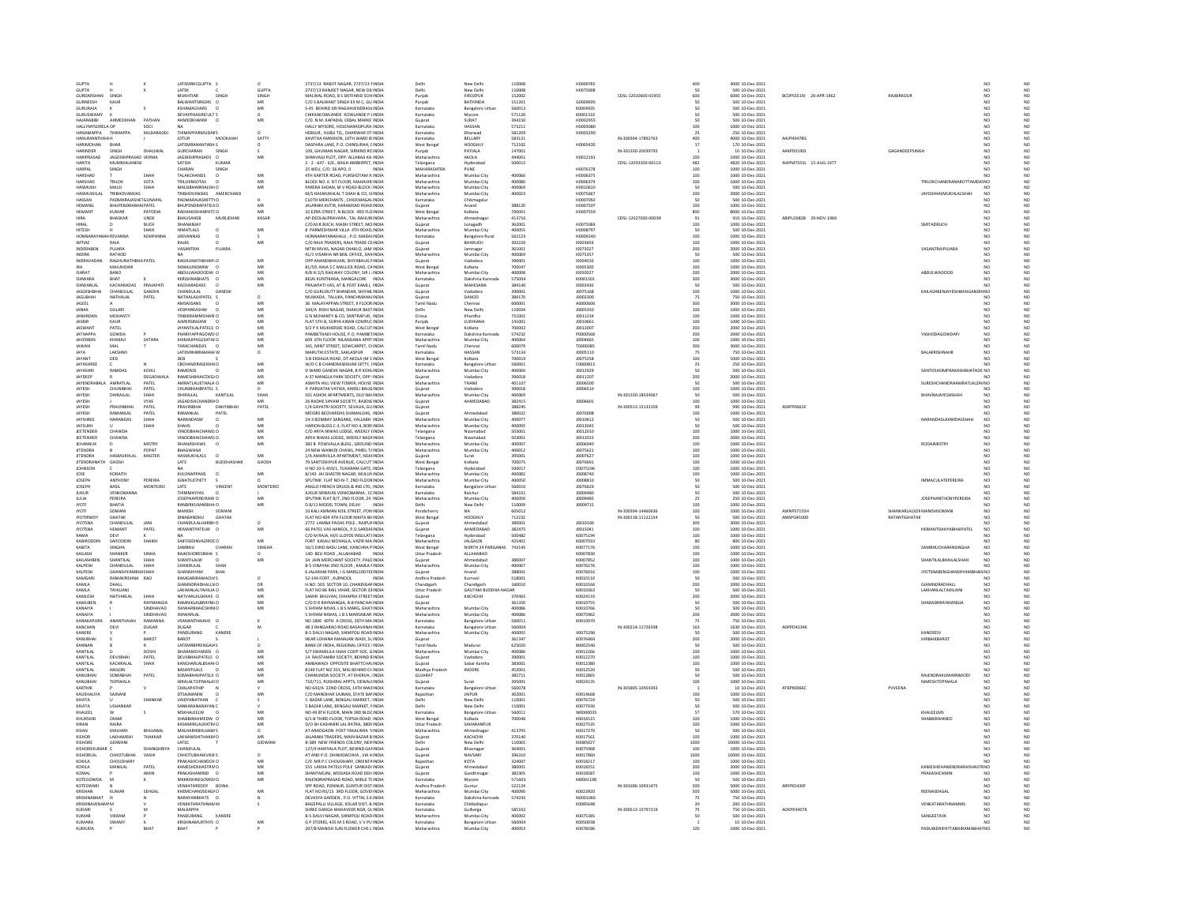| First Name | Middle Name | Last Name | Father/Husband First Name | Father/Husband Middle Name | Father/Husband Last Name | Address | Country | State | District | Pin Code | Folio Number | DP ID-Client ID | Number of Shares | Amount Transferred | Proposed Date of Transfer | PAN | Date of Birth | Joint Holder | Nominee | Is Shares Unclaimed Suspense | Is Shares Transferred from IEPF |
|---|---|---|---|---|---|---|---|---|---|---|---|---|---|---|---|---|---|---|---|---|---|
| GUPTA | H | K | LATEMRKCGUPTA | S | O | 2737/13 RANJIT NAGAR, 2737/13 F | INDIA | Delhi | New Delhi | 110008 | H0000765 | | 400 | 4000 | 10-Dec-2021 | | | | | NO | NO |
| GUPTA | H | | LATEK | C | GUPTA | 2737/13 RANJEET NAGAR, NEW DE | INDIA | Delhi | New Delhi | 110008 | H0075008 | | 50 | 500 | 10-Dec-2021 | | | | | NO | NO |
| GURDARSHAN | SINGH | | MUKHTIAR | SINGH | SINGH | MALWAL ROAD, B S SNTFARID SCH | INDIA | Punjab | FIROZPUR | 152002 | | CDSL-12010600-01955 | 600 | 6000 | 10-Dec-2021 | BCDPS5510J | 20-APR-1962 | RAJBIRKOUR | | NO | NO |
| GURNEESH | KAUR | | BALWANTSINGHS | O | MR | C/O S BALWANT SINGH EX M C, GU | INDIA | Punjab | BATHINDA | 151201 | G0009695 | | 50 | 500 | 10-Dec-2021 | | | | | NO | NO |
| GURURAJA | K | S | KSHAMACHARS | O | MR | S 45 BEHIND SRI RAGHAVENDRAS | INDIA | Karnataka | Bangalore Urban | 560013 | K0004935 | | 50 | 500 | 10-Dec-2021 | | | | | NO | NO |
| GURUSWAMY | K | | DEVAPPAAGRICULT | S | O | CHIKKAKOWLANDE KOWLANDE P | INDIA | Karnataka | Mysore | 571120 | K0001310 | | 50 | 500 | 10-Dec-2021 | | | | | NO | NO |
| HAJARABIBI | AHMEDKHAN | PATHAN | AHMEDKHANP | O | MR | C/O. N.M. KAPADIA, OKBAL MAREI | INDIA | Gujarat | SURAT | 394150 | H0002955 | | 50 | 500 | 10-Dec-2021 | | | | | NO | NO |
| HALLYMYSORELA | OP | SOCI | NA | | | HALLY MYSORE, HOLENARASIPURA | INDIA | Karnataka | HASSAN | 573211 | H0003080 | | 100 | 1000 | 10-Dec-2021 | | | | | NO | NO |
| HANAMAPPA | THIMAPPA | MUDARADDI | THIMAPPARMUDARS | O | | HEBSUR , HUBLI TQ., DHARWAR DT | INDIA | Karnataka | Dharwad | 581209 | H0003290 | | 25 | 250 | 10-Dec-2021 | | | | | NO | NO |
| HANUMANTHAIAH | H | J | JOTUR | MOOKAIAH | SATTY | KAVITHA MANSION, 16TH WARD B | INDIA | Karnataka | BELLARY | 583121 | | IN-300394-17892763 | 400 | 4000 | 10-Dec-2021 | AAJPH9478G | | | | NO | NO |
| HARIMOHAN | BHAR | | LATEMRRANTARA | S | | DASPARA LANE, P.O. CHINSURAH, | INDIA | West Bengal | HOOGHLY | 712102 | H0005420 | | 17 | 170 | 10-Dec-2021 | | | | | NO | NO |
| HARINDER | SINGH | DHALIWAL | GURCHARAN | SINGH | S | 103, GHUMAN NAGAR, SIRHIND RC | INDIA | Punjab | PATIALA | 147001 | | IN-301330-20039795 | 1 | 10 | 10-Dec-2021 | AAKPD0190J | | GAGANDEEPSINGH | | NO | NO |
| HARIPRASAD | JAGDISHPRASAD | VERMA | JAGDISHPRASADS | O | MR | SHRAVAGI PLOT, OPP: ALLABAX KA | INDIA | Maharashtra | AKOLA | 444001 | H0012191 | | 100 | 1000 | 10-Dec-2021 | | | | | NO | NO |
| HARITA | MUMMALANENI | | SATISH | | KUMAR | 2 - 2 - 647 - 6/6 , BAGH AMBERPET, | INDIA | Telangana | Hyderabad | 500013 | | CDSL-12033200-00112 | 482 | 4820 | 10-Dec-2021 | AHAPM7555G | 15-AUG-1977 | | | NO | NO |
| HARPAL | SINGH | | CHARAN | SINGH | | 25 WELL, C/O. 56 APO, 0 | INDIA | MAHARASHTRA | PUNE | | H0076378 | | 100 | 1000 | 10-Dec-2021 | | | | | NO | NO |
| HARSHAD | T | SHAH | TALAKCHANDS | O | MR | 4TH KARTER ROAD, PURSHOTAM F | INDIA | Maharashtra | Mumbai City | 400066 | H0006375 | | 100 | 1000 | 10-Dec-2021 | | | | | NO | NO |
| HARSHAD | TRILOK | SOTA | TRILOKINSOTAS | O | MR | BLOCK NO. 6 IST FLOOR, MAHAVIR | INDIA | Maharashtra | Mumbai City | 400080 | H0006379 | | 100 | 1000 | 10-Dec-2021 | | | TRILOKCHANDRANAROTTAMDASNO | | | NO |
| HASMUKH | MALSI | SHAH | MALSIBHARMALSH | O | MR | PAREKH SADAN, M V ROAD BLOCK | INDIA | Maharashtra | Mumbai City | 400069 | H0010610 | | 50 | 500 | 10-Dec-2021 | | | | | NO | NO |
| HASMUKHLAL | TRIBHOVANDAS | | TRIBHOVANDAS | AMERCHAND | | M/S HASMUKHLAL T SHAH & CO, SI | INDIA | Maharashtra | Mumbai City | 400023 | H0075667 | | 200 | 2000 | 10-Dec-2021 | | | JAYESHHASMUKHLALSHAH | | NO | NO |
| HASSAN | PADMARAJASHETGUNAPAL | | PADMARAJASHETTY | O | H | CLOTH MERCHANTS , CHICKMAGAL | INDIA | Karnataka | Chikmagalur | | H0007050 | | 50 | 500 | 10-Dec-2021 | | | | | NO | NO |
| HEMANG | BHUPENDRABHAIPATEL | | BHUPENDRAPATELS | O | MR | JALARAM KUTIR, KARAMSAD ROAD | INDIA | Gujarat | Anand | 388120 | H0007507 | | 100 | 1000 | 10-Dec-2021 | | | | | NO | NO |
| HEMANT | KUMAR | PATODIA | RADHAKISHANPATO | O | MR | 32 EZRA STREET, N BLOCK 3RD FLO | INDIA | West Bengal | Kolkata | 700001 | H0007559 | | 800 | 8000 | 10-Dec-2021 | | | | | NO | NO |
| HIRA | BHASKAR | LINDE | BHAUSAHEB | MURLIDHAR | KASAR | AP-DEOLALIPRAVARA , TAL-RAHURI | INDIA | Maharashtra | Ahmednagar | 413716 | | CDSL-12027000-00039 | 91 | 910 | 10-Dec-2021 | ABIPU2682B | 29-NOV-1969 | | | NO | NO |
| HIRAL | D | BUCH | DHANANJAY | | | C/O.M.R.BUCH, MADH STREET, MO | INDIA | Gujarat | Junagadh | 362001 | H0075069 | | 100 | 1000 | 10-Dec-2021 | | | SMITADBUCH | | NO | NO |
| HITESH | H | SHAH | HIMATLALS | O | MR | 8 PARMESHWAR VILLA 4TH ROAD, | INDIA | Maharashtra | Mumbai City | 400055 | H0008797 | | 50 | 500 | 10-Dec-2021 | | | | | NO | NO |
| HONNARAYANAIHREVANNA | | KEMPANNA | LREVANNAS | O | S | HONNARAYANAHALLI , P.O. MADA | INDIA | Karnataka | Bangalore Rural | 562123 | H0009240 | | 100 | 1000 | 10-Dec-2021 | | | | | NO | NO |
| IMTIAZ | RAJA | | RAJAS | O | MR | C/O RAJA TRADERS, RAJA TRADE CE | INDIA | Gujarat | BHARUCH | 392220 | I0003603 | | 100 | 1000 | 10-Dec-2021 | | | | | NO | NO |
| INDERABEN | PUJARA | | VASANTRAI | PUJARA | | NITIN NIVAS, NAGAR CHAKLO, JAM | INDIA | Gujarat | Jamnagar | 361001 | I0075027 | | 200 | 2000 | 10-Dec-2021 | | | VASANTRAIPUJARA | | NO | NO |
| INDIRA | RATHOD | | NA | | | 41/1 VISARHA NR BMC OFFICE, SAH | INDIA | Maharashtra | Mumbai City | 400069 | I0075357 | | 50 | 500 | 10-Dec-2021 | | | | | NO | NO |
| INDRAVADAN | RAGHUNATHBHA PATEL | | RAGHUNATHBHAIP | O | MR | OPP ANANDBHAVAN, SHIYABAUG F | INDIA | Gujarat | Vadodara | 390001 | I0004010 | | 100 | 1000 | 10-Dec-2021 | | | | | NO | NO |
| IRA | MAJUMDAR | | SKMAJUNDARW | O | MR | 81/5D, RAJA S C MALLICK ROAD, CA | INDIA | West Bengal | Kolkata | 700047 | I0005300 | | 100 | 1000 | 10-Dec-2021 | | | | | NO | NO |
| ISHRAT | BANO | | ABDULWADOODW | O | MR | R/B III 2/5 RAILWAY COLONY, SIR J | INDIA | Maharashtra | Mumbai City | 400008 | I0050027 | | 200 | 2000 | 10-Dec-2021 | | | ABDULWADOOD | | NO | NO |
| ISHWARA | BHAT | K | KKRISHNABHATS | O | MR | BEJAI KUNTIKANA, MANGALORE | INDIA | Karnataka | Dakshina Kannada | 575004 | K0001501 | | 300 | 3000 | 10-Dec-2021 | | | | | NO | NO |
| ISHWARLAL | KACHARADAS | PRAJAPATI | KACHARADASS | O | MR | PRAJAPATI VAS, AT & POST KAMLI, | INDIA | Gujarat | MAHESANA | 384140 | I0002430 | | 50 | 500 | 10-Dec-2021 | | | | | NO | NO |
| JAGDISHBHAI | CHANDULAL | GANDHI | CHANDULAL | GANDHI | | C/O GURUDUTT BHANDAR, SHIYAB | INDIA | Gujarat | Vadodara | 390001 | J0075168 | | 100 | 1000 | 10-Dec-2021 | | | KAILASHBENJAYESHBHAIGANDHINO | | | NO |
| JAGUBHAI | NATHALAL | PATEL | NATHALALHPATEL | S | O | MUWADA , TALUKA, PANCHMAHA | INDIA | Gujarat | DAHOD | 389170 | J0002300 | | 75 | 750 | 10-Dec-2021 | | | | | NO | NO |
| JALEEL | A | | AMSASSANS | O | MR | 36 MALAYAPPAN STREET, II FLOOR | INDIA | Tamil Nadu | Chennai | 600001 | A0000606 | | 300 | 3000 | 10-Dec-2021 | | | | | NO | NO |
| JANAK | DULARI | | VEDPARKASHW | O | MR | 344/A RISHI NAGAR, SHAKUR BAST | INDIA | Delhi | New Delhi | 110034 | J0003350 | | 100 | 1000 | 10-Dec-2021 | | | | | NO | NO |
| JANARDAN | MOHANTY | | TRIBIKRAMMOHAN | O | MR | G N MOHANTY & CO, SANTRAPUR, | INDIA | Orissa | Khordha | 751002 | J0011234 | | 100 | 1000 | 10-Dec-2021 | | | | | NO | NO |
| JASBIR | KAUR | | AJMERSINGHW | O | MR | FLAT 5TH B, SURYA KIRAN COMPLEX | INDIA | Punjab | LUDHIANA | 141001 | J0010661 | | 100 | 1000 | 10-Dec-2021 | | | | | NO | NO |
| JASWANT | PATEL | | JAYANTILALPATELS | O | MR | 9/2 P K MUKHERJEE ROAD, CALCUT | INDIA | West Bengal | Kolkata | 700002 | J0013007 | | 200 | 2000 | 10-Dec-2021 | | | | | NO | NO |
| JATHAPPA | GOWDA | P | PHARIYAPPAGOWD | O | MR | PAMBETHADI HOUSE, P.O. PAMBET | INDIA | Karnataka | Dakshina Kannada | 574232 | P0000568 | | 200 | 2000 | 10-Dec-2021 | | | YASHODAGOWDAPJ | | NO | NO |
| JAVERIBEN | KHIMAJI | SATARA | KHIMAJIPASUSATAF | O | MR | 609 6TH FLOOR NILANGANA APPT | INDIA | Maharashtra | Mumbai City | 400064 | J0004665 | | 100 | 1000 | 10-Dec-2021 | | | | | NO | NO |
| JAWAN | MAL | T | TARACHANDJIS | O | MR | 341, MINT STREET, SOWCARPET, CH | INDIA | Tamil Nadu | Chennai | 600079 | T0000385 | | 300 | 3000 | 10-Dec-2021 | | | | | NO | NO |
| JAYA | LAKSHMI | | LATEMRHBRAMANA | W | O | MARUTHI ESTATE, SAKLASPUR | INDIA | Karnataka | HASSAN | 573134 | J0005110 | | 75 | 750 | 10-Dec-2021 | | | BALAKRISHNAHR | | NO | NO |
| JAYANT | DEB | | DEB | | | 3-B EKDALIA ROAD, DT AKOLA (M S | INDIA | West Bengal | Kolkata | 700019 | J0075258 | | 100 | 1000 | 10-Dec-2021 | | | | | NO | NO |
| JAYASHREE | C | N | CBCHANDRASEKHA | S | O | W/O C B CHANDRASEKHAR SETTY, | INDIA | Karnataka | Bangalore Urban | 560001 | C0000813 | | 25 | 250 | 10-Dec-2021 | | | | | NO | NO |
| JAYASHRI | RAMDAS | KOHLI | RAMDASS | O | MR | D WARD GANDHI NAGAR, R R KOHL | INDIA | Maharashtra | Mumbai City | 400060 | J0012929 | | 50 | 500 | 10-Dec-2021 | | | SANTOSHOMPRAKASHBHATADE NO | | | NO |
| JAYDEEP | R | DEGADWALA | RAMESHBHAICDEG | O | MR | A-37 MANGLA PARK SOCIETY, OPP | INDIA | Gujarat | Vadodara | 390018 | J0011207 | | 200 | 2000 | 10-Dec-2021 | | | | | NO | NO |
| JAYENDRABALA | AMRATLAL | PATEL | AMRATLALETHALA | O | MR | ASMITA HILL VIEW TOWER, HOUSE | INDIA | Maharashtra | THANE | 401107 | J0006500 | | 50 | 500 | 10-Dec-2021 | | | SURESHCHANDRAAMRATLALZAVNO | | | NO |
| JAYESH | CHUNIBHAI | PATEL | CHUNIBHAIBPATEL | S | O | 4 PARIJATAK VATIKA, KARELI BAUG | INDIA | Gujarat | Vadodara | 390018 | J0006510 | | 100 | 1000 | 10-Dec-2021 | | | | | NO | NO |
| JAYESH | DHIRAJLAL | SHAH | DHIRAJLAL | KANTILAL | SHAH | 501 ASHOK APARTMENTS, OLD NA | INDIA | Maharashtra | Mumbai City | 400069 | | IN-301330-18534067 | 50 | 500 | 10-Dec-2021 | | | BHAVNAJAYESHSHAH | | NO | NO |
| JAYESH | J | VYAS | JAGADISHCHANDRA | O | MR | 26 RADHE SHYAM SOCIETY, RAJEN | INDIA | Gujarat | AHMEDABAD | 382415 | J0006601 | | 200 | 2000 | 10-Dec-2021 | | | | | NO | NO |
| JAYESH | PRAVINBHAI | PATEL | PRAVINBHAI | DAHYABHAI | PATEL | C/4 GAYATRI SOCIETY, SEVALIA, GU | INDIA | Gujarat | | 388245 | | IN-300513-15133109 | 99 | 990 | 10-Dec-2021 | AIXPP0661K | | | | NO | NO |
| JAYESH | RAMANLAL | PATEL | RAMANLAL | PATEL | | MESSRS BECHARDAS SHAMALDAS, | INDIA | Gujarat | Ahmedabad | 380022 | J0076008 | | 100 | 1000 | 10-Dec-2021 | | | | | NO | NO |
| JAYSHREE | NARANDAS | SHAH | NARANDASW | O | MR | 24-3 BOMBAY SARGANE, VALLABH | INDIA | Maharashtra | Mumbai City | 400077 | J0010612 | | 50 | 500 | 10-Dec-2021 | | | NARANDASLAXMIDASSHAH | | NO | NO |
| JAYSUKH | U | SHAH | SHAHS | O | MR | HARION BLDG C-3, FLAT NO 4, BORI | INDIA | Maharashtra | Mumbai City | 400092 | J0013042 | | 50 | 500 | 10-Dec-2021 | | | | | NO | NO |
| JEETENDER | CHAWDA | | VINODBHAICHAWD | O | MR | C/O ARYA NIWAS LODGE, WEEKLY | INDIA | Telangana | Nizamabad | 503001 | J0012010 | | 100 | 1000 | 10-Dec-2021 | | | | | NO | NO |
| JEETENDER | CHAWDA | | VINODBHAICHAWD | O | MR | ARYA NIWAS LODGE, WEEKLY BAZA | INDIA | Telangana | Nizamabad | 503001 | J0012015 | | 200 | 2000 | 10-Dec-2021 | | | | | NO | NO |
| JEHANBUX | D | MISTRY | DHUNJISHAWS | O | MR | 382 B POWVALLA BLDG., GROUND | INDIA | Maharashtra | Mumbai City | 400007 | J0006940 | | 100 | 1000 | 10-Dec-2021 | | | RODAMISTRY | | NO | NO |
| JITENDRA | B | POPAT | BHAGWANJI | | | 24 NEW WANKDI CHAWL, PAREL T/ | INDIA | Maharashtra | Mumbai City | 400012 | J0075621 | | 100 | 1000 | 10-Dec-2021 | | | | | NO | NO |
| JITENDRA | HASMUKHLAL | MASTER | HASMUKHLALS | O | MR | 1/A AMARVILLA APARTMENT, NEAI | INDIA | Gujarat | Surat | 395001 | J0007627 | | 100 | 1000 | 10-Dec-2021 | | | | | NO | NO |
| JITENDRANATH | GHOSH | | LATE | BUDDHASHAR | GHOSH | 79 SANTOSHPUR AVENUE, CALCUT | INDIA | West Bengal | Kolkata | 700075 | J0076691 | | 100 | 1000 | 10-Dec-2021 | | | | | NO | NO |
| JOHNSON | C | | NA | | | H NO 10-5-459/1, TUKARAM GATE, | INDIA | Telangana | Hyderabad | 500017 | C0075196 | | 100 | 1000 | 10-Dec-2021 | | | | | NO | NO |
| JOSE | KORATH | | KVLONAPPANS | O | MR | 8/143 JAI SHASTRI NAGAR, MULUN | INDIA | Maharashtra | Mumbai City | 400080 | J0008740 | | 100 | 1000 | 10-Dec-2021 | | | | | NO | NO |
| JOSEPH | ANTHONY | PEREIRA | IGNATIUCPIETY | S | O | SPUTNIK FLAT NO-N-7, 2ND FLOOR | INDIA | Maharashtra | Mumbai City | 400050 | J0008810 | | 50 | 500 | 10-Dec-2021 | | | IMMACULATEPEREIRA | | NO | NO |
| JOSEPH | BASIL | MONTEIRO | LATE | VINCENT | MONTEIRO | ANGLO FRENCH DRUGS & IND LTD, | INDIA | Karnataka | Bangalore Urban | 560010 | J0076629 | | 50 | 500 | 10-Dec-2021 | | | | | NO | NO |
| JUKUR | VENKOBANNA | | THIMMAYYAS | O | J | JUKUR SRINIVAS VENKOBANNA, CC | INDIA | Karnataka | Raichur | 584101 | J0009480 | | 50 | 500 | 10-Dec-2021 | | | | | NO | NO |
| JULIA | PEREIRA | | JOSEPHAPEREIRAW | O | MR | SPUTNIK FLAT 8/7, 2ND FLOOR, 24 | INDIA | Maharashtra | Mumbai City | 400050 | J0009485 | | 25 | 250 | 10-Dec-2021 | | | JOSEPHANTHONYPEREIRA | | NO | NO |
| JYOTI | BHATIA | | RANBIRKUMARBHA | O | MR | D 8/11 MODEL TOWN, DELHI | INDIA | Delhi | New Delhi | 110009 | J0009715 | | 100 | 1000 | 10-Dec-2021 | | | | | NO | NO |
| JYOTI | SOMANI | | MANISH | SOMANI | | 10 KALLAMMAN KOIL STREET, PON | INDIA | Pondicherry | NA | 605012 | | IN-300394-14460636 | 100 | 1000 | 10-Dec-2021 | AWNPS7155H | | SHANKARLALSOMANISHSOMANI | | NO | NO |
| JYOTIRMOY | GHATAK | | DINABANDHU | GHATAK | | FLAT NO-404 4TH FLOOR NIKITA BH | INDIA | West Bengal | HOOGHLY | 712232 | | IN-300118-11122154 | 50 | 500 | 10-Dec-2021 | AMSPG4500D | | RATANTIGHATAK | | NO | NO |
| JYOTSNA | CHANDULAL | JANI | CHANDULALHARIBH | O | O | 2772 LAMBA PADAS POLE , RAIPUF | INDIA | Gujarat | Ahmedabad | 380001 | J0010100 | | 300 | 3000 | 10-Dec-2021 | | | | | NO | NO |
| JYOTSNA | HEMANT | PATEL | HEMANTPATELW | O | MR | 66 PATEL VAS HANSOL, P.O.SARDA | INDIA | Gujarat | AHMEDABAD | 382475 | J0015041 | | 100 | 1000 | 10-Dec-2021 | | | HEMANTDAHYABHAIPATEL | | NO | NO |
| RAMA | DEVI | K | NA | | | C/O M RAJA, M/S LLOYDS INSULAT | INDIA | Telangana | Hyderabad | 500482 | K0075194 | | 100 | 1000 | 10-Dec-2021 | | | | | NO | NO |
| KABIRUDDIN | SAIFODDIN | SHAIKH | SAIFODDINVAZIRO | O | MR | FORT KASALI MOHALLA, VAZIR MA | INDIA | Maharashtra | JALGAON | 425401 | K0007010 | | 80 | 800 | 10-Dec-2021 | | | | | NO | NO |
| KABITA | SINGHA | | SAMBHU | CHARAN | SINGHA | 56/1 DINO BASU LANE, KANCHRA P | INDIA | West Bengal | NORTH 24 PARGANAS | 743145 | K0077176 | | 100 | 1000 | 10-Dec-2021 | | | SAMBHUCHARANSINGHA | | NO | NO |
| KAILASH | SHANKER | SINHA | RAJKISHORESINHA | S | O | 140 BELI ROAD , ALLAHABAD | INDIA | Uttar Pradesh | ALLAHABAD | | K0007830 | | 100 | 1000 | 10-Dec-2021 | | | | | NO | NO |
| KAILASHBEN | SHANTILAL | SHAH | SHANTILALW | O | MR | 34 JAIN MERCHANT SOCIETY, PALD | INDIA | Gujarat | Ahmedabad | 380007 | K0007852 | | 100 | 1000 | 10-Dec-2021 | | | SHANTILALBHAILALSHAH | | NO | NO |
| KALPESH | CHANDULAL | SHAH | CHANDULAL | SHAH | | B-5 VINAYAK 2ND FLOOR , KAMLA | INDIA | Maharashtra | Mumbai City | 400067 | K0076276 | | 100 | 1000 | 10-Dec-2021 | | | | | NO | NO |
| KALPESH | GHANSHYAMBHASHAH | | GHANSHYAM | BHAI | | 6 JALARAM PARK, I G MARG100 FEE | INDIA | Gujarat | Anand | 388001 | K0076016 | | 100 | 1000 | 10-Dec-2021 | | | JYOTSNABENGHANSHYAMBHAISNO | | | NO |
| KAMGARI | RAMAKRISHNA | RAO | KAMGARIRAMACH | S | O | 52-144 FORT , KURNOOL | INDIA | Andhra Pradesh | Kurnool | 518001 | K0010110 | | 50 | 500 | 10-Dec-2021 | | | | | NO | NO |
| KAMLA | DHALL | | GIANINDRADHALLW | O | DR | H.NO. 503 SECTOR 10, CHANDIGAR | INDIA | Chandigarh | Chandigarh | 160010 | K0010166 | | 200 | 2000 | 10-Dec-2021 | | | GIANINDRADHALL | | NO | NO |
| KAMLA | TAHILIANI | | LAKHANLALTAHILIA | O | MR | FLAT NO 86 RAIL VIHAR, SECTOR 33 | INDIA | Uttar Pradesh | GAUTAM BUDDHA NAGAR | | K0010363 | | 50 | 500 | 10-Dec-2021 | | | LAKHANLALTAHILIANI | | NO | NO |
| KAMLESH | NATVARLAL | SHAH | NATVARLALSHAHS | O | MR | SAMIR BHUVAN, CHHAPRA STREET | INDIA | Gujarat | KACHCHH | 370465 | K0024133 | | 200 | 2000 | 10-Dec-2021 | | | | | NO | NO |
| KAMUBEN | R | RAYMANGIA | RAMANLALBRAYM | O | MR | C/O D R RAYMANGIA, B-8 PANCHA | INDIA | Gujarat | | 361350 | K0010755 | | 50 | 500 | 10-Dec-2021 | | | SHARADRRAYMANGIA | | NO | NO |
| KANAIYA | J | SINDHAVAD | ISHWARBHAICSIND | O | MR | 5 SHYAM NIVAS, L B S MARG, GHAT | INDIA | Maharashtra | Mumbai City | 400086 | K0010766 | | 50 | 500 | 10-Dec-2021 | | | | | NO | NO |
| KANAIYA | | SINDHAVAD | ISHWARLAL | | | 5 SHYAM NIVAS, L B S MARGNEAR | INDIA | Maharashtra | Mumbai City | 400086 | K0075962 | | 200 | 2000 | 10-Dec-2021 | | | | | NO | NO |
| KANAKAPURA | ANANTHAIAH | RAMANNA | VSANANTHAIAHS | O | K | NO 1800 40TH A CROSS, 26TH MA | INDIA | Karnataka | Bangalore Urban | 560011 | K0010970 | | 75 | 750 | 10-Dec-2021 | | | | | NO | NO |
| KANCHAN | DEVI | DUGAR | DUGAR | | M | 48 3 RANGARAO ROAD BASAVANA | INDIA | Karnataka | Bangalore Urban | 560004 | | IN-300214-11726598 | 163 | 1630 | 10-Dec-2021 | ADPPD4234K | | | | NO | NO |
| KANERE | V | P | PANDURANG | KANERE | | B-5 DALVI NAGAR, SHIMPOLI ROAD | INDIA | Maharashtra | Mumbai City | 400092 | V0075296 | | 50 | 500 | 10-Dec-2021 | | | KANEREV | | NO | NO |
| KANJIBHAI | S | BAROT | BAROT | | S | NEAR LOHANA MAHAJAN WADI, SL | INDIA | Gujarat | | 361347 | K0076469 | | 200 | 2000 | 10-Dec-2021 | | | HIRBAIKBAROT | | NO | NO |
| KANNAN | B | | LATEMRBPRENGAIA | S | O | BANK OF INDIA, REGIONAL OFFICE | INDIA | Tamil Nadu | Madurai | 625020 | B0002540 | | 50 | 500 | 10-Dec-2021 | | | | | NO | NO |
| KANTILAL | D | DOSHI | DHARAMCHANDS | O | MR | 5/7 SWAMIVILLA SHAH COOP SOC | INDIA | Maharashtra | Mumbai City | 400086 | K0012266 | | 100 | 1000 | 10-Dec-2021 | | | | | NO | NO |
| KANTILAL | DEVJIBHAI | PATEL | DEVJIBHAIJPATELS | O | MR | 14 RAJSTAMBH SOCIETY, BEHIND | INDIA | Gujarat | Vadodara | 390001 | K0012270 | | 100 | 1000 | 10-Dec-2021 | | | | | NO | NO |
| KANTILAL | KACHRALAL | SHAH | KANCHARALALBSHA | O | MR | AMBAWADI OPPOSITE BHATTCHA | INDIA | Gujarat | Sabar Kantha | 383001 | K0012380 | | 100 | 1000 | 10-Dec-2021 | | | | | NO | NO |
| KANTILAL | NAGORI | | BASANTILALS | O | MR | 8149 FLAT NO 201, MIG BEHIND C | INDIA | Madhya Pradesh | INDORE | 452001 | K0012520 | | 50 | 500 | 10-Dec-2021 | | | | | NO | NO |
| KANUBHAI | SOMABHAI | PATEL | SOMABHAIRPATELS | O | MR | CHAMUNDA SOCIETY, AT KHERVA, | INDIA | GUJARAT | | 382711 | K0012865 | | 50 | 500 | 10-Dec-2021 | | | RAJENDRAKUMARNMODI | | NO | NO |
| KANUBHAI | TOPIWALA | | HIRALALTOPIWALA | S | O | 710/711, RUSHIRAJ APPTS, DEWALI | INDIA | Gujarat | Surat | 395001 | K0024135 | | 100 | 1000 | 10-Dec-2021 | | | NIMESHTOPIWALA | | NO | NO |
| KARTHIK | P | V | CHALAPATHIP | N | | NO 641/A 22ND CROSS, 14TH MAI | INDIA | Karnataka | Bangalore Urban | 560078 | | IN-301895-10454393 | 1 | 10 | 10-Dec-2021 | ATBPK0066C | | PVVEENA | | NO | NO |
| KAUSHALYA | SAJNANI | | DTSAJNANIW | O | MR | C/O MANOHAR SAJNANI, STATE BA | INDIA | Rajasthan | JAIPUR | 302001 | K0014668 | | 100 | 1000 | 10-Dec-2021 | | | | | NO | NO |
| KAVITA | U | SHANKAR | VAIDYANATHAN | C | S | 5 BAZAR LANE, BENGALI MARKET, | INDIA | Delhi | New Delhi | 110001 | K0076724 | | 50 | 500 | 10-Dec-2021 | | | | | NO | NO |
| KAVITA | USHANKAR | | SANKARANARAYAN | C | V | 5 BAZAR LANE, BENGALI MARKET, | INDIA | Delhi | New Delhi | 110001 | K0077030 | | 50 | 500 | 10-Dec-2021 | | | | | NO | NO |
| KHALEEL | W | S | MSKHALEELW | O | MR | NO 49 8TH FLOOR, MAIN 3RD BLOC | INDIA | Karnataka | Bangalore Urban | 560011 | W0000035 | | 57 | 570 | 10-Dec-2021 | | | KHALEELMS | | NO | NO |
| KHURSHID | OMAR | | SHABBIRAHMEDW | O | MR | 6/1-B THIRD FLOOR, TOPSIA ROAD | INDIA | West Bengal | Kolkata | 700046 | K0016515 | | 100 | 1000 | 10-Dec-2021 | | | SHABBIRAHMED | | NO | NO |
| KIRAN | RAJRA | | KASHMIRILALRATRA | O | MR | D/O SH KASHMIRI LAL RATRA, 380 | INDIA | Uttar Pradesh | SAHARANPUR | | K0027535 | | 100 | 1000 | 10-Dec-2021 | | | | | NO | NO |
| KISAN | MALHARI | BHUJABAL | MALHARIKBHUJABA | S | O | AT ARADGAON POST TALALMAL 9 | INDIA | Maharashtra | Ahmednagar | 413705 | K0017270 | | 50 | 500 | 10-Dec-2021 | | | | | NO | NO |
| KISHOR | LAKHAMSHI | THAKKAR | LAKHAMSHITHAKKA | S | O | JALARAM TRADERS, MAIN BAZAR B | INDIA | Gujarat | KACHCHH | 370140 | K0017561 | | 50 | 500 | 10-Dec-2021 | | | | | NO | NO |
| KISHORE | GIDWANI | | LATEC | T | GIDWANI | B-389 NEW FRIENDS COLONY, NEW | INDIA | Delhi | New Delhi | 110065 | K0085027 | | 1000 | 10000 | 10-Dec-2021 | | | | | NO | NO |
| KISHORKUMAR | C | DHANGHRIYA | CHANDULAL | | | 127/4 HARIYALA PLOT, BEHIND GAI | INDIA | Gujarat | Bhavnagar | 364001 | K0075968 | | 100 | 1000 | 10-Dec-2021 | | | | | NO | NO |
| KISHORLAL | CHHOTUBHAI | VASHI | CHHOTUBHAIKVASH | S | O | AT AND P.O. DHAMDACHHA , VIA A | INDIA | Gujarat | NAVSARI | 396310 | K0017860 | | 1000 | 10000 | 10-Dec-2021 | | | | | NO | NO |
| KOKILA | CHOUDHARY | | PRAKASHCHANDCH | O | MR | C/O MR P C CHOUDHARY, ORIENTA | INDIA | Rajasthan | KOTA | 324007 | K0018217 | | 200 | 2000 | 10-Dec-2021 | | | | | NO | NO |
| KOKILA | MANILAL | PATEL | RAMESHDSHASTRIW | O | MR | 555 LAKHA PATELS POLE SANKADI | INDIA | Gujarat | Ahmedabad | 380001 | K0018251 | | 200 | 2000 | 10-Dec-2021 | | | KAMESHDHANENDRARAISHASTRINO | | | NO |
| KOMAL | P | AMIN | PRAKASHAMINW | O | MR | SHANTAKUNJ, MODASA ROAD DEH | INDIA | Gujarat | Gandhinagar | 382305 | K0018587 | | 100 | 1000 | 10-Dec-2021 | | | PRAKASHCAMIN | | NO | NO |
| KOTEGOWDA | M | K | MKKRISHNEGOWD | O | MR | RAJENDRAPRASAD ROAD, MIRLE TC | INDIA | Karnataka | Mysore | 571603 | M0001198 | | 50 | 500 | 10-Dec-2021 | | | | | NO | NO |
| KOTESWARI | B | | VENKATAREDDY | BOINA | | SPP ROAD, PONNUR, GUNTUR DIST | INDIA | Andhra Pradesh | Guntur | 522124 | | IN-301696-10931475 | 500 | 5000 | 10-Dec-2021 | ARFPK5439F | | | | NO | NO |
| KRISHAN | KUMAR | SEHGAL | KHEMCHANDSEHGA | S | O | FLAT NO RS/15 3RD FLOOR, GOVERI | INDIA | Maharashtra | Mumbai City | 400030 | K0023020 | | 100 | 1000 | 10-Dec-2021 | | | REENASEHGAL | | NO | NO |
| KRISHNABHAT | N | N | NARAYANBHATS | O | N | DEVASYA GARDEN , P.O. VITTAL S.K | INDIA | Karnataka | Dakshina Kannada | 574243 | N0001060 | | 75 | 750 | 10-Dec-2021 | | | | | NO | NO |
| KRISHNAVENAMMA | | V | VENKATARATHNAM | | S | BAGEPALLI VILLAGE, KOLAR DIST, B | INDIA | Karnataka | Chikballapur | | K0085648 | | 20 | 200 | 10-Dec-2021 | | | VENKATARATHNAMMS | | NO | NO |
| KUDARI | S | M | MALKAPPA | | | SHREE GANGA MAHAVEER NGR, GL | INDIA | Karnataka | Gulbarga | 585102 | | IN-300513-15797219 | 75 | 750 | 10-Dec-2021 | AOKPK9407K | | | | NO | NO |
| KUMAR | VIKRAM | P | PANDURANG | KANERE | | B-5 DALVI NAGAR, SHIMPOLI ROAD | INDIA | Maharashtra | Mumbai City | 400092 | K0075385 | | 50 | 500 | 10-Dec-2021 | | | SANGEETAVK | | NO | NO |
| KUMARA | SWAMY | K | KRISHNAMURTHYS | O | MR | G P STORES, 435 M S ROAD, V V PU | INDIA | Karnataka | Bangalore Urban | 560004 | K0050038 | | 1 | 10 | 10-Dec-2021 | | | | | NO | NO |
| KUMUDA | P | BHAT | BHAT | P | P | 207/B MANISH SUN FLOWER CHS L | INDIA | Maharashtra | Mumbai City | 400053 | K0078186 | | 100 | 1000 | 10-Dec-2021 | | | PADUBIDRIPATTABHIRAMABHATNO | | | NO |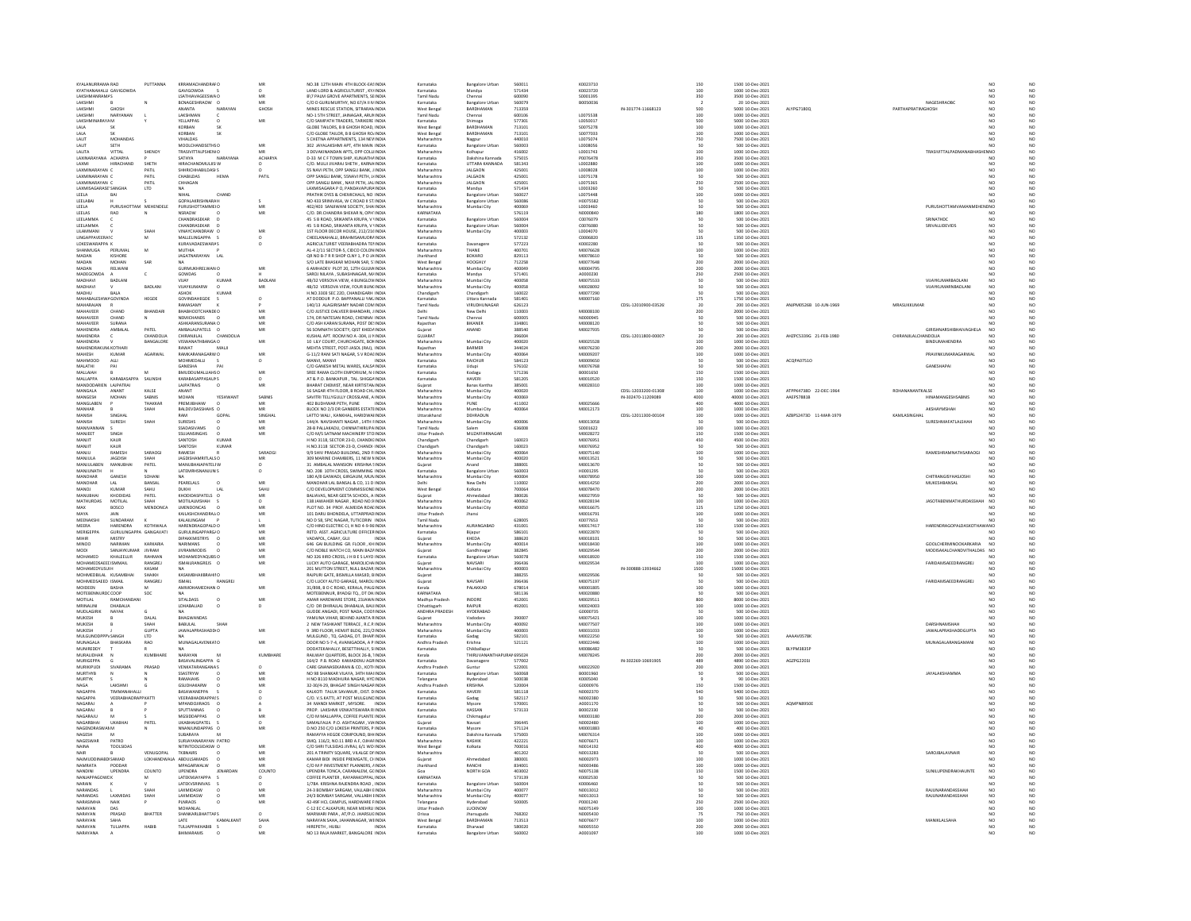| Investor First Name | Investor Middle Name | Investor Last Name | Father/Husband First Name | Father/Husband Middle Name | Father/Husband Last Name | Address | Country | State | District | Pin Code | Folio Number | DP Id-Client Id | Number of Shares | Amount | Proposed Date of Transfer | PAN | Date of Birth | Aadhar | Nominee Name | Joint Holder Name | | |
|---|---|---|---|---|---|---|---|---|---|---|---|---|---|---|---|---|---|---|---|---|---|---|
| KYALANURRAMA RAO | | PUTTANNA | KRRAMACHANDRAFO | | MR | NO.38 12TH MAIN 4TH BLOCK EAS | INDIA | Karnataka | Bangalore Urban | 560011 | K0023710 | | 150 | 1500 | 10-Dec-2021 | | | | | | NO | NO |
| KYATHANAHALLI GAVIGOWDA | | | GAVIGOWDA | S | O | LAND LORD & AGRICULTURIST , KY | INDIA | Karnataka | Mandya | 571434 | K0023720 | | 100 | 1000 | 10-Dec-2021 | | | | | | NO | NO |
| LAKSHMANRAMAS | | | LSATHIAVAGEESWA | O | | 8/7 PALM GROVE APARTMENTS, SE | INDIA | Tamil Nadu | Chennai | 600090 | S0001395 | | 350 | 3500 | 10-Dec-2021 | | | | | | NO | NO |
| LAKSHMI | B | N | BCNAGESHRAOW | O | MR | C/O D GURUMURTHY, NO 67/A II | INDIA | Karnataka | Bangalore Urban | 560079 | B0050036 | | 2 | 20 | 10-Dec-2021 | | | | | NAGESHRAOBC | NO | NO |
| LAKSHMI | GHOSH | | ANANTA | NARAYAN | GHOSH | MINES RESCUE STATION, SITRAMA | INDIA | West Bengal | BARDHAMAN | 713359 | | IN-301774-11668123 | 500 | 5000 | 10-Dec-2021 | AIVPG7180Q | | | PARTHAPRATIMGHOSH | | NO | NO |
| LAKSHMI | NARYANAN | L | LAKSHMAN | C | | NO-1 5TH STREET, JAWAGAR, ARUN | INDIA | Tamil Nadu | Chennai | 600106 | L0075538 | | 100 | 1000 | 10-Dec-2021 | | | | | | NO | NO |
| LAKSHMINARAYANA | | Y | YELLAPPAG | O | MR | C/O SAMPATH TRADERS, TARIKERE | INDIA | Karnataka | Shimoga | 577301 | L0050017 | | 500 | 5000 | 10-Dec-2021 | | | | | | NO | NO |
| LALA | SK | | KORBAN | SK | | GLOBE TAILORS, B B GHOSH ROAD, | INDIA | West Bengal | BARDHAMAN | 713101 | S0075378 | | 100 | 1000 | 10-Dec-2021 | | | | | | NO | NO |
| LALA | SK | | KORBAN | SK | | C/O GLOBE TAILOR, B B GHOSH RO | INDIA | West Bengal | BARDHAMAN | 713101 | S0077033 | | 100 | 1000 | 10-Dec-2021 | | | | | | NO | NO |
| LALIT | MOHANDAS | | VIHALDAS | | | 5 CHETNA APPARTMENTS, 134 NEV | INDIA | Maharashtra | Nagpur | 440010 | L0075074 | | 750 | 7500 | 10-Dec-2021 | | | | | | NO | NO |
| LALIT | SETH | | MOOLCHANDSETHS | O | MR | 302 JAYALAKSHMI APT, 4TH MAIN | INDIA | Karnataka | Bangalore Urban | 560003 | L0008056 | | 50 | 500 | 10-Dec-2021 | | | | | | NO | NO |
| LALITA | VITTAL | SHENOY | TRASVITTALPSHENO | | MR | 3 DEVAKINANDAN APTS, OPP COLL | INDIA | Maharashtra | Kolhapur | 416002 | L0001743 | | 100 | 1000 | 10-Dec-2021 | | | | | TRASVITTALPADMANABHASHEN | NO | NO |
| LAXINARAYANA | ACHARYA | | SATHYA | NARAYANA | ACHARYA | D-33 M C F TOWN SHIP, KUNJATHI | INDIA | Karnataka | Dakshina Kannada | 575015 | P0076478 | | 350 | 3500 | 10-Dec-2021 | | | | | | NO | NO |
| LAXMI | HIRACHAND | SHETH | HIRACHANDMULES | W | O | C/O. MULJI JIVARAJ SHETH , KARNA | INDIA | Karnataka | UTTARA KANNADA | 581343 | L0002880 | | 100 | 1000 | 10-Dec-2021 | | | | | | NO | NO |
| LAXMINARAYAN | C | PATIL | SHRIRCHHABILDASF | S | O | 55 NAVI PETH, OPP SANGLI BANK, J | INDIA | Maharashtra | JALGAON | 425001 | L0008028 | | 100 | 1000 | 10-Dec-2021 | | | | | | NO | NO |
| LAXMINARAYAN | C | PATIL | CHABILDAS | HEMA | PATIL | OPP SANGLI BANK, SINAVI PETH, J | INDIA | Maharashtra | JALGAON | 425001 | L0075178 | | 50 | 500 | 10-Dec-2021 | | | | | | NO | NO |
| LAXMINARAYAN | C | PATIL | CHHAGAN | | | OPP SANGLI BANK , NAVI PETH, JAL | INDIA | Maharashtra | JALGAON | 425001 | L0075365 | | 250 | 2500 | 10-Dec-2021 | | | | | | NO | NO |
| LAXMISAGARASE | SANGHA | LTD | NA | | | LAXMISAGARA P O, PANDAVAPURA | INDIA | Karnataka | Mandya | 571434 | L0003260 | | 50 | 500 | 10-Dec-2021 | | | | | | NO | NO |
| LEELA | BAI | | NIHAL | CHAND | | PRATHIK DYES & CHEMICHALS, NO | INDIA | Karnataka | Bangalore Urban | 560027 | L0075448 | | 100 | 1000 | 10-Dec-2021 | | | | | | NO | NO |
| LEELABAI | H | | GOPALAKRISHNARAH | | S | NO 433 SRINIVASA, W C ROAD II ST | INDIA | Karnataka | Bangalore Urban | 560086 | H0075582 | | 50 | 500 | 10-Dec-2021 | | | | | | NO | NO |
| LEELA | PURUSHOTTAM | MEHENDELE | PURUSHOTTAMMEH | O | MR | 402/403 SANJIWANI SOCIETY, SHA | INDIA | Maharashtra | Mumbai City | 400069 | L0003460 | | 50 | 500 | 10-Dec-2021 | | | | | PURUSHOTTAMVAMANMEHEND | NO | NO |
| LEELAS | RAO | N | NSRAOW | O | MR | C/O. DR.CHANDRA SHEKAR N, OPH | INDIA | KARNATAKA | | 576119 | N0000840 | | 180 | 1800 | 10-Dec-2021 | | | | | | NO | NO |
| LEELAMMA | C | | CHANDRASEKAR | D | | 45 S B ROAD, SRIKANTA KRUPA, V | INDIA | Karnataka | Bangalore Urban | 560004 | C0076079 | | 50 | 500 | 10-Dec-2021 | | | | | SRINATHDC | NO | NO |
| LEELAMMA | C | | CHANDRASEKAR | D | | 45 S B ROAD, SRIKANTA KRUPA, V | INDIA | Karnataka | Bangalore Urban | 560004 | C0076080 | | 50 | 500 | 10-Dec-2021 | | | | | SRIVALLIDEVIDS | NO | NO |
| LILAVMANI | V | SHAH | VINAYCHANDRASW | O | MR | 1ST FLOOR DECOR HOUSE, 212/21 | INDIA | Maharashtra | Mumbai City | 400003 | L0004070 | | 50 | 500 | 10-Dec-2021 | | | | | | NO | NO |
| LINGAPPAVEERAI | C | M | MALLELINGAPPA | S | | CHEELANAHALLI, BRAHMSAMUDR | INDIA | Karnataka | | 572132 | C0006820 | | 135 | 1350 | 10-Dec-2021 | | | | | | NO | NO |
| LOKESWARAPPA | K | | KURAVADAESWARA | S | O | AGRICULTURIST VEERABHADRA TE | INDIA | Karnataka | Davanagere | 577223 | K0002280 | | 50 | 500 | 10-Dec-2021 | | | | | | NO | NO |
| SHANMUGA | PERUMAL | M | MUTHIA | P | | AL-4-2/11 SECTOR-5, CIDCO COLON | INDIA | Maharashtra | THANE | 400701 | M0076628 | | 100 | 1000 | 10-Dec-2021 | | | | | | NO | NO |
| MADAN | KISHORE | | JAGATNARAYAN | LAL | | QR NO B-7 R R SHOP CLNY 1, P O J | INDIA | Jharkhand | BOKARO | 829113 | M0078610 | | 100 | 1000 | 10-Dec-2021 | | | | | | NO | NO |
| MADAN | MOHAN | SAR | NA | | | S/O LATE BHASKAR MOHAN SAR, S | INDIA | West Bengal | HOOGHLY | 712258 | M0077648 | | 200 | 2000 | 10-Dec-2021 | | | | | | NO | NO |
| MADAN | RELWANI | | GURMUKHRELWANI | O | | 6 AMBHADEV PLOT 20, 12TH GULM | INDIA | Maharashtra | Mumbai City | 400049 | M0004795 | | 200 | 2000 | 10-Dec-2021 | | | | | | NO | NO |
| MADEGOWDA | A | C | GOWDAS | O | H | SAROJ NILAYA , SUBASHNAGAR, M | INDIA | Karnataka | Mandya | 571401 | A0000230 | | 250 | 2500 | 10-Dec-2021 | | | | | | NO | NO |
| MADHAVI | BADLANI | | VIJAY | KUMAR | BADLANI | 48/32 VERSOVA VIEW, 4 BUNGLOW | INDIA | Maharashtra | Mumbai City | 400058 | M0075533 | | 50 | 500 | 10-Dec-2021 | | | | | VIJAYKUMARBADLANI | NO | NO |
| MADHAVI | V | BADLANI | VIJAYKUMARW | O | MR | 48/32 VERSOVA VIEW, FOUR BUNG | INDIA | Maharashtra | Mumbai City | 400058 | M0028092 | | 50 | 500 | 10-Dec-2021 | | | | | VIJAYKUMARNBADLANI | NO | NO |
| MADHU | BALA | | ASHOK | KUMAR | | H.NO.3303 SEC 22D, CHANDIGARH | INDIA | Chandigarh | Chandigarh | 160022 | M0077290 | | 50 | 500 | 10-Dec-2021 | | | | | | NO | NO |
| MAHABALESHWA | GOVINDA | HEGDE | GOVINDAHEGDE | S | O | AT DODDUR P.O. BAPPANALLI YAL | INDIA | Karnataka | Uttara Kannada | 581401 | M0007160 | | 175 | 1750 | 10-Dec-2021 | | | | | | NO | NO |
| MAHARAJAN | R | | RAMASAMY | K | P | 140/13 ALAGIRISAMY NADAR COM | INDIA | Tamil Nadu | VIRUDHUNAGAR | 626123 | | CDSL-12010900-03526 | 20 | 200 | 10-Dec-2021 | ANJPM0526B | 10-JUN-1969 | | MRASUKKUMAR | | NO | NO |
| MAHAVEER | CHAND | BHANDARI | BHABHOOTCHANDB | O | MR | C/O JUSTICE DALVEER BHANDARI, | INDIA | Delhi | New Delhi | 110003 | M0008100 | | 200 | 2000 | 10-Dec-2021 | | | | | | NO | NO |
| MAHAVEER | CHAND | N | NEMICHANDS | O | MR | 174, DR NATESAN ROAD, CHENNAI | INDIA | Tamil Nadu | Chennai | 600005 | N0000945 | | 50 | 500 | 10-Dec-2021 | | | | | | NO | NO |
| MAHAVEER | SURANA | | ASHKARANSURANA | O | MR | C/O ASH KARAN SURANA, POST DE | INDIA | Rajasthan | BIKANER | 334801 | M0008120 | | 50 | 500 | 10-Dec-2021 | | | | | | NO | NO |
| MAHENDRA | AMBALAL | PATEL | AMBALALPATELS | O | MR | 56 SOMNATH SOCIETY, QIST KHED | INDIA | Gujarat | ANAND | 388540 | M0027935 | | 50 | 500 | 10-Dec-2021 | | | | | GIRISHNARSHIBHAIVAGHELA | NO | NO |
| MAHENDRA | C | CHANDOLIA | CHIRANJILAL | CHANDOLIA | | KUSHAL APT. ROOM NO A -304, J.9 | INDIA | GUJARAT | | 396004 | | CDSL-12011800-00007 | 20 | 200 | 10-Dec-2021 | AHZPC5339G | 21-FEB-1980 | | CHIRANJILALCHANDOLIA | | NO | NO |
| MAHENDRA | V | BANGALORE | VISWANATHBANGA | O | MR | 10 LILY COURT, CHURCHGATE, BO | INDIA | Maharashtra | Mumbai City | 400020 | M0025528 | | 100 | 1000 | 10-Dec-2021 | | | | | BINDUMAHENDRA | NO | NO |
| MAHENDRAKUM | KOTHARI | | RAWAT | MALJI | | MEHTA STREET, POST-JASOL (RAJ), | INDIA | Rajasthan | BARMER | 344024 | M0076230 | | 200 | 2000 | 10-Dec-2021 | | | | | | NO | NO |
| MAHESH | KUMAR | AGARWAL | RAMKARANAGARW | O | | G-11/2 RANI SATI NAGAR, S V ROA | INDIA | Maharashtra | Mumbai City | 400064 | M0009207 | | 100 | 1000 | 10-Dec-2021 | | | | | PRAVINKUMARAGARWAL | NO | NO |
| MAHMOOD | ALLI | | MOHMEDALI | S | O | MANVI, MANVI | INDIA | Karnataka | RAICHUR | 584123 | M0009650 | | 50 | 500 | 10-Dec-2021 | ACQPA0751O | | | | | NO | NO |
| MALATHI | PAI | | GANESHA | PAI | | C/O GANESH METAL WARES, KALS | INDIA | Karnataka | Udupi | 576102 | M0076768 | | 50 | 500 | 10-Dec-2021 | | | | | GANESHPAI | NO | NO |
| MALLAIAH | B | M | BMUDDUMALLIAHS | O | MR | SREE RAMA CLOTH EMPORIUM, N | INDIA | Karnataka | Kodagu | 571236 | B0001650 | | 150 | 1500 | 10-Dec-2021 | | | | | | NO | NO |
| MALLAPPA | KARABASAPPA | SAUNSHI | KARABASAPPASAUN | S | O | AT & P.O. BANKAPUR , TAL. SHIGGA | INDIA | Karnataka | HAVERI | 581205 | M0010520 | | 150 | 1500 | 10-Dec-2021 | | | | | | NO | NO |
| MANDODARIEN | LAJPATRAI | | LAJPATRAIS | O | MR | BHARAT CHEMIST, NEAR KIRTISTAN | INDIA | Gujarat | Banas Kantha | 385001 | M0028310 | | 100 | 1000 | 10-Dec-2021 | | | | | | NO | NO |
| MANGALA | ANANT | KALSE | ANANT | | | 16 SAGAR 4TH FLOOR, B ROAD CH | INDIA | Maharashtra | Mumbai City | 400020 | | CDSL-12033200-01308 | 100 | 1000 | 10-Dec-2021 | ATFPK4738D | 22-DEC-1964 | | ROHANANANTKALSE | | NO | NO |
| MANGESH | MOHAN | SABNIS | MOHAN | YESHWANT | SABNIS | SAVITRI TELLYGULLY CROSSLANE, A | INDIA | Maharashtra | Mumbai City | 400069 | | IN-302470-11209089 | 4000 | 40000 | 10-Dec-2021 | AAEPS7881B | | | HIMAMANGESHSABNIS | | NO | NO |
| MANGLABEN | P | THAKKAR | PREMJIBHAIW | O | MR | 402 BUDHWAR PETH, PUNE | INDIA | Maharashtra | PUNE | 411002 | M0025666 | | 400 | 4000 | 10-Dec-2021 | | | | | | NO | NO |
| MANHAR | B | SHAH | BALDEVDASSHAHS | O | MR | BLOCK NO 2/3 DR GANBERS ESTATE | INDIA | Maharashtra | Mumbai City | 400084 | M0012173 | | 100 | 1000 | 10-Dec-2021 | | | | | AKSHAYMSHAH | NO | NO |
| MANISH | SINGHAL | | RAM | GOPAL | SINGHAL | LATTO WALI , KANKHAL, HARIDWA | INDIA | Uttarakhand | DEHRADUN | | | CDSL-12011300-00104 | 100 | 1000 | 10-Dec-2021 | AZBPS2473D | 11-MAR-1979 | | KAMLASINGHAL | | NO | NO |
| MANISH | SURESH | SHAH | SURESHS | O | MR | 144/A NAVSHANTI NAGAR , 14TH | INDIA | Maharashtra | Mumbai City | 400006 | M0013058 | | 50 | 500 | 10-Dec-2021 | | | | | SURESHHAFATLALSHAH | NO | NO |
| MANIVANNAN | S | | SSADASIVAMS | O | MR | 28-B PALLAKADU, CHINNATHIRUPA | INDIA | Tamil Nadu | Salem | 636008 | S0001622 | | 100 | 1000 | 10-Dec-2021 | | | | | | NO | NO |
| MANJEET | SINGH | | SSUJANSINGHS | O | MR | C/O M/S SATNAM MACHINERY STO | INDIA | Uttar Pradesh | MUZAFFARNAGAR | | M0028272 | | 150 | 1500 | 10-Dec-2021 | | | | | | NO | NO |
| MANJIT | KAUR | | SANTOSH | KUMAR | | H NO 3118, SECTOR 23-D, CHANDIG | INDIA | Chandigarh | Chandigarh | 160023 | M0076951 | | 450 | 4500 | 10-Dec-2021 | | | | | | NO | NO |
| MANJIT | KAUR | | SANTOSH | KUMAR | | H.NO.3118 SECTOR-23-D, CHANDI | INDIA | Chandigarh | Chandigarh | 160023 | M0076952 | | 50 | 500 | 10-Dec-2021 | | | | | | NO | NO |
| MANJU | RAMESH | SARAOGI | RAMESH | R | SARAOGI | 9/3 SHIV PRASAD BUILDING, 2ND F | INDIA | Maharashtra | Mumbai City | 400064 | M0075140 | | 100 | 1000 | 10-Dec-2021 | | | | | RAMESHRAMNATHSARAOGI | NO | NO |
| MANJULA | JAGDISH | SHAH | JAGDISHAMRITLALS | O | MR | 309 MARINE CHAMBERS, 11 NEW | INDIA | Maharashtra | Mumbai City | 400020 | M0013521 | | 50 | 500 | 10-Dec-2021 | | | | | | NO | NO |
| MANJULABEN | MANUBHAI | PATEL | MANUBHAIAPATELW | O | | 31 AMBALAL MANSION KRISHNA | INDIA | Gujarat | Anand | 388001 | M0013670 | | 50 | 500 | 10-Dec-2021 | | | | | | NO | NO |
| MANJUNATH | H | N | LATENRHSNANJUNS | O | | NO. 208 10TH CROSS, SWIMMING | INDIA | Karnataka | Bangalore Urban | 560003 | H0001295 | | 50 | 500 | 10-Dec-2021 | | | | | | NO | NO |
| MANOHAR | GANESH | SOHANI | NA | | | 180 A/8 GAEWADI, GIRGAUM, MUM | INDIA | Maharashtra | Mumbai City | 400004 | M0078950 | | 100 | 1000 | 10-Dec-2021 | | | | | CHITRANGISFHASJOSHI | NO | NO |
| MANOHAR | LAL | BANSAL | PEARELALS | O | MR | MANOHAR LAL BANSAL & CO, 11 D | INDIA | Delhi | New Delhi | 110002 | M0014250 | | 200 | 2000 | 10-Dec-2021 | | | | | MUKESHBANSAL | NO | NO |
| MANOJ | KUMAR | SAHU | DUKHI | LAL | SAHU | C/O DEVELOPMENT COMMISSIONE | INDIA | West Bengal | Kolkata | 700064 | M0078470 | | 200 | 2000 | 10-Dec-2021 | | | | | | NO | NO |
| MANUBHAI | KHODIDAS | PATEL | KHODIDASPATELS | O | MR | BALAVAS, NEAR GEETA SCHOOL, A | INDIA | Gujarat | Ahmedabad | 380026 | M0027959 | | 50 | 500 | 10-Dec-2021 | | | | | | NO | NO |
| MATHURDAS | MOTILAL | SHAH | MOTILALMSHAH | S | O | 138 JAWAHER NAGAR , ROAD NO.9 | INDIA | Maharashtra | Mumbai City | 400062 | M0028194 | | 100 | 1000 | 10-Dec-2021 | | | | | JASOTABENMATHURDASSHAH | NO | NO |
| MAX | BOSCO | MENDONCA | JMENDONCAS | O | MR | PLOT NO. 34 PROF. ALMEIDA ROA | INDIA | Maharashtra | Mumbai City | 400050 | M0016675 | | 125 | 1250 | 10-Dec-2021 | | | | | | NO | NO |
| MAYA | JAIN | | KAILASHCHANDRAJ | O | MR | 101 DARU BHONDELA, UTTARPRAD | INDIA | Uttar Pradesh | Jhansi | | M0016791 | | 100 | 1000 | 10-Dec-2021 | | | | | | NO | NO |
| MEENAKSHI | SUNDARAM | K | KALALINGAM | P | L | NO D 58, SPIC NAGAR, TUTICORIN | INDIA | Tamil Nadu | | 628005 | K0077653 | | 50 | 500 | 10-Dec-2021 | | | | | | NO | NO |
| MEERA | HARENDRA | KOTHWALA | HARENDRAGOPALD | O | MR | C/O HIND ELECTRIC CI, H NO 4-9-96 | INDIA | Maharashtra | AURANGABAD | 431001 | M0017417 | | 150 | 1500 | 10-Dec-2021 | | | | | HARENDRAGOPALDASKOTHAWA | NO | NO |
| MERIGEPPA | GURULINGAPPA | GANGAVATI | GURULINGAPPAREG | O | MR | RETD. ASST. AGRICULTURE OFFICER | INDIA | Karnataka | Bijapur | 586101 | M0022870 | | 50 | 500 | 10-Dec-2021 | | | | | | NO | NO |
| MIHIR | MISTRY | | DIPAKKMISTRYS | O | MR | VADAPOL, CABAY, GUJ | INDIA | Gujarat | KHEDA | 388620 | M0018101 | | 50 | 500 | 10-Dec-2021 | | | | | | NO | NO |
| MINOO | NARIMAN | KARKARIA | NARIMANS | O | MR | 646 GAI BUILDING GR. FLOOR , KH | INDIA | Maharashtra | Mumbai City | 400014 | M0018430 | | 100 | 1000 | 10-Dec-2021 | | | | | GOOLCHERMINOOKARKARIA | NO | NO |
| MODI | SANJAYKUMAR | JIVRAM | JIVRAMMODIS | O | MR | C/O NOBLE WATCH CO, MAIN BAZ | INDIA | Gujarat | Gandhinagar | 382845 | M0029544 | | 200 | 2000 | 10-Dec-2021 | | | | | MODISAKALCHANDVITHALDAS | NO | NO |
| MOHAMED | KHALEELUR | RAHMAN | MOHAMEDYAQUBS | O | MR | NO 326 III RD CROSS, J H B E S LAYO | INDIA | Karnataka | Bangalore Urban | 560078 | M0018920 | | 150 | 1500 | 10-Dec-2021 | | | | | | NO | NO |
| MOHAMEDSAEED | ISMMAIL | RANGREJ | ISMAILRANGREJS | O | MR | LUCKY AUTO GARAGE, MAROLIACHA | INDIA | Gujarat | NAVSARI | 396436 | M0029534 | | 100 | 1000 | 10-Dec-2021 | | | | | FARIDAMSAEEDRANGREJ | NO | NO |
| MOHAMEDYUSUF | H | | KASAM | NA | | 201 MUTTON STREET, NULL BAZAR | INDIA | Maharashtra | Mumbai City | 400003 | | IN-300888-13934662 | 1500 | 15000 | 10-Dec-2021 | | | | | | NO | NO |
| MOHMEDBILAL | KUSAMBHAI | SHAIKH | KASAMBHAIBBRAHIMS | O | | RAJPURI GATE, BISMILLA MASJID, B | INDIA | Gujarat | | 388255 | M0029506 | | 50 | 500 | 10-Dec-2021 | | | | | | NO | NO |
| MOHMEDSAEED | ISMAIL | RANGREJ | ISMAIL | RANGREJ | | C/O LUCKY AUTO GARAGE, MAROL | INDIA | Gujarat | NAVSARI | 396436 | M0075197 | | 50 | 500 | 10-Dec-2021 | | | | | FARIDAMSAEEDRANGREJ | NO | NO |
| MOIDEEN | BASHA | M | AMMOHAMEDHAN | O | MR | 31/808, B D C ROAD, KERALA, PALG | INDIA | Kerala | PALAKKAD | 678014 | M0001805 | | 100 | 1000 | 10-Dec-2021 | | | | | | NO | NO |
| MOTEBENNURCO | COOP | SOC | NA | | | MOTEBENNUR, BYADGI TQ., DT DH | INDIA | KARNATAKA | | 581136 | M0020880 | | 50 | 500 | 10-Dec-2021 | | | | | | NO | NO |
| MOTILAL | RAMCHANDANI | | SITALDASS | O | MR | AMAR HARDWARE STORE, 23 JAWA | INDIA | Madhya Pradesh | INDORE | 452001 | M0029511 | | 800 | 8000 | 10-Dec-2021 | | | | | | NO | NO |
| MRINALINI | DHABALIA | | LOHABALIAD | O | D | C/O DR DHIRAJLAL DHABALIA, BALI | INDIA | Chhattisgarh | RAIPUR | 492001 | M0024003 | | 100 | 1000 | 10-Dec-2021 | | | | | | NO | NO |
| MUDLAGIRIE | NAYAK | G | NA | | | GUDDE ANGADI, POST NADA, COOT | INDIA | ANDHRA PRADESH | HYDERABAD | | G0000735 | | 50 | 500 | 10-Dec-2021 | | | | | | NO | NO |
| MUKESH | B | DALAL | BHAGWANDAS | | | YAMUNA VIHAR, BEHIND AJANTA R | INDIA | Gujarat | Vadodara | 390007 | M0075421 | | 100 | 1000 | 10-Dec-2021 | | | | | | NO | NO |
| MUKESH | B | SHAH | BABULAL | SHAH | | 2 NEW TASHKANT TERRACE , R.C P | INDIA | Maharashtra | Mumbai City | 400092 | M0077507 | | 100 | 1000 | 10-Dec-2021 | | | | | DARSHNAMSHAH | NO | NO |
| MUKESH | J | GUPTA | JAWALAPRASHADG | O | MR | 3 3RD FLOOR, HEMUT BLDG, 221/2 | INDIA | Maharashtra | Mumbai City | 400003 | M0031033 | | 100 | 1000 | 10-Dec-2021 | | | | | JAWALAPRASHADDGUPTA | NO | NO |
| MULGUNDDPPPVS | SANGH | LTD | NA | | | MULGUND , TQ. GADAG, DT. DHAP | INDIA | Karnataka | Gadag | 582101 | M0022250 | | 50 | 500 | 10-Dec-2021 | AAAAV0578K | | | | | NO | NO |
| MUNAGALA | BHASKARA | RAO | MUNAGALAVENKATC | O | MR | DOOR NO 5-7-4, AVANIGADDA, A P | INDIA | Andhra Pradesh | Krishna | 521121 | M0022446 | | 100 | 1000 | 10-Dec-2021 | | | | | MUNAGALARANGAMANI | NO | NO |
| MUNIREDDY | T | R | NA | | | DODATEKAHALLY, BESETTIHALLY, S | INDIA | Karnataka | Chikballapur | | M0086482 | | 50 | 500 | 10-Dec-2021 | BLYPM3835P | | | | | NO | NO |
| MURALIDHAR | N | KUMBHARE | NARAYAN | M | KUMBHARE | RAILWAY QUARTERS, BLOCK 26-B, T | INDIA | Kerala | THIRUVANANTHAPURAM | 695024 | M0078245 | | 200 | 2000 | 10-Dec-2021 | | | | | | NO | NO |
| MURIGEPPA | G | | BASAVALINGAPPA | G | | 164/2 P.B. ROAD KAMADENU AGR | INDIA | Karnataka | Davanagere | 577002 | | IN-302269-10691905 | 489 | 4890 | 10-Dec-2021 | AGZPG2203J | | | | | NO | NO |
| MURIKIPUDI | SIVARAMA | PRASAD | VENKATARANGANAS | | O | CARE GNANASEKARAN & CO., KOTH | INDIA | Andhra Pradesh | Guntur | 522001 | M0022920 | | 200 | 2000 | 10-Dec-2021 | | | | | | NO | NO |
| MURTHYB | N | N | SSASTRYW | O | MR | NO 98 SHANKAR VILAYA, 14TH MAI | INDIA | Karnataka | Bangalore Urban | 560068 | B0001960 | | 50 | 500 | 10-Dec-2021 | | | | | JAYALAKSHAMMA | NO | NO |
| MURTYK | S | N | RAMAIAHS | O | MR | H NO 8110 MADHURA NAGAR, HYC | INDIA | Telangana | Hyderabad | 500038 | K0005040 | | 9 | 90 | 10-Dec-2021 | | | | | | NO | NO |
| NAGA | LAKSHMI | G | GSUDHAKARW | O | MR | 32-30/4-29, BHAGAT SINGH NAGAR | INDIA | Andhra Pradesh | KRISHNA | 520004 | G0000976 | | 150 | 1500 | 10-Dec-2021 | | | | | | NO | NO |
| NAGAPPA | TIMMANAHALLI | | BASAWANEPPA | S | O | KALKOTI TALUK SAVANUR , DIST. D | INDIA | Karnataka | HAVERI | 581118 | N0002370 | | 540 | 5400 | 10-Dec-2021 | | | | | | NO | NO |
| NAGAPPA | VEERABHADRAPPA | KATTI | VEERABHADRAPPAKS | | O | C/O. V.S.KATTI, AT POST MULGUND | INDIA | Karnataka | Gadag | 582117 | N0002380 | | 50 | 500 | 10-Dec-2021 | | | | | | NO | NO |
| NAGARAJ | A | P | MPANDOJIRAOS | O | A | 34 MANDI MARKET , MYSORE. | INDIA | Karnataka | Mysore | 570001 | A0001170 | | 50 | 500 | 10-Dec-2021 | AQMPN8950E | | | | | NO | NO |
| NAGARAJ | B | P | SPUTTANNAS | O | B | PROP. LAKSHMI VENKATESWARA R | INDIA | Karnataka | HASSAN | 573133 | B0002330 | | 50 | 500 | 10-Dec-2021 | | | | | | NO | NO |
| NAGARAJU | M | S | MGSIDDAPPAS | O | MR | C/O M MALLAPPA, COFFEE PLANTE | INDIA | Karnataka | Chikmagalur | | M0003180 | | 200 | 2000 | 10-Dec-2021 | | | | | | NO | NO |
| NAGARBHAI | UKABHAI | PATEL | UKABHAIGPATEL | S | O | SAMALFALIA P.O. ASHTAGAM, V | INDIA | Gujarat | Navsari | 396445 | N0002480 | | 100 | 1000 | 10-Dec-2021 | | | | | | NO | NO |
| NAGENDRASWAMY | K | | NNANJUNDAPPAS | O | MR | D.NO 250 C/O LOKESH PRINTERS, F | INDIA | Karnataka | Mysore | 571124 | N0001883 | | 40 | 400 | 10-Dec-2021 | | | | | | NO | NO |
| NAGESH | M | | SUBARAYA | M | | RAMAYYA HEGDE COMPOUND, BH | INDIA | Karnataka | Dakshina Kannada | 575003 | M0076314 | | 100 | 1000 | 10-Dec-2021 | | | | | | NO | NO |
| NAGESWAR | PATRO | | SURIAYANARAYAN | PATRO | | SMQ. 116/2, NO.11 BRD A-F, OJHA | INDIA | Maharashtra | NASHIK | 422221 | N0076671 | | 100 | 1000 | 10-Dec-2021 | | | | | | NO | NO |
| NAINA | TOOLSIDAS | | NITINTOOLSIDASW | O | MR | C/O SHRI TULSIDAS JIVRAJ, 6/1 WO | INDIA | West Bengal | Kolkata | 700016 | N0014192 | | 400 | 4000 | 10-Dec-2021 | | | | | | NO | NO |
| NAIR | B | VENUGOPAL | TKBNAIRS | O | MR | 201 A TRINITY SQUARE, VILALGE O | INDIA | Maharashtra | | 401202 | N0013283 | | 50 | 500 | 10-Dec-2021 | | | | | SAROJBALAVNAIR | NO | NO |
| NAJMUDDINABDI | SAMAD | LOKHANDWALA | ABDULSAMADS | O | MR | KAMAR BIDI INSIDE PREMGATE, C | INDIA | Gujarat | Ahmedabad | 380001 | N0002973 | | 100 | 1000 | 10-Dec-2021 | | | | | | NO | NO |
| NAMRATA | PODDAR | | MPAGARWALW | O | MR | C/O M P INVESTMENT PLANNERS, J | INDIA | Jharkhand | RANCHI | 834001 | N0003486 | | 100 | 1000 | 10-Dec-2021 | | | | | | NO | NO |
| NANDINI | UPENDRA | COUNTO | UPENDRA | JENARDAN | COUNTO | UPENDRA TONCA, CARANALEM, GC | INDIA | Goa | NORTH GOA | 403002 | N0075138 | | 150 | 1500 | 10-Dec-2021 | | | | | SUNILUPENDRAKHAUNTE | NO | NO |
| NANJAPPAGOWD | K | M | LATEKMAYAPPA | S | O | COFFEE PLANTER , RAYARAKOPPAL | INDIA | KARNATAKA | | 573139 | K0002530 | | 50 | 500 | 10-Dec-2021 | | | | | | NO | NO |
| NARAIN | K | V | LATEKVSRINIVAS | S | O | 1/78A KRISHNA RAJENDRA ROAD , | INDIA | Karnataka | Bangalore Urban | 560004 | K0006460 | | 50 | 500 | 10-Dec-2021 | | | | | | NO | NO |
| NARANDAS | L | SHAH | LAXMIDASW | O | MR | 24-3 BOMBAY SARGAM, VALLABH | INDIA | Maharashtra | Mumbai City | 400077 | N0013012 | | 50 | 500 | 10-Dec-2021 | | | | | RAJUNARANDASSHAH | NO | NO |
| NARANDAS | LAXMIDAS | SHAH | LAXMIDASW | O | MR | 24/3 BOMBAY SARGAM, VALLABH | INDIA | Maharashtra | Mumbai City | 400077 | N0013013 | | 50 | 500 | 10-Dec-2021 | | | | | RAJUNARANDASSHAH | NO | NO |
| NARASIMHA | NAIK | P | PUNRAOS | O | MR | 42-49F HCL CAMPUS, HARDWARE F | INDIA | Telangana | Hyderabad | 500005 | P0001240 | | 250 | 2500 | 10-Dec-2021 | | | | | | NO | NO |
| NARAYAN | DAS | | MAHENDRA | | | C-12 EC C ALIGANJ, NEAR MEHRU | INDIA | Uttar Pradesh | LUCKNOW | | N0075149 | | 100 | 1000 | 10-Dec-2021 | | | | | | NO | NO |
| NARAYAN | PRASAD | BHATTER | SHANKARLBHATTAR | S | O | MARWARI PARA , AT/P.O. JHARSUG | INDIA | Orissa | Jharsuguda | 768202 | N0005430 | | 75 | 750 | 10-Dec-2021 | | | | | | NO | NO |
| NARAYAN | SAHA | | LATE | KAMALKANT | SAHA | NARAYAN SAHA, JAHANNAGAR, W | INDIA | West Bengal | BARDHAMAN | 713151 | N0076677 | | 100 | 1000 | 10-Dec-2021 | | | | | MANIKLALSAHA | NO | NO |
| NARAYAN | TULJAPPA | HABIB | TULJAPPAHABIB | S | O | HIREPETH , HUBLI | INDIA | Karnataka | Dharwad | 580020 | N0005550 | | 50 | 500 | 10-Dec-2021 | | | | | | NO | NO |
| NARAYANA | A | | BHIMARAMS | O | MR | NO 13 RAJA MARKET, BANGALORE | INDIA | Karnataka | Bangalore Urban | 560002 | A0001097 | | 100 | 1000 | 10-Dec-2021 | | | | | | NO | NO |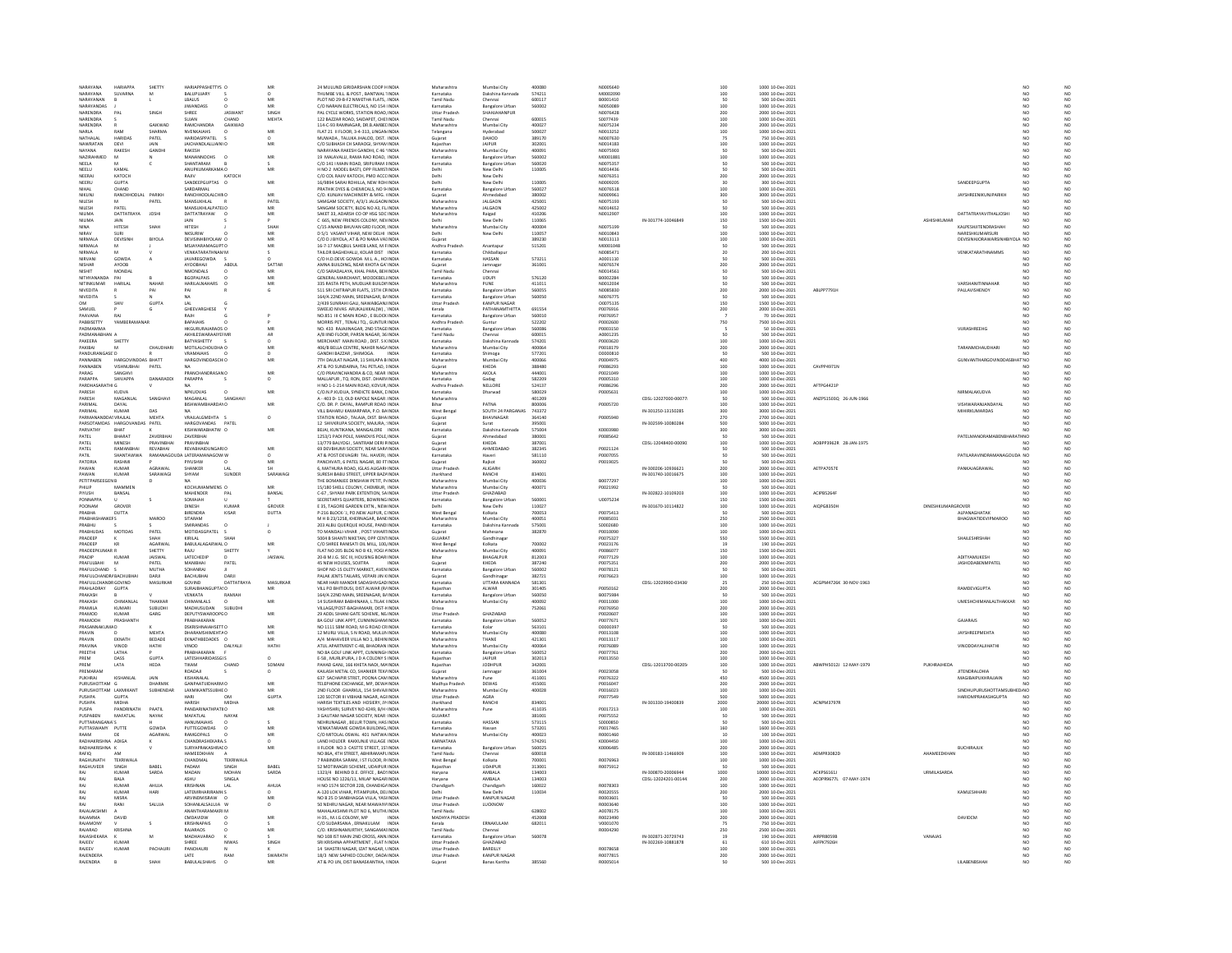| | | | | | | | | | | | | | | | | | | | | |
|---|---|---|---|---|---|---|---|---|---|---|---|---|---|---|---|---|---|---|---|---|
| NARAYANA | HARIAPPA | SHETTY | HARIAPPASHETTYS | O | MR | 24 MULUND GIRIDARSHAN COOP HINDIA | Maharashtra | Mumbai City | 400080 | N0005640 | | 100 | 1000 | 10-Dec-2021 | | | | | NO | NO |
| NARAYANA | SUVARNA | B | BALUPUJARY | S | O | THUMBE VILL. & POST, BANTWAL IINDIA | Karnataka | Dakshina Kannada | 574211 | M0002090 | | 100 | 1000 | 10-Dec-2021 | | | | | NO | NO |
| NARAYANAN | B | L | LBALUS | O | MR | PLOT NO 29-B-F2 NIMETHA FLATS, INDIA | Tamil Nadu | Chennai | 600117 | B0001410 | | 50 | 500 | 10-Dec-2021 | | | | | NO | NO |
| NARAYANDAS | J | | JAWANDASS | O | MR | C/O NARAIN ELECTRICALS, NO 154 IINDIA | Karnataka | Bangalore Urban | 560002 | N0050089 | | 100 | 1000 | 10-Dec-2021 | | | | | NO | NO |
| NARENDRA | PAL | SINGH | SHREE | JASWANT | SINGH | PAL CYCLE WORKS, STATION ROAD, INDIA | Uttar Pradesh | SHAHJAHANPUR | | N0076428 | | 200 | 2000 | 10-Dec-2021 | | | | | NO | NO |
| NARENDRA | S | | SUJAN | CHAND | MEHTA | 122 BAZZAR ROAD, SAIDAPET, CHEIINDIA | Tamil Nadu | Chennai | 600015 | S0077439 | | 100 | 1000 | 10-Dec-2021 | | | | | NO | NO |
| NARENDRA | R | GAIKWAD | RAMCHANDRA | GAIKWAD | | 114-C-93 RAMNAGAR, DR.B.AMBECINDIA | Maharashtra | Mumbai City | 400027 | N0075234 | | 200 | 2000 | 10-Dec-2021 | | | | | NO | NO |
| NARLA | RAM | SHARMA | NVENKAIAHS | O | | FLAT 21 II FLOOR, 3-4-313, LINGAN INDIA | Telangana | Hyderabad | 500027 | N0013252 | | 100 | 1000 | 10-Dec-2021 | | | | | NO | NO |
| NATHALAL | HARIDAS | PATEL | HARIDASPPATEL | S | O | MUWADA, TALUKA JHALOD, DIST. INDIA | Gujarat | DAHOD | 389170 | N0007630 | | 75 | 750 | 10-Dec-2021 | | | | | NO | NO |
| NAWRATAN | DEVI | JAIN | JAICHANDLALLJAIN | O | | C/O SUBHASH CH SARAOGI, SHYAM INDIA | Rajasthan | JAIPUR | 302001 | N0014183 | | 100 | 1000 | 10-Dec-2021 | | | | | NO | NO |
| NAYANA | RAKESH | GANDHI | RAKESH | | | NARAYANA RAKESH GANDHI, C 46 T INDIA | Maharashtra | Mumbai City | 400091 | N0075903 | | 50 | 500 | 10-Dec-2021 | | | | | NO | NO |
| NAZIRAHMED | M | N | MANANNOOHS | O | MR | 19 MALAVALLI, RAMA RAO ROAD, INDIA | Karnataka | Bangalore Urban | 560002 | M0001881 | | 100 | 1000 | 10-Dec-2021 | | | | | NO | NO |
| NEELA | M | C | SHANTARAM | B | S | C/O 141 I MAIN ROAD, SRIPURAM EINDIA | Karnataka | Bangalore Urban | 560020 | N0075357 | | 50 | 500 | 10-Dec-2021 | | | | | NO | NO |
| NEELU | KAMAL | | ANUPKUMARKAMAL | O | MR | H NO 2 MODEL BASTI, OPP FILMISTINDIA | Delhi | New Delhi | 110005 | N0014436 | | 50 | 500 | 10-Dec-2021 | | | | | NO | NO |
| NEERAJ | KATOCH | | RAJIV | | KATOCH | C/O COL RAJIV KATOCH, PMO ACCOINDIA | Delhi | New Delhi | | N0076351 | | 200 | 2000 | 10-Dec-2021 | | | | | NO | NO |
| NEERU | GUPTA | | SANDEEPGUPTAS | O | | 16/9894 SARAI ROHILLA, NEW ROHIINDIA | Delhi | New Delhi | 110005 | N0009205 | | 30 | 300 | 10-Dec-2021 | | | | SANDEEPGUPTA | NO | NO |
| NIHAL | CHAND | | SARDARMAL | | | PRATHIK DYES & CHEMICALS, NO 9 INDIA | Karnataka | Bangalore Urban | 560027 | N0076518 | | 100 | 1000 | 10-Dec-2021 | | | | | NO | NO |
| NIKUNJ | RANCHHODLAL | PARIKH | RANCHHODLALCHHO | | MR | C/O. KUNJAV MACHINERY & MFG. IINDIA | Gujarat | Ahmedabad | 380002 | N0009961 | | 300 | 3000 | 10-Dec-2021 | | | | JAYSHREENIKUNJPARIKH | NO | NO |
| NILESH | M | PATEL | MANSUKHLAL | R | PATEL | SAMGAM SOCIETY, A/3/1 JALGAON INDIA | Maharashtra | JALGAON | 425001 | N0075193 | | 50 | 500 | 10-Dec-2021 | | | | | NO | NO |
| NILESH | PATEL | | MANSUKHLALPATELO | | MR | SANGAM SOCIETY, BLDG NO A3, FL INDIA | Maharashtra | JALGAON | 425002 | N0014652 | | 50 | 500 | 10-Dec-2021 | | | | | NO | NO |
| NILIMA | DATTATRAYA | JOSHI | DATTATRAYAW | O | MR | SAKET 33, ADARSH CO OP HSG SOC INDIA | Maharashtra | Raigad | 410206 | N0012907 | | 100 | 1000 | 10-Dec-2021 | | | | DATTATRAYAVITHALJOSHI | NO | NO |
| NILIMA | JAIN | | JAIN | S | P | C 665, NEW FRIENDS COLONY, NEW INDIA | Delhi | New Delhi | 110065 | | IN-301774-10046849 | 150 | 1500 | 10-Dec-2021 | | | ASHISHKUMAR | | NO | NO |
| NINA | HITESH | SHAH | HITESH | J | SHAH | C/15 ANAND BHUVAN GRD FLOOR, INDIA | Maharashtra | Mumbai City | 400004 | N0075199 | | 50 | 500 | 10-Dec-2021 | | | | KALPESHJITENDRASHAH | NO | NO |
| NIRAV | SURI | | NKSURIW | O | MR | D-5/1 VASANT VIHAR, NEW DELHI INDIA | Delhi | New Delhi | 110057 | N0010843 | | 100 | 1000 | 10-Dec-2021 | | | | NARESHKUMARSURI | NO | NO |
| NIRMALA | DEVISENH | BIYOLA | DEVISINHBIYOLAW | O | MR | C/O D J BIYOLA, AT & PO NANA VAI INDIA | Gujarat | | 389230 | N0013113 | | 100 | 1000 | 10-Dec-2021 | | | | DEVISINHJORAWARSINHBIYOLA | NO | NO |
| NIRMALA | M | J | MSJAYARAMAGUPTO | | MR | 16-7-17 MAQBUL SAHEB LANE, M FINDIA | Andhra Pradesh | Anantapur | 515201 | M0001048 | | 50 | 500 | 10-Dec-2021 | | | | | NO | NO |
| NIRMALA | M | V | VENKATARATHNAM M | | S | TAILOR BAGHEHALLI, KOLAR DIST INDIA | Karnataka | Chikballapur | | N0085471 | | 20 | 200 | 10-Dec-2021 | | | | VENKATARATHNAMMS | NO | NO |
| NIRVANI | GOWDA | A | JAVAREGOWDA | S | O | C/O H.D.DEVE GOWDA M.L.A., NO INDIA | Karnataka | HASSAN | 573211 | A0001110 | | 50 | 500 | 10-Dec-2021 | | | | | NO | NO |
| NISHAR | AYOOB | | AYOOBHAJI | ABDUL | SATTAR | AMINA BUILDING, NEAR KHOTA GATEINDIA | Gujarat | Jamnagar | 361001 | N0076574 | | 200 | 2000 | 10-Dec-2021 | | | | | NO | NO |
| NISHIT | MONDAL | | NMONDALS | O | MR | C/O SARADALAYA, KHAL PARA, BEHINDIA | Tamil Nadu | Chennai | | N0014561 | | 50 | 500 | 10-Dec-2021 | | | | | NO | NO |
| NITHYANANDA | PAI | | BGOPALPAIS | O | MR | GENERAL MARCHANT, MOODBELLE INDIA | Karnataka | UDUPI | 576120 | B0002284 | | 50 | 500 | 10-Dec-2021 | | | | | NO | NO |
| NITINKUMAR | HARILAL | NAHAR | HARILALNAHARS | O | MR | 335 RASTA PETH, MUDLIAR BUILDI INDIA | Maharashtra | PUNE | 411011 | N0012034 | | 50 | 500 | 10-Dec-2021 | | | | VARSHANITINNAHAR | NO | NO |
| NIVEDITA | R | PAI | PAI | R | G | 511 SRI CHITRAPUR FLATS, 15TH CRINDIA | Karnataka | Bangalore Urban | 560055 | N0085830 | | 200 | 2000 | 10-Dec-2021 | ABLPP7791H | | | PALLAVISHENOY | NO | NO |
| NIVEDITA | S | N | NA | | | 164/A 22ND MAIN, SREENAGAR, BA INDIA | Karnataka | Bangalore Urban | 560050 | N0076775 | | 50 | 500 | 10-Dec-2021 | | | | | NO | NO |
| OM | SHIV | GUPTA | LAL | G | | 2/439 SUNRAHI GALI, NAWABGANJ INDIA | Uttar Pradesh | KANPUR NAGAR | | O0075135 | | 150 | 1500 | 10-Dec-2021 | | | | | NO | NO |
| SAMUEL | P | G | GHEEVARGHESE | Y | | SWEEJO NIVAS ARUKALIKKAL(W), INDIA | Kerala | PATHANAMTHITTA | 691554 | P0076916 | | 200 | 2000 | 10-Dec-2021 | | | | | NO | NO |
| PAAVANA | RAI | | RAJIH | G | P | NO.851 I8 C MAIN ROAD, E BLOCK INDIA | Karnataka | Bangalore Urban | 560010 | P0076957 | | 7 | 70 | 10-Dec-2021 | | | | | NO | NO |
| PABBISETTY | YAMBERAMANAR | | BAPAIAHS | O | P | MORRIS PET, TENALI TQ., GUNTUR INDIA | Andhra Pradesh | Guntur | 522202 | P0002600 | | 750 | 7500 | 10-Dec-2021 | | | | | NO | NO |
| PADMAMMA | | | HKGURURAJARAOS | O | MR | NO. 433 RAJAJINAGAR, 2ND STAGE INDIA | Karnataka | Bangalore Urban | 560086 | P0003150 | | 5 | 50 | 10-Dec-2021 | | | | VIJRASHREEHG | NO | NO |
| PADMANABHAN | A | | AKHILESWARAAIYEF | | MR | A/8 IIND FLOOR, PARSN NAGAR, 36 INDIA | Tamil Nadu | Chennai | 600015 | A0001235 | | 50 | 500 | 10-Dec-2021 | | | | | NO | NO |
| PAKEERA | SHETTY | | BATYASHETTY | S | O | MERCHANT MAIN ROAD, DIST. S.K INDIA | Karnataka | Dakshina Kannada | 574201 | P0003620 | | 100 | 1000 | 10-Dec-2021 | | | | | NO | NO |
| PAKIBAI | M | CHAUDHARI | MOTILALCHOUDHA | O | MR | 406/B BELLA CENTRE, NAHER NAGAINDIA | Maharashtra | Mumbai City | 400064 | P0018179 | | 200 | 2000 | 10-Dec-2021 | | | | TARANMCHAUDHARI | NO | NO |
| PANDURANGASETTY | D | R | VRAMAIAHS | O | D | GANDHI BAZZAR, SHIMOGA. INDIA | Karnataka | Shimoga | 577201 | D0000810 | | 50 | 500 | 10-Dec-2021 | | | | | NO | NO |
| PANNABEN | HARGOVINDDAS | BHATT | HARGOVINDDASCHO | | MR | 7TH DAULAT NAGAR, 11 SHILAPA B INDIA | Maharashtra | Mumbai City | 400066 | P0004975 | | 400 | 4000 | 10-Dec-2021 | | | | GUNVANTHARGOVINDDASBHATT | NO | NO |
| PANNABEN | VISHNUBHAI | PATEL | NA | | | AT & PO SUNDARNA, TAL PETLAD, INDIA | Gujarat | KHEDA | 388480 | P0086293 | | 100 | 1000 | 10-Dec-2021 | CAVPP4971N | | | | NO | NO |
| PARAG | SANGHVI | | PRAVINCHANDRASANO | | MR | C/O PRAVINCHANDRA & CO, NEAR INDIA | Maharashtra | AKOLA | 444001 | P0021049 | | 100 | 1000 | 10-Dec-2021 | | | | | NO | NO |
| PARAPPA | SHIVAPPA | DANARADDI | PARAPPA | S | O | MALLAPUR, TQ. RON, DIST. DHARWINDIA | Karnataka | Gadag | 582209 | P0005310 | | 100 | 1000 | 10-Dec-2021 | | | | | NO | NO |
| PARCHASARATHI | G | V | NA | | | H NO 1-1-214 MAIN ROAD, KOVUR, INDIA | Andhra Pradesh | NELLORE | 524137 | P0086296 | | 200 | 2000 | 10-Dec-2021 | AFTPG4421P | | | | NO | NO |
| PARESH | KUDVA | | NPKUDVAS | O | MR | C/O.N.P.KUDVA, SYNDICTE BANK, LINDIA | Karnataka | Dharwad | 580029 | P0005631 | | 100 | 1000 | 10-Dec-2021 | | | | NIRMALAKUDVA | NO | NO |
| PARESH | MAGANLAL | SANGHAVI | MAGANLAL | | SANGHAVI | A - 403 D- 13, OLD KAPOLE NAGAR INDIA | Maharashtra | | 401209 | | CDSL-12027000-00077 | 50 | 500 | 10-Dec-2021 | ANZPS1503Q | 26-JUN-1966 | | | NO | NO |
| PARIMAL | DAYAL | | BISHWAMBHARDAYO | | MR | C/O. DR. P. DAYAL, RAMPUR ROAD INDIA | Bihar | PATNA | 800006 | P0005720 | | 100 | 1000 | 10-Dec-2021 | | | | VISHWARANJANDAYAL | NO | NO |
| PARIMAL | KUMAR | DAS | NA | | | VILL BAHARU KAMARPARA, P.O. BAINDIA | West Bengal | SOUTH 24 PARGANAS | 743372 | | IN-301250-13150285 | 300 | 3000 | 10-Dec-2021 | | | | MIHIRKUMARDAS | NO | NO |
| PARMANANDDAS | VRAJLAL | MEHTA | VRAJLALGMEHTA | S | O | STATION ROAD, TALAJA, DIST. BHAINDIA | Gujarat | BHAVNAGAR | 364140 | P0005940 | | 270 | 2700 | 10-Dec-2021 | | | | | NO | NO |
| PARSOTAMDAS | HARGOVANDAS | PATEL | HARGOVANDAS | PATEL | | 12 SHIVKRUPA SOCIETY, MAJURA, INDIA | Gujarat | Surat | 395001 | | IN-302599-10080284 | 500 | 5000 | 10-Dec-2021 | | | | | NO | NO |
| PARVATHY | BHAT | K | KISHWARABHATW | O | MR | BEJAI, KUNTIKANA, MANGALORE INDIA | Karnataka | Dakshina Kannada | 575004 | K0003980 | | 300 | 3000 | 10-Dec-2021 | | | | | NO | NO |
| PATEL | BHARAT | ZAVERBHAI | ZAVERBHAI | | | 1253/1 PADI POLE, MANDVIS POLE INDIA | Gujarat | Ahmedabad | 380001 | P0085642 | | 50 | 500 | 10-Dec-2021 | | | | PATELMANORAMABENBHARATH | NO | NO |
| PATEL | MINESH | PRAVINBHAI | PRAVINBHAI | | | 13/779 BALYOGI, SANTRAM DERI PINDIA | Gujarat | KHEDA | 387001 | | CDSL-12048400-00090 | 100 | 1000 | 10-Dec-2021 | AOBPP3962R | 28-JAN-1975 | | | NO | NO |
| PATEL | RAMANBHAI | REVABHAI | REVABHAIDUNGARIO | | MR | 69 DEVBHUMI SOCIETY, NEAR SARINDIA | Gujarat | AHMEDABAD | 382345 | P0021124 | | 50 | 500 | 10-Dec-2021 | | | | | NO | NO |
| PATIL | SHANTAWWA | RAMANAGOUDA | LATERAMANAGOW | W | O | AT & POST DEVAGIRI TAL. HAVERI, INDIA | Karnataka | Haveri | 581110 | P0007055 | | 50 | 500 | 10-Dec-2021 | | | | PATILARAVINDRAMANAGOUDA | NO | NO |
| PATORIA | RASHMI | | PIYUSHW | O | MR | PANCHVATI, 6 PATEL NAGAR, 80 FT INDIA | Gujarat | Rajkot | 360002 | P0019025 | | 50 | 500 | 10-Dec-2021 | | | | | NO | NO |
| PAWAN | KUMAR | AGRAWAL | SHANKER | LAL | SH | 6, MATHURA ROAD, IGLAS ALIGARH INDIA | Uttar Pradesh | ALIGARH | 202124 | | IN-300206-10936621 | 200 | 2000 | 10-Dec-2021 | AETPA7057E | | | PANKAJAGRAWAL | NO | NO |
| PAWAN | KUMAR | SARAWAGI | SHYAM | SUNDER | SARAWAGI | SURESH BABU STREET, UPPER BAZAINDIA | Jharkhand | RANCHI | 834001 | | IN-301740-10016675 | 100 | 1000 | 10-Dec-2021 | | | | | NO | NO |
| PETITPARSEEGENB | | B | NA | | | THE BOMANJEE DINSHAW PETIT, PAINDIA | Maharashtra | Mumbai City | 400036 | B0077297 | | 100 | 1000 | 10-Dec-2021 | | | | | NO | NO |
| PHILIP | MAMMEN | | KOCHUMAMMENS | O | MR | 15/180 SHELL COLONY, CHEMBUR, INDIA | Maharashtra | Mumbai City | 400071 | P0021992 | | 50 | 500 | 10-Dec-2021 | | | | | NO | NO |
| PIYUSH | BANSAL | | MAHENDER | PAL | BANSAL | C-67, SHYAM PARK EXTENTION, SA INDIA | Uttar Pradesh | GHAZIABAD | | | IN-302822-10109203 | 100 | 1000 | 10-Dec-2021 | ACIPB5264F | | | | NO | NO |
| PONNAPPA | U | S | SOMAIAH | U | T | SECRETARY'S QUARTERS, BOWRING INDIA | Karnataka | Bangalore Urban | 560001 | U0075234 | | 150 | 1500 | 10-Dec-2021 | | | | | NO | NO |
| POONAM | GROVER | | DINESH | KUMAR | GROVER | E 35, TAGORE GARDEN EXTN., NEW INDIA | Delhi | New Delhi | 110027 | | IN-301670-10114822 | 100 | 1000 | 10-Dec-2021 | AIQPG8350H | | DINESHKUMARGROVER | | NO | NO |
| PRABHA | DUTTA | | BIRENDRA | KISAR | DUTTA | P-216 BLOCK- J, PO NEW ALIPUR, CINDIA | West Bengal | Kolkata | 700053 | P0075413 | | 50 | 500 | 10-Dec-2021 | | | | ALPANAGHATAK | NO | NO |
| PRABHASHANKERS | | MAROO | SITARAM | | | M H B 23/1258, KHERNAGAR, BANDINDIA | Maharashtra | Mumbai City | 400051 | P0085031 | | 250 | 2500 | 10-Dec-2021 | | | | BHAGWATIDEVIPMAROO | NO | NO |
| PRABHU | S | S | SMIRANDAS | O | J | 203 ALBU QUERQUE HOUSE, PANDINDIA | Karnataka | Dakshina Kannada | 575001 | S0002680 | | 100 | 1000 | 10-Dec-2021 | | | | | NO | NO |
| PRABHUDAS | MOTIDAS | PATEL | MOTIDASGPATEL | S | O | TO MANDALI-VIHAR, POST VIHARINDIA | Gujarat | Mahesana | 382870 | P0010090 | | 100 | 1000 | 10-Dec-2021 | | | | | NO | NO |
| PRADEEP | K | SHAH | KIRILAL | SHAH | | 5004 B SHANTI NIKETAN, OPP CENTINDIA | GUJARAT | Gandhinagar | | P0075327 | | 550 | 5500 | 10-Dec-2021 | | | | SHAILESHRSHAH | NO | NO |
| PRADEEP | KR | AGARWAL | BABULALAGARWALO | | MR | C/O SHREE BANSATI OIL MILL, 100, INDIA | West Bengal | Kolkata | 700002 | P0023176 | | 19 | 190 | 10-Dec-2021 | | | | | NO | NO |
| PRADEEPKUMAR | R | SHETTY | RAJU | SHETTY | Y | FLAT NO 205 BLDG NO B 43, YOGI INDIA | Maharashtra | Mumbai City | 400091 | P0086077 | | 150 | 1500 | 10-Dec-2021 | | | | | NO | NO |
| PRADIP | KUMAR | JAISWAL | LATECHEDIP | D | JAISWAL | 20-B M.I.G. SEC III, HOUSING BOARINDIA | Bihar | BHAGALPUR | 812003 | P0077129 | | 100 | 1000 | 10-Dec-2021 | | | | ADITYAMUKESH | NO | NO |
| PRAFULBHAI | M | PATEL | MANIBHAI | | PATEL | 45 NEW HOUSES, SOJITRA INDIA | Gujarat | KHEDA | 387240 | P0075351 | | 200 | 2000 | 10-Dec-2021 | | | | JASHODABENMPATEL | NO | NO |
| PRAFULCHAND | S | MUTHA | SOHANRAJ | | | SHOP NO-15 DUTTY MARKET, AVEN INDIA | Karnataka | Bangalore Urban | 560002 | P0078121 | | 50 | 500 | 10-Dec-2021 | | | | | NO | NO |
| PRAFULCHANDRA | BACHUBHAI | DARJI | BACHUBHAI | DARJI | | PALAK JENTS TAILARS, VEPARI JIN KINDIA | Gujarat | Gandhinagar | 382721 | P0076623 | | 100 | 1000 | 10-Dec-2021 | | | | | NO | NO |
| PRAFULLCHANDR | GOVIND | MASURKAR | GOVIND | DATTATRAYA | MASURKAR | NEAR HARI MANDIR SADASHIVGAD INDIA | Karnataka | UTTARA KANNADA | 581301 | | CDSL-12029900-03436 | 25 | 250 | 10-Dec-2021 | ACGPM4726K | 30-NOV-1963 | | | NO | NO |
| PRAHLADRAY | GUPTA | | SURAJBHANGUPTAI | O | MR | VILL PO BHITIDUSI, DIST ALWAR (R) INDIA | Rajasthan | ALWAR | 301405 | P0050162 | | 200 | 2000 | 10-Dec-2021 | | | | RAMDEVIGUPTA | NO | NO |
| PRAKASH | B | V | VENKATA | | RAMIAH | 164/A 22ND MAIN, SREENAGAR, B/INDIA | Karnataka | Bangalore Urban | 560050 | B0075984 | | 50 | 500 | 10-Dec-2021 | | | | | NO | NO |
| PRAKASH | CHIMANLAL | THAKKAR | CHIMANLALS | O | MR | 14 SUSHRAM BABHINAKA, L.TILAK INDIA | Maharashtra | Mumbai City | 400092 | P0011000 | | 100 | 1000 | 10-Dec-2021 | | | | UMESHCHIMANLALTHAKKAR | NO | NO |
| PRAMILA | KUMARI | SUBUDHI | MADHUSUDAN | SUBUDHI | | VILLAGE/POST-BAGHAMARI, DIST-KINDIA | Orissa | | 752061 | P0076950 | | 200 | 2000 | 10-Dec-2021 | | | | | NO | NO |
| PRAMOD | KUMAR | GARG | DEPUTYSWAROOPGO | | MR | 29 ADDL SIHANI GATE SCHEME, NE INDIA | Uttar Pradesh | GHAZIABAD | | P0020607 | | 100 | 1000 | 10-Dec-2021 | | | | | NO | NO |
| PRAMODH | PRASHANTH | | PRABHAKARAN | | | 8A GOLF LINK APPT, CUNNINGHAM INDIA | Karnataka | Bangalore Urban | 560052 | P0077671 | | 100 | 1000 | 10-Dec-2021 | | | | GAJARAJS | NO | NO |
| PRASANNAKUMAR | D | K | DSKRISHNAIAHSETTO | | MR | NO 1111 SBM ROAD, M G ROAD CR INDIA | Karnataka | Kolar | 563101 | D0000397 | | 50 | 500 | 10-Dec-2021 | | | | | NO | NO |
| PRAVIN | D | MEHTA | DHARAMSHIMEHTAO | | MR | 12 MURLI VILLA, S N ROAD, MULUNINDIA | Maharashtra | Mumbai City | 400080 | P0013108 | | 100 | 1000 | 10-Dec-2021 | | | | JAYSHREEPMEHTA | NO | NO |
| PRAVIN | EKNATH | BEDADE | EKNATHBEDADES | O | MR | A/4 MAHAVEER VILLA NO 1, BEHININDIA | Maharashtra | THANE | 421301 | P0013117 | | 100 | 1000 | 10-Dec-2021 | | | | | NO | NO |
| PRAVINA | VINOD | HATHI | VINOD | DALYALJI | HATHI | ATUL APARTMENT C-48, BHADRAN INDIA | Maharashtra | Mumbai City | 400064 | P0076089 | | 100 | 1000 | 10-Dec-2021 | | | | VINODDAYALJIHATHI | NO | NO |
| PREETHI | LATHA | | PRABHAKARAN | F | | 8A GOLF LINK APPT, CUNNINGHAM INDIA | Karnataka | Bangalore Urban | 560052 | P0077761 | | 200 | 2000 | 10-Dec-2021 | | | | | NO | NO |
| PREM | DASS | GUPTA | LATESHHARIDASSGUS | | | E-58, MURLIPURA, J D A COLONY SINDIA | Rajasthan | JAIPUR | 302013 | P0013550 | | 100 | 1000 | 10-Dec-2021 | | | | | NO | NO |
| PREM | LATA | HEDA | TIKAM | CHAND | SOMANI | PAHAD GANJ, 166 KHETA NADI, MAINDIA | Rajasthan | JODHPUR | 342001 | | CDSL-12013700-00209 | 100 | 1000 | 10-Dec-2021 | ABWPH5012J | 12-MAY-1979 | PUKHRAJHEDA | | NO | NO |
| PREMARAM | | | RODARAJI | S | O | KAILASH METAL CO, SHANKER TEKINDIA | Gujarat | Jamnagar | 361004 | P0023058 | | 50 | 500 | 10-Dec-2021 | | | | JITENDRALOHIA | NO | NO |
| PUKHRAJ | KISHANLAL | JAIN | KISHANALAL | | | 637 SACHAPIR STREET, POONA CANINDIA | Maharashtra | Pune | 411001 | P0076322 | | 450 | 4500 | 10-Dec-2021 | | | | MAGIBAIPUKHRAJJAIN | NO | NO |
| PURUSHOTTAM | G | DHARMIK | GANPAATUDHARMO | | MR | TELEPHONE EXCHANGE, MP, DEWASINDIA | Madhya Pradesh | DEWAS | 455001 | P0016047 | | 200 | 2000 | 10-Dec-2021 | | | | | NO | NO |
| PURUSHOTTAM | LAXMIKANT | SUBHEDAR | LAXMIKANTSSUBHEO | | MR | 2ND FLOOR GHARKUL 154 SHIVAJI INDIA | Maharashtra | Mumbai City | 400028 | P0016023 | | 100 | 1000 | 10-Dec-2021 | | | | SINDHUPURUSHOTTAMSUBHEDAR | NO | NO |
| PUSHPA | GUPTA | | HARI | OM | GUPTA | 120 SECTOR III VIBHAB NAGAR, AGINDIA | Uttar Pradesh | AGRA | | P0077549 | | 500 | 5000 | 10-Dec-2021 | | | | HARIOMPRAKASHGUPTA | NO | NO |
| PUSHPA | MIDHA | | HARISH | | MIDHA | HARISH TEXTILES AND HOSIERY, JHINDIA | Jharkhand | RANCHI | 834001 | | IN-301330-19400839 | 2000 | 20000 | 10-Dec-2021 | ACNPM3797R | | | | NO | NO |
| PUSPA | PANDIRNATH | PAATIL | PANDARINATHPATILO | | MR | YASHYSHRI, SURVEY NO 42/6, B/H INDIA | Maharashtra | Pune | 411035 | P0017213 | | 100 | 1000 | 10-Dec-2021 | | | | | NO | NO |
| PUSPABEN | MAFATLAL | NAYAK | MAFATLAL | NAYAK | | 3 GAUTAM NAGAR SOCIETY, NEAR INDIA | GUJARAT | | 381001 | P0075552 | | 50 | 500 | 10-Dec-2021 | | | | | NO | NO |
| PUTTARANGANAYA | K | S | HANUMAIAHS | O | S | NEHRUNAGAR, BELUR TOWN, HAS INDIA | Karnataka | HASSAN | 573115 | S0000850 | | 50 | 500 | 10-Dec-2021 | | | | | NO | NO |
| PUTTASWAMY | PUTTE | GOWDA | PUTTEGOWDAS | O | MR | VENKATARAME GOWDA BUILDING, INDIA | Karnataka | Hassan | 573201 | P0017465 | | 160 | 1600 | 10-Dec-2021 | | | | | NO | NO |
| RAAM | DE | AGARWAL | RAMGOPALS | O | MR | C/O MITOLAL OSWAL 403 NATWAINDIA | Maharashtra | Mumbai City | 400023 | R0001460 | | 10 | 100 | 10-Dec-2021 | | | | | NO | NO |
| RADHAKRISHNA | ADIGA | K | CHANDRASHEKARAS | O | | LAND HOLDER KAKKUNJE VILLAGE INDIA | KARNATAKA | | 574291 | K0004450 | | 200 | 2000 | 10-Dec-2021 | | | | | NO | NO |
| RADHAKRISHNA | K | V | SURYAPRAKASHRAO | | MR | II FLOOR NO.3 CASTTE STREET, 1STINDIA | Karnataka | Bangalore Urban | 560025 | K0006485 | | 200 | 2000 | 10-Dec-2021 | | | | BUCHIRAJUK | NO | NO |
| RAFIQ | AM | | HAMEEDKHAN | A | | NO 86A, 4TH STREET, ABHIRAMAPLINDIA | Tamil Nadu | Chennai | 600018 | | IN-300183-11466909 | 100 | 1000 | 10-Dec-2021 | AEMPR3082D | | AHAMEEDKHAN | | NO | NO |
| RAGHUNATH | TEKRIWALA | | CHANDMAL | TEKRIWALA | | 7 RABINDRA SARANI, I ST FLOOR, R INDIA | West Bengal | Kolkata | 700001 | R0076963 | | 100 | 1000 | 10-Dec-2021 | | | | | NO | NO |
| RAGHUVEER | SINGH | BABEL | PADAM | SINGH | BABEL | 52 MOTIMAGRI SCHEME, UDAIPUR INDIA | Rajasthan | UDAIPUR | 313001 | R0075912 | | 50 | 500 | 10-Dec-2021 | | | | | NO | NO |
| RAJ | KUMAR | SARDA | MADAN | MOHAN | SARDA | 1323/4 BEHIND D.E. OFFICE, BADINDIA | Haryana | AMBALA | 134003 | | IN-300870-20006944 | 1000 | 10000 | 10-Dec-2021 | ACKPS6161J | | URMILASARDA | | NO | NO |
| RAJ | BALA | | ASHU | SINGLA | | HOUSE NO 1226/11, MILAP NAGAR INDIA | Haryana | AMBALA | 134003 | | CDSL-12024201-00144 | 200 | 2000 | 10-Dec-2021 | AEOPR9677L | 07-MAY-1974 | | | NO | NO |
| RAJ | KUMAR | AHUJA | KRISHNAN | LAL | AHUJA | H NO 1574 SECTOR 22B, CHANDIGAINDIA | Chandigarh | Chandigarh | 160022 | R0078303 | | 50 | 500 | 10-Dec-2021 | | | | | NO | NO |
| RAJ | KUMAR | HARI | LATEMRHARIRAMNS | O | | A-120 LOK VIHAR, PITAMPURA, DELINDIA | Delhi | New Delhi | 110034 | R0020555 | | 200 | 2000 | 10-Dec-2021 | | | | KAMLESHHARI | NO | NO |
| RAJ | MISRA | | ARVINDMISRAW | O | MR | NO B 25 D SANBHAGGA VILLA, YASIINDIA | Uttar Pradesh | KANPUR NAGAR | | R0003601 | | 50 | 500 | 10-Dec-2021 | | | | | NO | NO |
| RAJ | RANI | SALUJA | SOHANLALSALUJA W | O | | 50 NEHRU NAGAR, NEAR MAWAIYA INDIA | Uttar Pradesh | LUCKNOW | | R0003640 | | 100 | 1000 | 10-Dec-2021 | | | | | NO | NO |
| RAJALAKSHMI | A | | ANANTHARAMAKRIIM | | | MAHALAKSHMI PLOT NO 6, MUTHL INDIA | Tamil Nadu | | 628002 | A0078175 | | 50 | 500 | 10-Dec-2021 | | | | | NO | NO |
| RAJAMMA | DAVID | | CMDAVIDW | O | MR | H-35., M.I.G.COLONY, MP INDIA | MADHYA PRADESH | | 452008 | R0023490 | | 200 | 2000 | 10-Dec-2021 | | | | DAVIDCM | NO | NO |
| RAJAMONY | V | | KRISHNAPSAS | O | | C/O SUDARSANA, ERNAKULAM INDIA | Kerala | ERNAKULAM | 682011 | V0001070 | | 75 | 750 | 10-Dec-2021 | | | | | NO | NO |
| RAJARAO | KRISHNA | | RAJARAOS | O | MR | C/O. KRISHNAMURTHY, SANGAMAI INDIA | Tamil Nadu | Chennai | | R0004290 | | 250 | 2500 | 10-Dec-2021 | | | | | NO | NO |
| RAJASHEKARA | K | M | MADHAVARAO | S | | NO 108 IST MAIN 2ND CROSS, ANN INDIA | Karnataka | Bangalore Urban | 560078 | | IN-302871-20729743 | 19 | 190 | 10-Dec-2021 | AIRPR8059B | | VANAJAS | | NO | NO |
| RAJEEV | KUMAR | | SHREE | NIWAS | SINGH | SRI KRISHNA APPARTMENT, FLAT NINDIA | Uttar Pradesh | GHAZIABAD | | | IN-302269-10881878 | 61 | 610 | 10-Dec-2021 | AJFPK7926H | | | | NO | NO |
| RAJEEV | KUMAR | PACHAURI | PANCHAURI | N | | 14 SHASTRI NAGAR, IZAT NAGAR, INDIA | Uttar Pradesh | BAREILLY | | R0078658 | | 100 | 1000 | 10-Dec-2021 | | | | | NO | NO |
| RAJENDRA | | | LATE | RAM | SWARATH | 18/3 NEW SAPHED COLONY, DADA INDIA | Uttar Pradesh | KANPUR NAGAR | | R0077815 | | 200 | 2000 | 10-Dec-2021 | | | | | NO | NO |
| RAJENDRA | B | SHAH | BABULALSHAHS | O | MR | AT & PO UN, DIST BANASKANTHA, INDIA | Gujarat | Banas Kantha | 385560 | R0005014 | | 50 | 500 | 10-Dec-2021 | | | | LILABENBSHAH | NO | NO |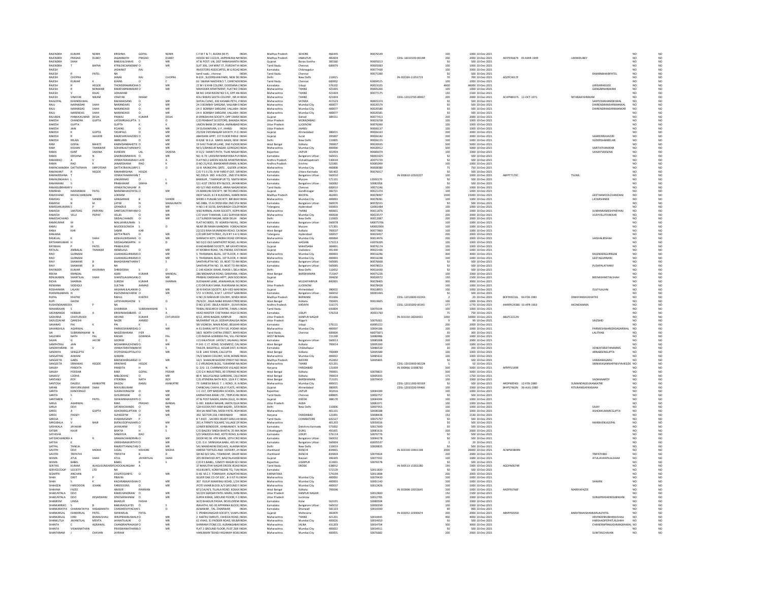| RAJENDRA | KUMAR | NEMA | KRISHNA | GOPAL | NEMA | C F M T & T I, BIJONI (M.P) | INDIA | Madhya Pradesh | SEHORE | 466445 | R0076549 | | 100 | 1000 | 10-Dec-2021 | | | | NO | NO |
|---|---|---|---|---|---|---|---|---|---|---|---|---|---|---|---|---|---|---|---|---|
| RAJENDRA | PRASAD | DUBEY | JAGANNATH | PRASAD | DUBEY | HOUSE NO 1122/A, JAIPRAKASH NA | INDIA | Madhya Pradesh | JABALPUR | 482004 | | CDSL-16010100-00148 | 200 | 2000 | 10-Dec-2021 | AEFPD5667K | 05-MAR-1949 | LAXMIDUBEY | NO | NO |
| RAJENDRA | | SHAH | BABULALSHAHS | O | MR | AT & POST: LIN, DIST BANASKANTH | INDIA | Gujarat | Banas Kantha | 385560 | R0005013 | | 50 | 500 | 10-Dec-2021 | | | | NO | NO |
| RAJENDRA | T | BAFNA | KTRILOKCHANDBAF | O | MR | SUIT 306, 144 MINT ST, PUROHIT H | INDIA | Tamil Nadu | Chennai | 600079 | R0005083 | | 100 | 1000 | 10-Dec-2021 | | | | NO | NO |
| RAJESH | | | JASWANT | RAJ | | INVESTORS ASSOCIATES, M G ROAD | INDIA | Karnataka | Chikmagalur | | R0077430 | | 100 | 1000 | 10-Dec-2021 | | | | NO | NO |
| RAJESH | R | PATEL | NA | | | tamil nadu , chennai | INDIA | Tamil Nadu | Chennai | | R0075390 | | 50 | 500 | 10-Dec-2021 | | | RAMANBHAIBPATEL | NO | NO |
| RAJESH | | CHOPRA | JANAK | RAJ | CHOPRA | B-619 , SUDERSHAN PARK, NEW DE | INDIA | Delhi | New Delhi | 110015 | | IN-302269-11353713 | 70 | 700 | 10-Dec-2021 | ADZPC4017F | | | NO | NO |
| RAJESH | KUMAR | K | KIAINS | O | C | 63 SWAMI NAICHEN S T, CHINTADI | INDIA | Tamil Nadu | Chennai | 600002 | K0004515 | | 100 | 1000 | 10-Dec-2021 | | | | NO | NO |
| RAJESH | R | HEGDE | THONSEERAMMOHA | O | MR | 22 M I G KHB COLONY, DODDANA G | INDIA | Karnataka | Udupi | 576102 | R0023105 | | 4600 | 46000 | 10-Dec-2021 | | | GIRISHRHEGDE | NO | NO |
| RAJESH | R | NENWANI | RAMESHRNANWANI | O | MR | MAHODER APARTMENT, FLAT NO 1 | INDIA | Maharashtra | THANE | 421005 | R0005200 | | 100 | 1000 | 10-Dec-2021 | | | GANGARNANWANI | NO | NO |
| RAJESH | V | RAJAI | UDHARAM | | | B6 NO 1458 ROOM NO 5-6, OPP AN | INDIA | Maharashtra | THANE | 421004 | R0077175 | | 150 | 1500 | 10-Dec-2021 | | | | NO | NO |
| RAJESH | VINAYAK | NIKAM | VINAYAK | NIKAM | | KOLI NIWAS GEETA COLONY, NR H | INDIA | Maharashtra | THANE | 421004 | | CDSL-12013700-00067 | 200 | 2000 | 10-Dec-2021 | ACHPN8027L | 11-OCT-1971 | NITARAJESHNIKAM | NO | NO |
| RAJGOPAL | KHANDELWAL | | RADHAKISANS | O | MR | SHITAL CLINIC, 330 KASABA PETH, | INDIA | Maharashtra | SATARA | 415523 | R0005374 | | 50 | 500 | 10-Dec-2021 | | | SANTOSHKHANDELWAL | NO | NO |
| RAJU | NARANDAR | SHAH | NARANDARS | O | MR | 24-3 BOMBAY SARGAM, VALLABH | INDIA | Maharashtra | Mumbai City | 400077 | R0020579 | | 50 | 500 | 10-Dec-2021 | | | DHIRENDRANSHRIMANKAL | NO | NO |
| RAJU | NARENDAS | SHAH | NARANDASS | O | MR | 24-3 BOMBAY SARGAM, VALLABH | INDIA | Maharashtra | Mumbai City | 400077 | R0020580 | | 50 | 500 | 10-Dec-2021 | | | DHIRENDRANSHRIMANKAR | NO | NO |
| RAJU | NARENDAS | SHAH | NARANDASS | O | MR | 24-4 BOMBAY SARGAM, VALLABH | INDIA | Maharashtra | Mumbai City | 400077 | R0020581 | | 50 | 500 | 10-Dec-2021 | | | | NO | NO |
| RAJUBEN | PANKAJKUMAR | DESAI | PANKAJ | KUMAR | DESAI | 8 VRINDAVAN SOCIETY, OPP CHIRA | INDIA | Gujarat | Dahod | 389151 | R0077413 | | 200 | 2000 | 10-Dec-2021 | | | | NO | NO |
| RAKESH | CHANDRA | GUPTA | LATEMRGAGUPTA | S | O | C/O PRABHAT SCOOTORS, BARADA | INDIA | Uttar Pradesh | MORADABAD | | R0023258 | | 100 | 1000 | 10-Dec-2021 | | | | NO | NO |
| RAKESH | GUPTA | | GUPTA | | K | UNION BANK OF INDIA, AMINABAD | INDIA | Uttar Pradesh | LUCKNOW | | R0076390 | | 100 | 1000 | 10-Dec-2021 | | | | NO | NO |
| RAKESH | JAIN | | PCJAINS | O | MR | 24 GUSAINPURA, U P, JHANSI | INDIA | Uttar Pradesh | JHANSI | | R0006137 | | 100 | 1000 | 10-Dec-2021 | | | | NO | NO |
| RAKESH | K | GUPTA | YASHPALS | O | MR | 25/228 VIDYANAGAR SOCIETY, P.O. | INDIA | Gujarat | Ahmedabad | 380015 | R0006163 | | 200 | 2000 | 10-Dec-2021 | | | | NO | NO |
| RAKESH | R | JHAVERI | RAMESHRJHAVERIS | O | MR | ABHISHEK APRT, 1ST FLOOR PARLE | INDIA | Gujarat | Surat | 395007 | R0006182 | | 200 | 2000 | 10-Dec-2021 | | | SAMEERRJHAVERI | NO | NO |
| RAKESH | RELAN | | HBRELANS | O | MR | 8 A/68 W.E.A. KAROL BAGH, NEW | INDIA | Delhi | New Delhi | 110005 | R0006155 | | 100 | 1000 | 10-Dec-2021 | | | SUDERSHANRELAN | NO | NO |
| RAM | GOPAL | BAHETI | KARNIDANBAHETIS | O | MR | 19 SHIV THAKUR LANE, 2ND FLOOR | INDIA | West Bengal | Kolkata | 700007 | R0020935 | | 500 | 5000 | 10-Dec-2021 | | | | NO | NO |
| RAM | KISHAN | THANWAR | SOHANLALTHANWA | O | MR | M/1/1/BANGUR NAGAR, GOREGAO | INDIA | Maharashtra | Mumbai City | 400090 | R0020912 | | 500 | 5000 | 10-Dec-2021 | | | SARITATHANWAR | NO | NO |
| RAMA | KANT | SAXENA | KUNDAN | LAL | SAXENA | A 51/2 SHANTI PATH, TILAK NAGAR | INDIA | Rajasthan | JAIPUR | 302004 | R0085074 | | 100 | 1000 | 10-Dec-2021 | | | SANJAYSAKSENA | NO | NO |
| RAMA | KRISHNA | N | GNARASIMHAHS | O | MR | NO. K-79 LAKSHMI NARAYANA PUR | INDIA | Karnataka | Bangalore Urban | 560021 | N0001425 | | 50 | 500 | 10-Dec-2021 | | | | NO | NO |
| RAMARAO | A | V | VENKATARAMAIAH | LATE | A | FLAT NO.2 GREEN HOUSE APARTME | INDIA | Andhra Pradesh | Vishakhapatnam | 530018 | A0075729 | | 50 | 500 | 10-Dec-2021 | | | | NO | NO |
| RAMA | RAO | K | JANARDHANA | RAO | K | D NO 21/410, BHASKARAPURAM, M | INDIA | Andhra Pradesh | Krishna | 521001 | K0085049 | | 100 | 1000 | 10-Dec-2021 | | | | NO | NO |
| RAMACHANDRA | DATTATRAYA | SIRPOTDAR | DATTATRAYALSIRPC | S | O | 10-B MUNICIPAL QRTS., GILDER LA | INDIA | Maharashtra | Mumbai City | 400008 | R0008380 | | 75 | 750 | 10-Dec-2021 | | | | NO | NO |
| RAMAKANT | R | HEGDE | RAMAKRISHNA | HEGDE | | C/O T S S LTD, N M YARD P,DST, SIR | INDIA | Karnataka | Uttara Kannada | 581402 | R0076017 | | 50 | 500 | 10-Dec-2021 | | | | NO | NO |
| RAMAKRISHNA | T | | VENKATANARAYAN | T | | NO.595/A 3RD A BLOCK, 2ND STA | INDIA | Karnataka | Bangalore Urban | 560010 | | IN-300610-10503227 | 100 | 1000 | 10-Dec-2021 | ABFPT7170C | | TSUNIL | NO | NO |
| RAMALINGAIAH | L | | LINGANNAS | O | L | BANNUR, T.NARASIPUR TQ, MYSO | INDIA | Karnataka | Mysore | 571101 | L0000170 | | 50 | 500 | 10-Dec-2021 | | | | NO | NO |
| RAMAMANI | S | | PRABHAKAR | SIMHA | R | 511 41ST CROSS 8TH BLOCK, JAYAN | INDIA | Karnataka | Bangalore Urban | 560082 | S0082058 | | 50 | 500 | 10-Dec-2021 | | | | NO | NO |
| RAMASUBRAMANY | | | VENKATACHALAM | R | | AD 5/2 IIND AVENUE, ANNA NAGA | INDIA | Tamil Nadu | Chennai | 600010 | V0075246 | | 100 | 1000 | 10-Dec-2021 | | | | NO | NO |
| RAMBHAI | NARANBHAI | PATEL | NARANBHAICPATEL | O | MR | 23 AMRKUNJ SOCIETY, NR TECHNIC | INDIA | Gujarat | Gandhinagar | 382721 | R0021374 | | 100 | 1000 | 10-Dec-2021 | | | | NO | NO |
| RAMCHAND | MOOLCHANDANI | | LOKRAM | | | DEEP SALES, 8 J K BUILDING, HAMI | INDIA | Madhya Pradesh | BHOPAL | 462001 | R0078497 | | 1500 | 15000 | 10-Dec-2021 | | | GEETHAMOOLCHANDANI | NO | NO |
| RAMDAS | G | SHINDE | GANGARAM | B | SHINDE | SHERE E PUNJAB SOCIETY, BRI BHA | INDIA | Maharashtra | Mumbai City | 400093 | R0078281 | | 100 | 1000 | 10-Dec-2021 | | | LATARSHINDE | NO | NO |
| RAMESH | B | M | LATEB | N | MANJUNATH | NO.2886, 15 A CROSS BSK 2ND STA | INDIA | Karnataka | Bangalore Urban | 560070 | B0076555 | | 50 | 500 | 10-Dec-2021 | | | | NO | NO |
| RAMESHKUMARKS | | P | GPANDUS | O | MR | H NO 1-8-32/26, BAPUBAGH COLO | INDIA | Telangana | Hyderabad | 500003 | G0001484 | | 100 | 1000 | 10-Dec-2021 | | | | NO | NO |
| RAMESH | SANTDAS | PARYANI | SANTDASTPARYANI | O | MR | 4/60 NIRMAL JIVAN SOCIETY, KOPR | INDIA | Maharashtra | THANE | 400601 | R0011876 | | 100 | 1000 | 10-Dec-2021 | | | SUMANRAMESHPARYANI | NO | NO |
| RAMESH | VELJI | POPAT | VELJIS | O | MR | C/O VIJAY THAKKAR, 1161 SURYAW | INDIA | Maharashtra | Mumbai City | 400028 | R0023577 | | 200 | 2000 | 10-Dec-2021 | | | VIJAYVELJITHAKKAR | NO | NO |
| RAMESHCHAND | | | SRIDALCHANDS | O | MR | 117 SUNDER NAGAR, NEW DELHI | INDIA | Delhi | New Delhi | 110003 | R0012087 | | 200 | 2000 | 10-Dec-2021 | | | | NO | NO |
| RAMKUMAR | M | | MALLIKARJUNAN | S | | FLAT NO B003, 70 ADARSH NIVAS, | INDIA | Karnataka | Bangalore Urban | 560078 | M0075706 | | 100 | 1000 | 10-Dec-2021 | | | | NO | NO |
| RAMU | M | | MUDDEGOWDA | S | O | NEAR SRI RAMA MANDIRA VOKKALI | INDIA | Karnataka | Mysore | 571301 | M0002900 | | 100 | 1000 | 10-Dec-2021 | | | | NO | NO |
| RANA | KAR | | SAMIR | KAR | | 22/123 RAJA MUNINDRA ROAD, CA | INDIA | West Bengal | Kolkata | 700037 | R0077869 | | 100 | 1000 | 10-Dec-2021 | | | | NO | NO |
| RANJANA | | | DATTATRAYS | O | MR | C/O MR DATTATRAY, 25/4 RT 3-4-5 | INDIA | Telangana | Hyderabad | 500027 | R0023457 | | 200 | 2000 | 10-Dec-2021 | | | | NO | NO |
| RASIKLAL | K | SHAH | KESHAVJIMSHAHS | O | MR | SHRINATH KOTI, JINDRAI ROAD OP | INDIA | Maharashtra | Mumbai City | 400064 | R0014976 | | 200 | 2000 | 10-Dec-2021 | | | VAISHALIRSHAH | NO | NO |
| RATHANKUMAR | H | S | SIDDAGANGAPPA | H | D | NO 52/2 OLD SANTHEPET ROAD, A | INDIA | Karnataka | HASSAN | 573213 | H0076595 | | 100 | 1000 | 10-Dec-2021 | | | | NO | NO |
| RATIBHAI | P | PATEL | PRABHUDAS | | | 8 KADAMBARI SOCIETY, NR GAYATI | INDIA | Gujarat | MAHESANA | 384001 | R0076174 | | 100 | 1000 | 10-Dec-2021 | | | | NO | NO |
| RATILAL | AMBALAL | THAKKAR | AMBALALS | O | MR | AT MOBHA ROAD, TAL PADRA, DIST | INDIA | Gujarat | Vadodara | 391430 | R0021436 | | 100 | 1000 | 10-Dec-2021 | | | | NO | NO |
| RAVI | GURNANI | | LILARAMGURNANIS | O | MR | 5 THANAWAL BLDG, 1ST FLOOR, 4 | INDIA | Maharashtra | Mumbai City | 400003 | R0016246 | | 300 | 3000 | 10-Dec-2021 | | | RAJENDERGURNGNI | NO | NO |
| RAVI | GURNANI | | LILARAMGURNANIS | O | MR | 5 THANAWAL BLDG, 1ST FLOOR, 4 | INDIA | Maharashtra | Mumbai City | 400003 | R0016248 | | 100 | 1000 | 10-Dec-2021 | | | GEETAGURNANI | NO | NO |
| RAVI | SHANKAR | B | BHAGAWANTHARA | T | S | SANTHRUPTHI NO. 19, NEXT TO RA | INDIA | Karnataka | Bangalore Urban | 560085 | B0076668 | | 50 | 500 | 10-Dec-2021 | | | | NO | NO |
| RAVI | SHANKAR | B | NA | | | SANTHRUPTHI NO. 19, NEXT TO RA | INDIA | Karnataka | Bangalore Urban | 560085 | R0078023 | | 50 | 500 | 10-Dec-2021 | | | PUSHPALATHABV | NO | NO |
| RAVINDER | KUMAR | KHURANA | SHRIDESRAJ | S | O | C-149 ASHOK VIHAR, PHASE-I, DEL | INDIA | Delhi | New Delhi | 110052 | R0016430 | | 50 | 500 | 10-Dec-2021 | | | | NO | NO |
| REKHA | MANDAL | | ASIM | KUMAR | MANDAL | 286 MIDNAPUR ROAD, GIRAPARA, | INDIA | West Bengal | BARDHAMAN | 713347 | R0075226 | | 100 | 1000 | 10-Dec-2021 | | | | NO | NO |
| RENUKABEN | SHANTILAL | SHAH | SHANTILALMAGANL | O | MR | PRABHU DARSHAN APPT, JAIN SOC | INDIA | Gujarat | | 394650 | R0020072 | | 150 | 1500 | 10-Dec-2021 | | | BEENASHANTILALSHAH | NO | NO |
| RICHA | SHARMA | | SURESH | KUMAR | SHARMA | SUDHAKAR LANE, JAWAHARLAL RO | INDIA | Bihar | MUZAFFARPUR | 842001 | R0078405 | | 300 | 3000 | 10-Dec-2021 | | | | NO | NO |
| RIZWANA | SIDDIQUI | | SULTAN | AHMAD | | C/O DR RUKH SANA, RUKHSANA N | INDIA | Uttar Pradesh | LUCKNOW | | R0078428 | | 100 | 1000 | 10-Dec-2021 | | | | NO | NO |
| ROSHANARA | LALANI | | HASANALILALANIW | O | MR | 30-B KHOJA SOCIETY, B/H VED MA | INDIA | Gujarat | Ahmedabad | 380022 | R0018855 | | 100 | 1000 | 10-Dec-2021 | | | ZULFYLALANI | NO | NO |
| RUKMINIAMMA | N | | KGOVINDACHARW | O | MR | 572 IV CROSS, H.M.T. LAYOUT GAN | INDIA | Karnataka | Bangalore Urban | 560032 | N0001465 | | 50 | 500 | 10-Dec-2021 | | | | NO | NO |
| RUPAL | KHATKE | | RAHUL | KHATKE | | H NO 23 MAHAVIR COLONY, SENDH | INDIA | Madhya Pradesh | BARWANI | 451666 | | CDSL-12010600-02242 | 2 | 20 | 10-Dec-2021 | BOFPK9216L | 04-FEB-1983 | DIWAYANSHUKHATKE | NO | NO |
| RUPI | GHOSE | | LATEFAKIRGHOSE | S | O | 79/4/2C , RAJA NABA KISSAN STREE | INDIA | West Bengal | Kolkata | 700005 | R0019605 | | 100 | 1000 | 10-Dec-2021 | | | | NO | NO |
| RUSHENDRAREDDY | | P | NA | | | D NO 3/245 OBULA REDDY , DUVV | INDIA | Andhra Pradesh | KADAPA | 516175 | | CDSL-12035000-00341 | 177 | 1770 | 10-Dec-2021 | AWRPK2438D | 10-APR-1963 | KKONDAMMA | NO | NO |
| MAHARAJAN | S | | SIVARAMA | SUBRAMANIAN | S | TRIBAL RESEARCH CENTRE, TAMIL | INDIA | Tamil Nadu | | 643004 | S0079144 | | 100 | 1000 | 10-Dec-2021 | | | | NO | NO |
| SADANANDA | HEBBAR | A | KRISHNAHEBBARS | O | A | HEAD MASTER CHETHANA HIGH SC | INDIA | Karnataka | UDUPI | 576218 | A0001760 | | 75 | 750 | 10-Dec-2021 | | | | NO | NO |
| SADHANA | CHATURVEDI | | ARVIND | KUMAR | CHTURVEDI | 8/12, ARYA NAGAR, KANPUR | INDIA | Uttar Pradesh | KANPUR NAGAR | | | IN-301330-18269931 | 1000 | 10000 | 10-Dec-2021 | ABLPC2212N | | | NO | NO |
| SADUZZAFAR | QARESHI | | NAZIR | AHMED | | MUSARRAT VILLA, DODHPUR ALIGA | INDIA | Uttar Pradesh | Aligarh | | S0076361 | | 9 | 90 | 10-Dec-2021 | | | SAIZSAID | NO | NO |
| SAHANAS | PAI | K | PAI | K | | SRI VIGNESH, MAIN ROAD, BELMAN | INDIA | Karnataka | Udupi | 576111 | K0085222 | | 200 | 2000 | 10-Dec-2021 | | | | NO | NO |
| SAHANSHILA | AGARWAL | | PARMESHWARIDAS | O | MR | A-51 DHIRAJ APTS 5TH FLR, PODAR | INDIA | Maharashtra | Mumbai City | 400097 | S0004186 | | 100 | 1000 | 10-Dec-2021 | | | PARMESHWARIDASAGARWAL | NO | NO |
| SAI | SUBRAMANIAM | N | NAGESWARAM | IYER | | 58/2 NORTH CHITRA STREET, MAYI | INDIA | Tamil Nadu | Chennai | 600004 | N0075871 | | 30 | 300 | 10-Dec-2021 | | | LALITHAB | NO | NO |
| SAILENRA | NATH | PAL | RADHA | GOBINDA | PAL | C/O RADHA GOBINDA PAL, VILL PAI | INDIA | WEST BENGAL | | 721249 | S0080986 | | 100 | 1000 | 10-Dec-2021 | | | | NO | NO |
| SAJAN | G | JACOB | GEORGE | C | D | 115 KALATHUR LAYOUT, JALAHALL | INDIA | Karnataka | Bangalore Urban | 560013 | S0085008 | | 200 | 2000 | 10-Dec-2021 | | | | NO | NO |
| SAMPATRAI | JAIN | | MOHANRAJCHOWD | O | MR | P-143 C.I.T. ROAD, SCHEMES2, CAL | INDIA | West Bengal | Kolkata | 700014 | S0005390 | | 100 | 1000 | 10-Dec-2021 | | | | NO | NO |
| SANDHYARANI | M | V | VENKATARATHNAM | M | S | TAILOR, BAGEPALLI, KOLAR DIST, K | INDIA | Karnataka | Chikballapur | | S0080530 | | 20 | 200 | 10-Dec-2021 | | | VENKATARATHNAMMS | NO | NO |
| SANDHYA | SENGUPTA | | JYOTISENGUPTALATI | O | MR | 53 B LAKE TOWN, CALCUTTA | INDIA | West Bengal | Kolkata | 700089 | S0005589 | | 100 | 1000 | 10-Dec-2021 | | | ARNABSENGUPTA | NO | NO |
| SANGATRAI | AJWANI | | AJWANI | | | 7A/2 SINDHI COLONY, SION, BOMB | INDIA | Maharashtra | Mumbai City | 400022 | S0085632 | | 100 | 1000 | 10-Dec-2021 | | | | NO | NO |
| SANGEETA | GARG | | BANSIDHARGARGD | O | MR | 10/1 SHAKKAR BAZZAR STREET NO | INDIA | Madhya Pradesh | INDORE | 452002 | S0009805 | | 50 | 500 | 10-Dec-2021 | | | VANDANAGARG | NO | NO |
| SANGEETA | SRINIWAS | HEGDE | SRINIWAS | HEGDE | | C-2 VRUNDAN BLDG, TUKARAM NA | INDIA | Maharashtra | THANE | 421201 | | CDSL-12010900-00228 | 5 | 50 | 10-Dec-2021 | | | SRINIWASANNAPPAVYAHEGDE | NO | NO |
| SANJAY | PANDITA | | PANDITA | H | N | G-2/G-13, CHARMWOOD VILLAGE | INDIA | Haryana | FARIDABAD | 121009 | | IN-300966-10388760 | 500 | 5000 | 10-Dec-2021 | AFRPP1549R | | | NO | NO |
| SANJAY | PODDAR | | RAM | GOPAL | PODAR | C/O G.K INDUSTRIES, 40 STRAND R | INDIA | West Bengal | Kolkata | 700001 | S0078823 | | 500 | 5000 | 10-Dec-2021 | | | | NO | NO |
| SANJEEV | LODHA | | MBLODHAS | O | MR | 80 A BALLYGUNGE GARDENS, CAL | INDIA | West Bengal | Kolkata | 700019 | S0005935 | | 175 | 1750 | 10-Dec-2021 | | | | NO | NO |
| SANTANU | ROY | | JITENDRA | NATH | ROY | C/O JITENDRA NATH ROY, 10/A P C | INDIA | West Bengal | BARDHAMAN | 713101 | S0079450 | | 100 | 1000 | 10-Dec-2021 | | | SADHANAROY | NO | NO |
| SANTOSH | DAGDU | KANKATRE | DAGDU | RAMU | KANKATRE | 73 GANESH BAUG T. J. ROAD , R. | INDIA | Maharashtra | Mumbai City | 400015 | | CDSL-12011300-00169 | 50 | 500 | 10-Dec-2021 | AROPK8540J | 12-FEB-1980 | SUMANDAGDUKANKATRE | NO | NO |
| SAPAN | MAYURKUMAR | SHAH | MAYURKUMAR | | | CHANCHAL CHAYA JOLLY FLATS, H | INDIA | Gujarat | Ahmedabad | 380005 | | CDSL-12033200-04466 | 100 | 1000 | 10-Dec-2021 | BHIPS7462N | 26-AUG-1980 | RITURANISAPANSHAH | NO | NO |
| SARITA | KANOONGO | | SUKANOONGOW | O | MR | 1-C-157, OPP BARORA SCHOOL, SH | INDIA | Rajasthan | JAIPUR | 302016 | S0044289 | | 100 | 1000 | 10-Dec-2021 | | | | NO | NO |
| SARITA | S | | GVSURESHW | O | MR | KARNATAKA BANK LTD., TRIPLICAN | INDIA | Tamil Nadu | Chennai | 600005 | S0002757 | | 50 | 500 | 10-Dec-2021 | | | | NO | NO |
| SARITABEN | I | PATEL | ISHWARBHAIGPATE | O | MR | AT & POST NAPA, KAIRA (GUJ), KH | INDIA | Gujarat | KHEDA | 388170 | S0044044 | | 100 | 1000 | 10-Dec-2021 | | | | NO | NO |
| SARLA | AGARWAL | | RAM | PRASAD | BANSAL | G-381 KAMLA NAGAR, JANTA QUA | INDIA | Uttar Pradesh | AGRA | | S0081071 | | 100 | 1000 | 10-Dec-2021 | | | | NO | NO |
| SARLA | DEVI | | SATARACHANDS | O | MR | 528 KUCHA PATI RAM BAZAR, SITA | INDIA | Delhi | New Delhi | 110006 | S0007955 | | 100 | 1000 | 10-Dec-2021 | | | SAJAY | NO | NO |
| SAROJ | A | GUPTA | ASHOKKRGUPTAW | O | MR | 304 SAI NIKETAN, MODI PATEL ROA | INDIA | Maharashtra | | 401101 | S0008188 | | 100 | 1000 | 10-Dec-2021 | | | ASHOKKUMARGUPTA | NO | NO |
| SAROJ | PASSEY | | SLPASSEYW | O | MR | 392 SECTOR 21B, FARIDABAD | INDIA | Haryana | FARIDABAD | 121001 | S0008436 | | 153 | 1530 | 10-Dec-2021 | | | | NO | NO |
| SAROJA | V | | KUMARASAMY | P | | 8 T ASST. , SACRED HEART GIRLS H | INDIA | Tamil Nadu | COIMBATORE | 642127 | V0075797 | | 50 | 500 | 10-Dec-2021 | | | | NO | NO |
| SAROJBALA | V | NAIR | BVENUGOPALNAIRW | O | MR | 201 A TRINITY SQUARE, VILLAGE D | INDIA | Maharashtra | | 401202 | S0030556 | | 50 | 500 | 10-Dec-2021 | | | NAIRBVENUGOPAL | NO | NO |
| SASHIKALA | JAYAKAR | | JAYAKARW | O | B | LOWER BENDOOR, KANKANADY, N | INDIA | Karnataka | Dakshina Kannada | 575002 | S0017690 | | 50 | 500 | 10-Dec-2021 | | | | NO | NO |
| SATBIR | KAUR | | BHATIA | H | S | C/O BALDEV SINGH BHATIA, 35 MA | INDIA | Chhattisgarh | DURG | 491001 | S0081616 | | 200 | 2000 | 10-Dec-2021 | | | | NO | NO |
| SATHISHA | | | SANJEEVA | RAO | | S/O SANJEEVA RAO, KOTE ROAD, K | INDIA | Karnataka | UDUPI | 576114 | S0076776 | | 50 | 500 | 10-Dec-2021 | | | | NO | NO |
| SATISHCHANDRA | A | R | GRAMACHANDRAR | O | MR | DOOR NO 36 4TH MAIN, 10TH CR | INDIA | Karnataka | Bangalore Urban | 560032 | S0044278 | | 50 | 500 | 10-Dec-2021 | | | | NO | NO |
| SATISH | K | | VRSRINIVASAMURTHY | O | MR | C/O. D.V. SRINIVASA BABU, 435 M | INDIA | Karnataka | Bangalore Urban | 560004 | K0005537 | | 2 | 20 | 10-Dec-2021 | | | | NO | NO |
| SATPAL | TANEJA | | RAMDITTAMALTAN | O | MR | 541 MANDAKINI ENCLAVE, ALAKNA | INDIA | Delhi | New Delhi | 110019 | S0009835 | | 50 | 500 | 10-Dec-2021 | | | | NO | NO |
| SAVITRI | DEVI | MIDHA | JUGAL | KISHORE | MIDHA | HARISH TEXTILES AND HOSIERY, J | INDIA | Jharkhand | RANCHI | 834001 | | IN-301330-19401198 | 2000 | 20000 | 10-Dec-2021 | ACNPM3809N | | | NO | NO |
| SAVITRI | TRIPATHI | | TRIPATHI | B | D | QR NO B/2 SAIL, TOWNSHIP, DHUR | INDIA | Jharkhand | RANCHI | 834004 | S0079924 | | 200 | 2000 | 10-Dec-2021 | | | TRIPATHIBD | NO | NO |
| SEEMA | ATUL | SHAH | ATUL | JAYANTILAL | SHAH | 205 REDWOOD APT, NAGTALAVAD | INDIA | Gujarat | Navsari | 396445 | S0077032 | | 50 | 500 | 10-Dec-2021 | | | ATULJAYANTILALSHAH | NO | NO |
| SEEMA | BABEL | | BABEL | R | S | C/O R S BABEL, 52MOTI MAGRI SC | INDIA | Rajasthan | UDAIPUR | 313001 | S0076578 | | 50 | 500 | 10-Dec-2021 | | | | NO | NO |
| SENTHIL | KUMAR | ALAGUSUNDARAM | CHOCKALINGAM | A | | 37 MARUTHA NAGAR ERODE ROAD | INDIA | Tamil Nadu | ERODE | 638052 | | IN-300513-15302280 | 190 | 1900 | 10-Dec-2021 | AGDPA0674R | | | NO | NO |
| SERVICECOOP | SOCIETY | LTD | NA | | | HULIKUNTE, KORATAGERE TQ, TUN | INDIA | Karnataka | | 572129 | S0011830 | | 50 | 500 | 10-Dec-2021 | | | | NO | NO |
| SESAPPA | ANCHAN | | JOGEPOOJARYS | O | MR | D-46 M.C.F. TOWNSHIP, KUNJATHB | INDIA | KARNATAKA | | 574194 | S0011898 | | 200 | 2000 | 10-Dec-2021 | | | | NO | NO |
| SHAH | DIXIT | P | PRAVIN | | | SILVER OAK CO-OP SOC , B-3 IST FL | INDIA | Maharashtra | Mumbai City | 400092 | S0079430 | | 100 | 1000 | 10-Dec-2021 | | | | NO | NO |
| SHAH | S | K | KACHRABHAIVSHAH | O | MR | 307 YUSUF MAHERALI ROAD, 1/24 | INDIA | Maharashtra | Mumbai City | 400003 | S0001140 | | 100 | 1000 | 10-Dec-2021 | | | SHAHRK | NO | NO |
| SHAHEEN | FAREDOON | JEHANI | FAREDOONS | O | MR | JYOTI VIHAR BLOCK A/3 GROUND F | INDIA | Maharashtra | Mumbai City | 400037 | S0012426 | | 100 | 1000 | 10-Dec-2021 | | | | NO | NO |
| SHAHINA | FAZEE | | ANISUR | RAHMAN | | 87/1/A/H/3, TILJALA ROAD, KOLKA | INDIA | West Bengal | Kolkata | 700046 | | IN-302898-10053645 | 100 | 1000 | 10-Dec-2021 | AADPF6766F | | MARIYAFAZEE | NO | NO |
| SHAKUNTALA | DEVI | | RAMCHANDRAW | O | MR | 50/229 SARDAR PATEL MARG, KAN | INDIA | Uttar Pradesh | KANPUR NAGAR | | S0012840 | | 150 | 1500 | 10-Dec-2021 | | | | NO | NO |
| SHAKUNTALA | DEVI | KESARWANI | SPKESARWANIW | O | MR | SURYA KIRAN, GROUND FLOOR, F-1 | INDIA | Uttar Pradesh | Lucknow | | S0012785 | | 100 | 1000 | 10-Dec-2021 | | | SURAJPRASADKESARWANI | NO | NO |
| SHAMEEM | UNISA | | BHADUR | PASHA | | W/O BHADUR PASHA, DEVELOPEM | INDIA | Karnataka | Kolar | 563101 | S0080594 | | 50 | 500 | 10-Dec-2021 | | | | NO | NO |
| SHANKARRAO | S | B | BABURAODALTES | O | S | IRAVATHI, NO-30 APPANNA BLOCK | INDIA | Karnataka | Bangalore Urban | 560032 | S0000290 | | 100 | 1000 | 10-Dec-2021 | | | | NO | NO |
| SHANKARAYYA | CHARANTAYYA | HASABIMATH | CHARANTAYYACHA | S | O | AUNAWAR , TAL. DHARWAR | INDIA | Karnataka | Dharwad | 581103 | S0014390 | | 90 | 900 | 10-Dec-2021 | | | | NO | NO |
| SHANKARLAL | ISHWARLAL | PATEL | ISHWARLAL | PATEL | | 5 PRABHUNAGAR SOCIETY, VIJAPU | INDIA | Gujarat | Mehesana | 382870 | | IN-303052-10090674 | 200 | 2000 | 10-Dec-2021 | ABKPP0205D | | BARATBHAISHANKARLALPATEL | NO | NO |
| SHANKARLAL | HIRJI | BHANUSHALI | HIRJIPBHANUSHALI | O | MR | 2 MATRU SMRUTI, CHHEDA ROAD | INDIA | Maharashtra | THANE | 421201 | S0014445 | | 400 | 4000 | 10-Dec-2021 | | | ARVINDHIRJIBHANUSHALI | NO | NO |
| SHANKUTLA | JAYANTILAL | MEHTA | JAYANTILALW | O | MR | 61 VIKAS, 31 PADDER ROAD, MUMB | INDIA | Maharashtra | Mumbai City | 400026 | S0014650 | | 50 | 500 | 10-Dec-2021 | | | HARSHADPOPATLALSHAH | NO | NO |
| SHANTA | C | AGRAWAL | CHANDRAPRAKASH | O | MR | SHRIRAM STONE CO, AURANGABAD | INDIA | Maharashtra | JALNA | 431203 | S0014704 | | 300 | 3000 | 10-Dec-2021 | | | CHANDRAPRAKASHMAGRAWAL | NO | NO |
| SHANTA | VISWANATHAN | | PKVISWANATHANW | O | MR | FLAT 2 GROUND FLOOR, PLOT 268 | INDIA | Maharashtra | Mumbai City | 400022 | S0014911 | | 50 | 500 | 10-Dec-2021 | | | | NO | NO |
| SHANTARAM | J | CHAVAN | JAYRAM | | | HANUMAN TEKADI HIGHWAY ROAD | INDIA | Maharashtra | Mumbai City | 400055 | S0076682 | | 200 | 2000 | 10-Dec-2021 | | | SUNITASCHAVAN | NO | NO |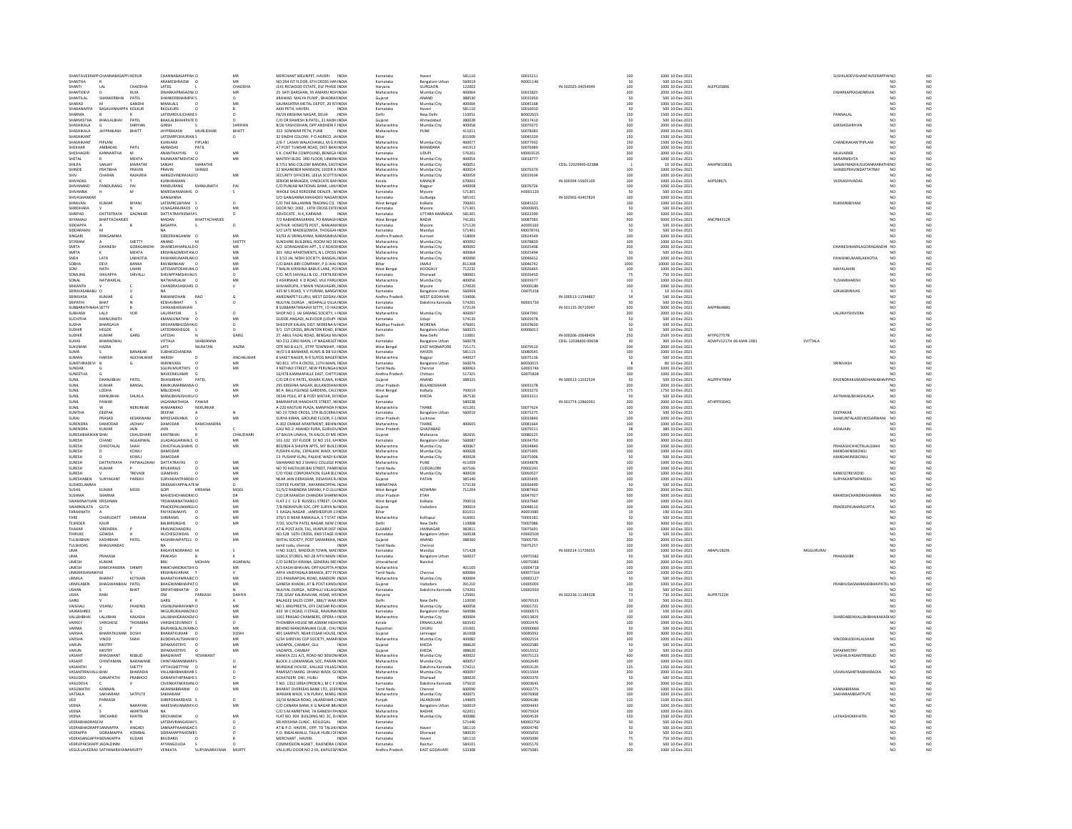| | | | | | | | | | | | | | | | | | | | | | |
|---|---|---|---|---|---|---|---|---|---|---|---|---|---|---|---|---|---|---|---|---|---|
| SHANTAVEERAPP | CHANNABASAPP | HIERUR | CHANNABASAPPAH | O | MR | MERCHANT MELINPET, HAVERI | INDIA | Karnataka | Haveri | 581110 | S0015211 | | 100 | 1000 | 10-Dec-2021 | | | | SUSHILADEVISHANTAVEERAPPAHIN | NO | NO |
| SHANTHA | R | | ARAMESHRAOW | O | MR | NO.294 1ST FLOOR, 6TH CROSS HAI | INDIA | Karnataka | Bangalore Urban | 560019 | R0001146 | | 50 | 500 | 10-Dec-2021 | | | | | NO | NO |
| SHANTI | LAL | CHADDHA | LATEG | L | CHADDHA | J141 RICWOOD ESTATE, DLF PHASE | INDIA | Haryana | GURGAON | 122002 | | IN-302025-34054949 | 100 | 1000 | 10-Dec-2021 | ALEPC6580G | | | | NO | NO |
| SHANTIDEVI | D | RUIA | DWARKAPRASADW | O | MR | 25 SATI DARSHAN, 95 AMARSI ROA | INDIA | Maharashtra | Mumbai City | 400064 | S0015825 | | 200 | 2000 | 10-Dec-2021 | | | | DWARKAPRASADNRUIA | NO | NO |
| SHANTILAL | SHANKERBHAI | PATEL | SHANKERBHAIMPAT | S | | JIRAWAD MALYA PUMP, BHADRAN | INDIA | Gujarat | ANAND | 388530 | S0015950 | | 50 | 500 | 10-Dec-2021 | | | | | NO | NO |
| SHARAD | M | GANDHI | MANILALS | O | MR | SAURASHTRA METAL DEPOT, 20 ST | INDIA | Maharashtra | Mumbai City | 400004 | S0045168 | | 100 | 1000 | 10-Dec-2021 | | | | | NO | NO |
| SHARANAPPA | BASAVANNAPPA | KOLKUR | RKOLKURS | O | B | AKKI PETH, HAVERI | INDIA | Karnataka | Haveri | 581110 | S0016910 | | 50 | 500 | 10-Dec-2021 | | | | | NO | NO |
| SHARMA | B | R | LATEMRDULICHANES | O | | F8/29 KRISHNA NAGAR, DELHI | INDIA | Delhi | New Delhi | 110051 | B0002655 | | 150 | 1500 | 10-Dec-2021 | | | | PANNALAL | NO | NO |
| SHARMISTHA | BHAILALBHAI | PATEL | BHAILALBHAIKPATE | D | O | C/O DR RAMESH B PATEL, 31 RADH | INDIA | Gujarat | Ahmedabad | 380028 | S0017410 | | 50 | 500 | 10-Dec-2021 | | | | | NO | NO |
| SHASHIKALA | G | SHRIYAN | GIRISH | S | SHRIYAN | B/26 YASHODHAN, OPP ANDHERI | INDIA | Maharashtra | Mumbai City | 400058 | S0079272 | | 200 | 2000 | 10-Dec-2021 | | | | GIRISHSSHRIYAN | NO | NO |
| SHASHIKALA | JAYPRAKASH | BHATT | JAYPRAKASH | MURLIDHAR | BHATT | 353 SOMWAR PETH, PUNE | INDIA | Maharashtra | PUNE | 411011 | S0078383 | | 200 | 2000 | 10-Dec-2021 | | | | | NO | NO |
| SHASHIKANT | | | LATESMRPCBHURAN | S | O | 32 SINDHI COLONY, P O AGRICO, JA | INDIA | Bihar | | 831009 | S0045339 | | 150 | 1500 | 10-Dec-2021 | | | | | NO | NO |
| SHASHIKANT | PIPLANI | | KUNWARJI | PIPLANI | | 2/6-7 LASAN WALACHAWLI, M.G.RO | INDIA | Maharashtra | Mumbai City | 400077 | S0077932 | | 150 | 1500 | 10-Dec-2021 | | | | CHANDRAKANTPIPLANI | NO | NO |
| SHEKHAR | AMBADAS | PATIL | AMBADAS | PATIL | | AT POST TUMSAR ROAD, DIST-BHA | INDIA | Maharashtra | BHANDARA | 441913 | S0076989 | | 100 | 1000 | 10-Dec-2021 | | | | | NO | NO |
| SHESHAGIRI | KANNANTHA | M | ANANTHAYYAS | O | MR | S.K. CHATRA COMPOUND, BENEGA | INDIA | Karnataka | UDUPI | 576201 | M0003535 | | 200 | 2000 | 10-Dec-2021 | | | | NILAVARKB | NO | NO |
| SHETAL | R | MEHTA | RAJNIKANTMEHTAD | O | MR | MAITRYI BLDG 3RD FLOOR, LINKIN | INDIA | Maharashtra | Mumbai City | 400054 | S0018777 | | 100 | 1000 | 10-Dec-2021 | | | | MRRARMEHTA | NO | NO |
| SHILPA | SANJAY | MARATHE | SANJAY | MARATHE | | B 7/51 MIG COLONY BANDRA, EAS | INDIA | Maharashtra | Mumbai City | 400051 | | CDSL-12020900-02388 | 1 | 10 | 10-Dec-2021 | AAHPM1083G | | | SANJAYMADHUSUDANMARATHE | NO | NO |
| SHINDE | PRATIBHA | PRAVIN | PRAVIN | SHINDE | | 22 MAANEBER MANSION, 1930R A | INDIA | Maharashtra | Mumbai City | 400014 | S0076370 | | 100 | 1000 | 10-Dec-2021 | | | | SHINDEPRAVINDATTATRAY | NO | NO |
| SHIV | CHARAN | RAJVARIA | HARGOVINDRAJAJ | O | MR | SECURITY OFFICERS, LEELA SCOTT | INDIA | Maharashtra | Mumbai City | 400059 | S0019504 | | 100 | 1000 | 10-Dec-2021 | | | | | NO | NO |
| SHIVADAS | K | T | KUNHIRAMAN | | | SENIOR MANAGER, SYNDICATE BA | INDIA | Kerala | KANNUR | 670001 | | IN-300394-15605109 | 100 | 1000 | 10-Dec-2021 | AJIPS0867L | | | VEENASHIVADAS | NO | NO |
| SHIVANAND | PANDURANG | PAI | PANDURANG | MANJUNATH | PAI | C/O PUNJAB NATIONAL BANK, LAV | INDIA | Maharashtra | Nagpur | 440008 | S0076726 | | 100 | 1000 | 10-Dec-2021 | | | | | NO | NO |
| SHIVANNA | H | M | MARISWAMAIAHS | O | S | WHOLE SALE KEROSINE DEALER, M | INDIA | Karnataka | Mysore | 571301 | H0001120 | | 50 | 500 | 10-Dec-2021 | | | | | NO | NO |
| SHIVASHANKAR | | | GANGANNA | | | S/O GANGANNA MAHADEV NAGAR | INDIA | Karnataka | Gulbarga | 585101 | | IN-302902-43407824 | 100 | 1000 | 10-Dec-2021 | | | | | NO | NO |
| SHRAVAN | KUMAR | BIYANI | LATEMRCLBIYANI | S | O | C/O THE BALLAMNN TRADING CO, | INDIA | West Bengal | Kolkata | 700001 | S0045322 | | 100 | 1000 | 10-Dec-2021 | | | | RUKMINIBIYANI | NO | NO |
| SHRIDHARA | V | N | VENAGARAJRAOS | O | MR | DOOR NO: 2082, 14TH CROSS EXTE | INDIA | Karnataka | Mysore | 571301 | V0000695 | | 50 | 500 | 10-Dec-2021 | | | | | NO | NO |
| SHRIPAD | DATTATRAYA | GAONKAR | DATTATRAYASNAYA | S | O | ADVOCATE , N K, KARWAR. | INDIA | Karnataka | UTTARA KANNADA | 581301 | S0022300 | | 100 | 1000 | 10-Dec-2021 | | | | | NO | NO |
| SHYAMALI | BHATTACHARJEE | | MADAN | BHATTACHARJEE | | 7/2 RABINDRASARANI, PO RANAGH | INDIA | West Bengal | NADIA | 741201 | S0087583 | | 500 | 5000 | 10-Dec-2021 | ANCPB4312R | | | | NO | NO |
| SIDDAPPA | A | B | BASAPPA | S | O | ALTHUR HOSKOTE POST, NANJAN | INDIA | Karnataka | Mysore | 571120 | A0000160 | | 50 | 500 | 10-Dec-2021 | | | | | NO | NO |
| SIDDARAMU | M | | NA | | | S/O LATE MADEGOWDA, THOGGAH | INDIA | Karnataka | Mandya | 571401 | M0078741 | | 50 | 500 | 10-Dec-2021 | | | | | NO | NO |
| SINGARI | RANGAMMA | | SSREERANGAMW | O | MR | 43/93 A) SRINILAYAM, NARASIMHA | INDIA | Andhra Pradesh | Kurnool | 518001 | S0024549 | | 100 | 1000 | 10-Dec-2021 | | | | | NO | NO |
| SITARAM | A | SHETTY | ANAND | M | SHETTY | SUNSHINE BUILDING, ROOM NO 3 | INDIA | Maharashtra | Mumbai City | 400092 | S0078839 | | 100 | 1000 | 10-Dec-2021 | | | | | NO | NO |
| SMITA | DHANESH | GORAGANDHI | DHANESHHARILALG | O | MR | A/2 GORAGANDHI APT., S.V.ROAD | INDIA | Maharashtra | Mumbai City | 400092 | S0025406 | | 200 | 2000 | 10-Dec-2021 | | | | DHANESHHARILAGORAGANDHI | NO | NO |
| SMITA | K | MEHTA | KRISHNAGMEHTAW | O | MR | 301 MILI APARTMENTS, N L CROSS | INDIA | Maharashtra | Mumbai City | 400064 | S0025494 | | 50 | 500 | 10-Dec-2021 | | | | | NO | NO |
| SNEH | LATA | LAKHOTIA | PAWANKUMARLAK | O | MR | E 3/13 JAL NIDHI SOCIETY, BANGAL | INDIA | Maharashtra | Mumbai City | 400094 | S0046652 | | 100 | 1000 | 10-Dec-2021 | | | | PAWANKUMARLAKHOTIA | NO | NO |
| SOBHA | DEVI | BANKA | RAVIBANKAW | O | MR | C/O BAKA BIRI COMPANY, P O JHA | INDIA | Bihar | JAMUI | 811308 | S0046742 | | 1000 | 10000 | 10-Dec-2021 | | | | | NO | NO |
| SOM | NATH | LAHIRI | LATESANTOSHKUMA | O | MR | 7 NALIN KRISHNA BABUS LANE, PO | INDIA | West Bengal | HOOGHLY | 712232 | S0026465 | | 100 | 1000 | 10-Dec-2021 | | | | MAYALAHIRI | NO | NO |
| SOMLING | SHIVAPPA | SHIVALLI | SHIVAPPAMSHIVAL | S | O | C/O. M/S SHIVALLI & CO., FERTILISE | INDIA | Karnataka | Dharwad | 580001 | S0026450 | | 75 | 750 | 10-Dec-2021 | | | | | NO | NO |
| SONAL | NATWARLAL | | NATWARLALW | O | MR | 3 ASHIRWAD K D ROAD, VILE PARL | INDIA | Maharashtra | Mumbai City | 400056 | S0030077 | | 100 | 1000 | 10-Dec-2021 | | | | TUSHARHARISH | NO | NO |
| SRIKANTH | V | C | CHANDRASHEKARS | O | V | SHIVAKRUPA, II MAIN YADAVAGIRI | INDIA | Karnataka | Mysore | 570020 | V0000180 | | 100 | 1000 | 10-Dec-2021 | | | | | NO | NO |
| SRINIVASABABU | O | V | NA | | | 435 M S ROAD, V V PURAM, BANG | INDIA | Karnataka | Bangalore Urban | 560004 | O0075358 | | 1 | 10 | 10-Dec-2021 | | | | GIRIJASRINIVAS | NO | NO |
| SRINIVASA | KUMAR | G | RAMAMOHAN | RAO | G | AMEENAPET ELURU, WEST GODAV | INDIA | Andhra Pradesh | WEST GODAVARI | 534006 | | IN-300513-11594867 | 54 | 540 | 10-Dec-2021 | | | | | NO | NO |
| SRIPATHI | BHAT | N | KESHAVBHAT | S | O | NULIYAL DURGA , NIDAPALLI VILLA | INDIA | Karnataka | Dakshina Kannada | 574201 | N0001730 | | 50 | 500 | 10-Dec-2021 | | | | | NO | NO |
| SUBBARATHNAIA | SETTY | B | CHIKKABHEMAIAH | | | B SUBBARATHNAIAH SETTY, I D HA | INDIA | Karnataka | | 572124 | | IN-301135-26710047 | 500 | 5000 | 10-Dec-2021 | AAPPB6488G | | | | NO | NO |
| SUBHASH | LALJI | VOR | LALJIRAYSHI | S | O | SHOP NO 1 JAI SARANG SOCIETY, H | INDIA | Maharashtra | Mumbai City | 400097 | S0047991 | | 200 | 2000 | 10-Dec-2021 | | | | LALJIRAYSHIVORA | NO | NO |
| SUCHITHA | KMANJUNATH | | KMANJUNATHW | O | MR | GUDDE ANGADI, ALEVOOR (UDUP | INDIA | Karnataka | Udupi | 574110 | S0029378 | | 50 | 500 | 10-Dec-2021 | | | | | NO | NO |
| SUDHA | BHARGAVA | | SRISHAMBHUDAYAL | D | O | SHEOPUR KALAN, DIST. MORENA | INDIA | Madhya Pradesh | MORENA | 476001 | S0029630 | | 50 | 500 | 10-Dec-2021 | | | | | NO | NO |
| SUDHIR | HEGDE | K | LATEDRKKHEGDE | S | O | 9/1 1ST CROSS, BRUNTON ROAD, B | INDIA | Karnataka | Bangalore Urban | 560025 | K0006013 | | 50 | 500 | 10-Dec-2021 | | | | | NO | NO |
| SUDHIR | KUMAR | GARG | LATESHRI | N | GARG | 27, ABUL FAZAL ROAD, BENGALI M | INDIA | Delhi | New Delhi | 110001 | | IN-300206-10648404 | 250 | 2500 | 10-Dec-2021 | AFYPG7757B | | | | NO | NO |
| SUHAS | BHARADWAJ | | VITTALA | SHAMANNA | | NO-212 23RD MAIN, J P NAGAR 1ST | INDIA | Karnataka | Bangalore Urban | 560078 | | CDSL-12038400-00658 | 30 | 300 | 10-Dec-2021 | ADWPV1217H | 06-MAR-1981 | SVITTALA | | NO | NO |
| SUKUMAR | HAZRA | | LATE | NILRATAN | HAZRA | QTR NO.B-61/5 , KTPP TOWNSHIP, | INDIA | West Bengal | EAST MEDINIPORE | 721171 | S0079510 | | 200 | 2000 | 10-Dec-2021 | | | | | NO | NO |
| SUMA | S | BANAKAR | SUBHASCHANDRA | | | W/O S B BANAKAR, KUWS & DB SU | INDIA | Karnataka | HAVERI | 581115 | S0080545 | | 100 | 1000 | 10-Dec-2021 | | | | | NO | NO |
| SUMAN | HARISH | AGCHALWAR | HARISH | | ANCHALWAR | 8 SAKET NAGER, N R SUYOG NAGE | INDIA | Maharashtra | Nagpur | 440027 | S0075136 | | 50 | 500 | 10-Dec-2021 | | | | | NO | NO |
| SUMITHRADEVI | B | G | HSRINIVASS | O | MR | NO 811 VTH A CROSS, 11TH MAIN, | INDIA | Karnataka | Bangalore Urban | 560076 | B0050015 | | 8 | 80 | 10-Dec-2021 | | | | SRINIVASH | NO | NO |
| SUNDAR | G | | SGURUMURTHYS | O | | 4 NETHAJI STREET, NEW PERUNGAL | INDIA | Tamil Nadu | Chennai | 600063 | G0001746 | | 100 | 1000 | 10-Dec-2021 | | | | | NO | NO |
| SUNEETHA | G | | NAVEENKUMRR | G | | 16/478 KAMMAPALLE EAST, CHITT | INDIA | Andhra Pradesh | Chittoor | 517325 | G0075828 | | 100 | 1000 | 10-Dec-2021 | | | | | NO | NO |
| SUNIL | DHANJIBHAI | PATEL | DHANJIBHAI | PATEL | | C/O DR D K PATEL, KHARA KUWA, K | INDIA | Gujarat | ANAND | 388325 | | IN-300513-11032524 | 50 | 500 | 10-Dec-2021 | AGZPP4790M | | | RAJENDRAKUMARDHANJIBHAIPATEL | NO | NO |
| SUNIL | KUMAR | BANSAL | RAMKUMARBANSA | O | MR | 295 KRISHNA NAGAR, BULANDSHA | INDIA | Uttar Pradesh | BULANDSHAHR | | S0033178 | | 200 | 2000 | 10-Dec-2021 | | | | | NO | NO |
| SUNIL | LODHA | | MBLODHAS | O | MR | 80 A BALLYGUNGE GARDENS, CAL | INDIA | West Bengal | Kolkata | 700019 | S0033273 | | 175 | 1750 | 10-Dec-2021 | | | | | NO | NO |
| SUNIL | MANUBHAI | SHUKLA | MANUBHAIUSHUKU | O | MR | DESAI POLE, AT & POST MATAR, DI | INDIA | Gujarat | KHEDA | 387530 | S0033311 | | 50 | 500 | 10-Dec-2021 | | | | AJITMANUBHAISHUKLA | NO | NO |
| SUNIL | PAWAR | | JAGANNATHASA | PAWAR | | BAMMAPUR HANCHATE STREET, N | INDIA | Karnataka | | 580028 | | IN-301774-12860391 | 200 | 2000 | 10-Dec-2021 | ATHPP9304Q | | | | NO | NO |
| SUNIL | W | NERURKAR | WAMANRAO | NERURKAR | | A-2/20 KASTURI PLAZA, MANPADA | INDIA | Maharashtra | THANE | 421201 | S0077624 | | 100 | 1000 | 10-Dec-2021 | | | | | NO | NO |
| SUNITHA | DEEPAK | | DEEPAK | A | N | NO 23 72ND CROSS, 5TH BLOCK RA | INDIA | Karnataka | Bangalore Urban | 560010 | S0075275 | | 50 | 500 | 10-Dec-2021 | | | | DEEPAKAB | NO | NO |
| SURAJ | PRASAD | KESARWANI | MPKESARVANIS | O | MR | SURYA KIRAN, GROUND FLOOR, F-1 | INDIA | Uttar Pradesh | Lucknow | | S0033840 | | 100 | 1000 | 10-Dec-2021 | | | | SHAKUNTALADEVIKESARWANI | NO | NO |
| SURENDRA | DAMODAR | JADHAV | DAMODAR | RAMCHANDRA | | A-302 OMKAR APARTMENT, BEHIN | INDIA | Maharashtra | THANE | 400605 | S0081664 | | 100 | 1000 | 10-Dec-2021 | | | | | NO | NO |
| SURENDRA | KUMAR | JAIN | JAIN | S | C | GALI NO 2 ANANDI PURA, GURUD | INDIA | Uttar Pradesh | GHAZIABAD | | S0079211 | | 38 | 380 | 10-Dec-2021 | | | | ASHAJAIN | NO | NO |
| SURESHBHAIKAN | BHAI | CHAUDHARI | KANTIBHAI | R | CHAUDHARI | AT BALVA UNAVA, TA KALOL DI ME | INDIA | Gujarat | Mahesana | 382655 | S0080125 | | 100 | 1000 | 10-Dec-2021 | | | | | NO | NO |
| SURESH | CHAND | AGGARWAL | LILADAGGARWALS | O | MR | 101-102 1ST FLOOR SY NO 151, KA | INDIA | Karnataka | Bangalore Urban | 560037 | S0034750 | | 300 | 3000 | 10-Dec-2021 | | | | | NO | NO |
| SURESH | CHHOTALAL | SHAH | CHHOTALALSHAHS | O | MR | 803/804 A SHILPIN APTS, SKY BUIL | INDIA | Maharashtra | Mumbai City | 400067 | S0034840 | | 100 | 1000 | 10-Dec-2021 | | | | PRAKASHCHHOTALALSHAH | NO | NO |
| SURESH | D | KOWLI | DAMODAR | | | PUSHPA KUNJ, 13PALKHE WADI, K | INDIA | Maharashtra | Mumbai City | 400028 | S0075905 | | 100 | 1000 | 10-Dec-2021 | | | | MANDAKINISKOWLI | NO | NO |
| SURESH | D | KOWLI | DAMODAR | | | 13 PUSHAP KUNJ, PALKHE WADI | INDIA | Maharashtra | Mumbai City | 400028 | S0075906 | | 50 | 500 | 10-Dec-2021 | | | | MANDAKINISKOWLI | NO | NO |
| SURESH | DATTATRAYA | PATWALDHAN | DATTATRAYAS | O | MR | SWANAND NO 2 SHAHU COLLEGE | INDIA | Maharashtra | PUNE | 411009 | S0034878 | | 100 | 1000 | 10-Dec-2021 | | | | | NO | NO |
| SURESH | KUMAR | P | RPUKHRAJS | O | MR | NO 70 KASTHURI BAI STREET, PANR | INDIA | Tamil Nadu | CUDDALORE | 607106 | P0002241 | | 100 | 1000 | 10-Dec-2021 | | | | | NO | NO |
| SURESH | V | TREVADI | UJAMSHIS | O | MR | C/O YOKE CORPORATION, ELAR BL | INDIA | Maharashtra | Mumbai City | 400028 | S0050527 | | 100 | 1000 | 10-Dec-2021 | | | | MINESSTREVEDID | NO | NO |
| SURESHABEN | SURYAKANT | PAREKH | SURYAKANTPAREKH | O | MR | NEAR JAIN DERASHAR, DESAIVAS R | INDIA | Gujarat | PATAN | 385340 | S0035495 | | 100 | 1000 | 10-Dec-2021 | | | | SURYAKANTMPAREKH | NO | NO |
| SUSHEELAMMA | | | SRIKMVAYAPPALATEW | O | | COFFEE PLANTER , RAYARAKOPPAL | INDIA | KARNATAKA | | 573139 | S0036490 | | 50 | 500 | 10-Dec-2021 | | | | | NO | NO |
| SUSHIL | KUMAR | MODI | GOPI | KRISHNA | MODI | 51/5/2 RABINDRA SARANI, P O LIL | INDIA | West Bengal | HOWRAH | 711204 | S0087460 | | 200 | 2000 | 10-Dec-2021 | | | | | NO | NO |
| SUSHMA | SHARMA | | MAHESHCHANDRAS | O | D | C\O DR MAHESH CHANDRA SHARM | INDIA | Uttar Pradesh | ETAH | | S0047927 | | 500 | 5000 | 10-Dec-2021 | | | | MAHESHCHANDRASHARMA | NO | NO |
| SWAMINATHAN | KRISHNAN | | TRSWAMINATHANS | O | MR | FLAT 2 C 12 B RUSSELL STREET, CA | INDIA | West Bengal | Kolkata | 700016 | S0037660 | | 100 | 1000 | 10-Dec-2021 | | | | | NO | NO |
| SWARNALATA | GUTA | | PRADEEPKUMARGU | O | MR | 7/B INDRAPURI SOC, OPP SURYA N | INDIA | Gujarat | Vadodara | 390019 | S0048510 | | 100 | 1000 | 10-Dec-2021 | | | | PRADEEPKUMARGUPTA | NO | NO |
| TARAKNATH | A | | PAIYASWAMYS | O | MR | 3 KAGAL NAGAR, JAMSHEDPUR-11 | INDIA | Bihar | | 831011 | A0002380 | | 19 | 190 | 10-Dec-2021 | | | | | NO | NO |
| TARE | CHARUDATT | SHRIRAM | SHRIRAMS | O | MR | 379/1 D NEAR PANKALIA, S T STAT | INDIA | Maharashtra | Kolhapur | 416001 | T0003181 | | 50 | 500 | 10-Dec-2021 | | | | | NO | NO |
| TEJINDER | KAUR | | BALBIRSINGHS | O | MR | 7/20, SOUTH PATEL NAGAR, NEW D | INDIA | Delhi | New Delhi | 110008 | T0007086 | | 300 | 3000 | 10-Dec-2021 | | | | | NO | NO |
| THAKAR | VIRENDRA | P | PRAVINCHANDRU | | | AT & POST AIDL TAL, VIJAPUR DIST | INDIA | GUJARAT | JAMNAGAR | 382851 | T0075691 | | 100 | 1000 | 10-Dec-2021 | | | | | NO | NO |
| THIRUKE | GOWDA | H | HUCHEGOWDAS | O | MR | NO.528 16TH CROSS, IIND STAGE | INDIA | Karnataka | Bangalore Urban | 560038 | H0002500 | | 50 | 500 | 10-Dec-2021 | | | | | NO | NO |
| TULSHIBHAI | KASHIBHAI | PATEL | KASHIBHAIPATELS | O | MR | SHITAL SOCIETY, POST SAVARKHA | INDIA | Gujarat | ANAND | 388360 | T0005795 | | 200 | 2000 | 10-Dec-2021 | | | | | NO | NO |
| TULSHIDAS | BHAGVANDAS | | NA | | | tamil nadu, chennai | INDIA | Tamil Nadu | Chennai | | T0075257 | | 100 | 1000 | 10-Dec-2021 | | | | | NO | NO |
| UMA | | | RAGAVENDRARAO | M | S | H NO 318/1, MADDUR TOWN, MAD | INDIA | Karnataka | Mandya | 571428 | | IN-300214-11726055 | 100 | 1000 | 10-Dec-2021 | ABAPU1829L | | MGGURURAJ | | NO | NO |
| UMA | PRAKASH | | PRAKASH | B | K | GOKUL STORES, NO-28 IVTH MAIN | INDIA | Karnataka | Bangalore Urban | 560027 | U0075582 | | 50 | 500 | 10-Dec-2021 | | | | PRAKASHBK | NO | NO |
| UMESH | KUMAR | | BRIJ | MOHAN | AGARWAL | C/O SURESH KIRANA, GENERAL ME | INDIA | Uttarakhand | Nainital | | U0075083 | | 200 | 2000 | 10-Dec-2021 | | | | | NO | NO |
| UMESH | RAMCHANDRA | SHIMPI | RAMCHANDRATSHI | O | MR | A/3 KASHI BHAVAN, OPP KALPITA | INDIA | Maharashtra | | 401105 | U0004718 | | 100 | 1000 | 10-Dec-2021 | | | | | NO | NO |
| UNNIKRISHNAN | M | V | KRISHNAVARIAR | T | V | ARYA VAIDYASALA BRANCH, 877 PE | INDIA | Tamil Nadu | Chennai | 600084 | M0077164 | | 100 | 1000 | 10-Dec-2021 | | | | | NO | NO |
| URMILA | BHARAT | KOTHARI | BHARATKHEMRAJKO | O | MR | 215 PANJRAPOLE ROAD, KANDORI | INDIA | Maharashtra | Mumbai City | 400004 | U0002127 | | 50 | 500 | 10-Dec-2021 | | | | | NO | NO |
| URMILABEN | BHAGWANBHAI | PATEL | BHAGWANBHAIPAT | O | MR | GANESH KHADKI, AT & POST KAND | INDIA | Gujarat | Vadodara | 391210 | U0005003 | | 100 | 1000 | 10-Dec-2021 | | | | PRABHUDASNARANBHAIPATEL | NO | NO |
| USHAN | S | BHAT | SRIPATHIBHATW | O | N | NULIYAL DURGA , NIDPALLI VILLAG | INDIA | Karnataka | Dakshina Kannada | 574201 | U0002930 | | 50 | 500 | 10-Dec-2021 | | | | | NO | NO |
| USHA | RANI | | OM | PARKASH | DAHIYA | 728, SISAY KALIRAWAN, HISAR, HIS | INDIA | Haryana | | 125001 | | IN-302236-11184328 | 73 | 730 | 10-Dec-2021 | AUPR7522H | | | | NO | NO |
| GARG | V | K | GARG | R | A | BALAGEE SALES CORP., 886/7 WAS | INDIA | Delhi | New Delhi | 110030 | V0076533 | | 50 | 500 | 10-Dec-2021 | | | | | NO | NO |
| VAISHALI | VISHNU | PHADNIS | VISHNUNARAYANPH | O | MR | NO 1 ANUPREETA, OFF CAESAR RO | INDIA | Maharashtra | Mumbai City | 400058 | V0001721 | | 200 | 2000 | 10-Dec-2021 | | | | | NO | NO |
| VAJRASHREE | H | G | HKGURURAJARAOW | O | MR | 433 W C ROAD, II STAGE, RAJAJINA | INDIA | Karnataka | Bangalore Urban | 560086 | H0000571 | | 10 | 100 | 10-Dec-2021 | | | | | NO | NO |
| VALLABHBHAI | LALJIBHAI | KAKADIA | LALJIBHAIGKAKADIY | O | MR | 1001 PRASAD CHAMBERS, OPERA H | INDIA | Maharashtra | Mumbai City | 400004 | V0013829 | | 100 | 1000 | 10-Dec-2021 | | | | SHARDABENVALLBHBHAIKAKADIA | NO | NO |
| VARKEY | VARGHESE | THOMBRA | VARGHESEVARKEY | S | O | THOMBRA HOUSE NR ASRAM HIGH | INDIA | Kerala | ERNAKULAM | 683542 | V0002470 | | 50 | 500 | 10-Dec-2021 | | | | | NO | NO |
| VARMA | O | P | BAJRANGLALJIVARM | O | MR | BEHIND MANORANJAN CLUB, CHU | INDIA | Rajasthan | CHURU | 331001 | O0000060 | | 50 | 500 | 10-Dec-2021 | | | | | NO | NO |
| VARSHA | BHARATKUMAR | DOSHI | BHARATKUMAR | D | DOSHI | 401 SAMPATI, NEAR ESSAR HOUSE | INDIA | Gujarat | Jamnagar | 361008 | V0085092 | | 300 | 3000 | 10-Dec-2021 | | | | | NO | NO |
| VARSHA | VINOD | SHAH | BUDDHILALTSHAHW | O | MR | G/34 SHREYAS COP SOCIETY, AMAR | INDIA | Maharashtra | Mumbai City | 400082 | V0002554 | | 100 | 1000 | 10-Dec-2021 | | | | VINODBUDDHILALSHAH | NO | NO |
| VARUN | MISTRY | | DIPAKMISTRYS | O | MR | VADAPOL, CAMBAY, GUJ | INDIA | Gujarat | KHEDA | 388620 | V0002580 | | 50 | 500 | 10-Dec-2021 | | | | | NO | NO |
| VARUN | MISTRY | | DIPAKMISTRYS | O | MR | VADAPOL, CAMBAY | INDIA | Gujarat | KHEDA | 388620 | V0015552 | | 50 | 500 | 10-Dec-2021 | | | | DIPAKMISTRY | NO | NO |
| VASANT | BHAGWANT | RISBUD | BHAGWANT | YESHWANT | | KIMAYA 221 A/1, ROAD NO 30 SION | INDIA | Maharashtra | Mumbai City | 400022 | V0075123 | | 400 | 4000 | 10-Dec-2021 | | | | VAISHALIVASANTRISBUD | NO | NO |
| VASANT | CHINTAMAN | NARAWANE | CHINTAMANNARAYS | O | | BLOCK-2 LOKMANGAL SOC, PARAN | INDIA | Maharashtra | Mumbai City | 400057 | V0002640 | | 50 | 500 | 10-Dec-2021 | | | | | NO | NO |
| VASANTHI | V | SHETTY | VITTALSHETTYW | O | M | MUNDAJE HOUSE, KALLIGE VILLAG | INDIA | Karnataka | Dakshina Kannada | 574211 | V0003120 | | 135 | 1350 | 10-Dec-2021 | | | | | NO | NO |
| VASANTIRAVALL | BHAI | BHARADIA | VALLABHBHAIBHAR | S | O | RAMISATI MARG DHANJI WADI, G | INDIA | Maharashtra | Mumbai City | 400097 | V0015504 | | 200 | 2000 | 10-Dec-2021 | | | | USHAVASANTRABHARADIA | NO | NO |
| VASUDEO | GANAPATHI | PRABHOO | GANAPATHIPRABHC | S | O | ACHATGERI ONI , HUBLI | INDIA | Karnataka | Dharwad | | V0003370 | | 50 | 500 | 10-Dec-2021 | | | | | NO | NO |
| VASUDEVA | C | V | CSVENKATAKRISHN | O | MR | T.NO. 1352 UREA (PRODN.), M C F | INDIA | Karnataka | Dakshina Kannada | 575010 | V0003645 | | 50 | 500 | 10-Dec-2021 | | | | | NO | NO |
| VASUMATHI | KANNAN | | AKANNABIRANW | O | MR | BHARAT OVERSEAS BANK LTD, 103 | INDIA | Tamil Nadu | Chennai | 600090 | V0003775 | | 100 | 1000 | 10-Dec-2021 | | | | KANNABIRANA | NO | NO |
| VATSALA | SAKHARAM | SATPUTE | SAKHARAM | | | WAMAN WADI, V N PURAV, MARG | INDIA | Maharashtra | Mumbai City | 400071 | V0076908 | | 100 | 1000 | 10-Dec-2021 | | | | SAKHARAMBSATPUTE | NO | NO |
| VED | PARKASH | | SHRIPOKHARDASS | S | O | 16/16 BANGA ROAD, JALANDHAR C | INDIA | Punjab | JALANDHAR | 144005 | V0004180 | | 110 | 1100 | 10-Dec-2021 | | | | | NO | NO |
| VEENA | K | NARAYAN | HAKESHAVANARAYA | O | MR | C/O CANARA BANK, K G NAGAR BR | INDIA | Karnataka | Bangalore Urban | 560019 | V0004443 | | 100 | 1000 | 10-Dec-2021 | | | | | NO | NO |
| VEENA | S | AMRITKAR | NA | | | C/O S M AMRITKAR, 7A GANESH PA | INDIA | Maharashtra | NASHIK | 422011 | V0075924 | | 100 | 1000 | 10-Dec-2021 | | | | | NO | NO |
| VEENA | SRICHAND | KHATRI | SRICHANDW | O | MR | FLAT NO. 904 BUILDING NO. 3C, DI | INDIA | Maharashtra | Mumbai City | 400086 | V0004539 | | 150 | 1500 | 10-Dec-2021 | | | | LATAASHOKKHATRI | NO | NO |
| VEERABHADRASE | M | R | LATEMVRANGASAVS | O | | SRI KRISHNA CLINIC, KOLLEGAL | INDIA | Karnataka | | 571440 | M0002750 | | 50 | 500 | 10-Dec-2021 | | | | | NO | NO |
| VEERABHADRAPP | SANNAPPA | ANGADI | SANNAPPAAANGADS | O | | AT & P.O. HAVERI., OPP. TO TALUK | INDIA | Karnataka | Haveri | 581110 | V0004740 | | 50 | 500 | 10-Dec-2021 | | | | | NO | NO |
| VEERAPPA | SIDRAMAPPA | HOMBAL | SIDRAMAPPAHOMBS | O | | P.O. INGALAHALLI, TALUK HUBLI DI | INDIA | Karnataka | Dharwad | 580020 | V0005050 | | 50 | 500 | 10-Dec-2021 | | | | | NO | NO |
| VEERASANGAPPA | BENAKAPPA | KUDARI | BKUDARIS | O | B | MERCHANT , HAVERI. | INDIA | Karnataka | Haveri | 581110 | V0005090 | | 75 | 750 | 10-Dec-2021 | | | | | NO | NO |
| VEERUPAKSHAPP | JADALDINNI | | AYYANGOUDA | S | O | COMMISSION AGENT , RAJENDRA G | INDIA | Karnataka | Raichur | 584101 | V0005170 | | 50 | 500 | 10-Dec-2021 | | | | | NO | NO |
| VEGULLAVEERAV | SATYANARAYANA | MURTY | VENKATA | SURYANARAYANA | MURTY | VALLURU DOOR NO 2-91, KAPILESH | INDIA | Andhra Pradesh | EAST GODAVARI | 533308 | V0075085 | | 100 | 1000 | 10-Dec-2021 | | | | | NO | NO |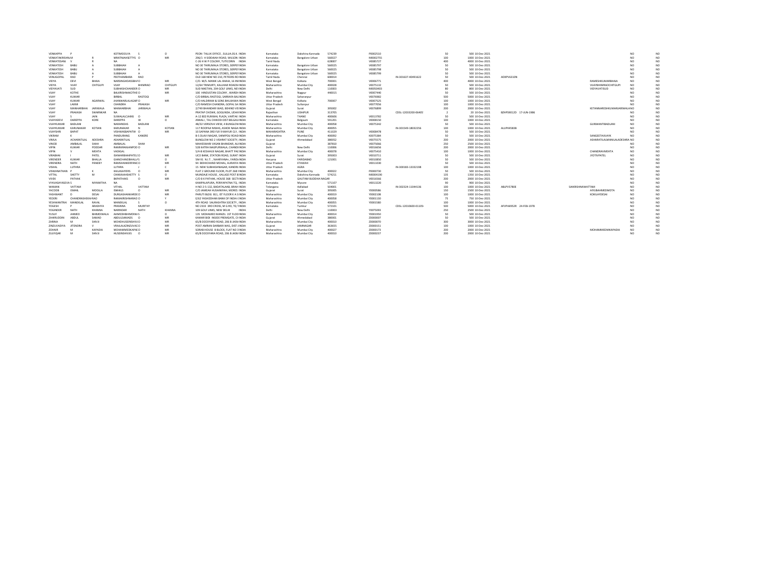| | | | | | | | | | | | | | | | | | | | | | |
|---|---|---|---|---|---|---|---|---|---|---|---|---|---|---|---|---|---|---|---|---|---|
| VENKAPPA | P | | KOTIMOOLYA | S | O | PEON TALUK OFFICE , SULLIA.05.K. | INDIA | Karnataka | Dakshina Kannada | 574239 | P0002510 | | 50 | 500 | 10-Dec-2021 | | | | | NO | NO |
| VENKATAKRISHNAM | | R | MRATNAIAHSETTYS | O | MR | 296/1 H SIDDAIAH ROAD, WILSON | INDIA | Karnataka | Bangalore Urban | 560027 | M0002755 | | 100 | 1000 | 10-Dec-2021 | | | | | NO | NO |
| VENKATESANI | V | R | NA | | | C-26 H W P COLONY, TUTICORIN | INDIA | Tamil Nadu | | 628007 | V0085727 | | 400 | 4000 | 10-Dec-2021 | | | | | NO | NO |
| VENKATESH | BABU | A | SUBBAIAH | A | | NO 30 THIRUMALA STORES, SERPEI | INDIA | Karnataka | Bangalore Urban | 560025 | V0085797 | | 50 | 500 | 10-Dec-2021 | | | | | NO | NO |
| VENKATESH | BABU | A | SUBBAIAH | A | | NO 30 THIRUMALA STORES, SERPEI | INDIA | Karnataka | Bangalore Urban | 560025 | V0085798 | | 50 | 500 | 10-Dec-2021 | | | | | NO | NO |
| VENKATESH | BABU | A | SUBBAIAH | A | | NO 30 THIRUMALA STORES, SERPEI | INDIA | Karnataka | Bangalore Urban | 560025 | V0085799 | | 50 | 500 | 10-Dec-2021 | | | | | NO | NO |
| VENUGOPAL | RAO | P | PEETHAMBARA | RAO | | OLD 168 NEW NO 210, PETEERS RO | INDIA | Tamil Nadu | Chennai | 600014 | | IN-301637-40491622 | 50 | 500 | 10-Dec-2021 | ADXPV6310N | | | | NO | NO |
| VIDYA | DEVI | BHAIA | NARSINGHDASSBHAO | | MR | C/O. M/S. MANIK LAL BHAIA, 16 INI | INDIA | West Bengal | Kolkata | 700001 | V0006771 | | 400 | 4000 | 10-Dec-2021 | | | | RAMESHKUMARBHAIA | NO | NO |
| VIDYA | VIJAY | CHITGUPI | VIJAY | BHIMRAO | CHITGUPI | 12/64 TRIMURTI, KALUKAR ROADS | INDIA | Maharashtra | Mumbai City | 400028 | V0075132 | | 50 | 500 | 10-Dec-2021 | | | | VIJAYBHIMRAOCHITGUPI | NO | NO |
| VIDYAVATI | SUD | | SUBHASHCHANDER O | | MR | SUD NIKETAN, 204 GOLF LINKS, NEI | INDIA | Delhi | New Delhi | 110003 | M0050403 | | 80 | 800 | 10-Dec-2021 | | | | VIDYAVATISUD | NO | NO |
| VIJAY | KOTHE | | BALKRISHNAKOTHE O | | MR | 100 HINDUSTAN COLONY , WARDH | INDIA | Maharashtra | Nagpur | 440015 | V0007440 | | 50 | 500 | 10-Dec-2021 | | | | | NO | NO |
| VIJAY | KUMAR | | BIRBAL | RASTOGI | | C/O BIRBAL RASTOGI, SARRAFA BA | INDIA | Uttar Pradesh | Saharanpur | | V0076982 | | 500 | 5000 | 10-Dec-2021 | | | | | NO | NO |
| VIJAY | KUMAR | AGARWAL | JHANWARLALAGAR O | | MR | C/O HALDIRAM & SONS BHUJIAWA | INDIA | West Bengal | Kolkata | 700007 | V0007525 | | 100 | 1000 | 10-Dec-2021 | | | | | NO | NO |
| VIJAY | LAXMI | | CHANDRA | PRAKASH | | C/O RAMESH CHANDRA, GOPAL SA | INDIA | Uttar Pradesh | Sultanpur | | V0077056 | | 100 | 1000 | 10-Dec-2021 | | | | | NO | NO |
| VIJAY | MANHARBHAI | JARIWALA | MANHARBHAI | JARIWALA | | 2/749 BHANDARI WAD, BEHIND VIS | INDIA | Gujarat | Surat | 395002 | V0076899 | | 200 | 2000 | 10-Dec-2021 | | | | KETANNARESHKUMARJARIWALA | NO | NO |
| VIJAY | PRAKASH | SWARNKAR | NA | | | PRATAP CHOWK, GOGUNDA, UDAII | INDIA | Rajasthan | UDAIPUR | 313705 | | CDSL-12033200-06405 | 2 | 20 | 10-Dec-2021 | BZHPS9012D | 17-JUN-1986 | | | NO | NO |
| VIJAY | S | JAIN | SUWALALCJAINS | O | MR | A-12 802 RUNWAL PLAZA, VARTAK | INDIA | Maharashtra | THANE | 400606 | V0013782 | | 50 | 500 | 10-Dec-2021 | | | | | NO | NO |
| VIJAYADEVI | DAREPPA | KORE | DAREPPA | W | O | ANKALI , TAL CHIKODI DIST BELGAU | INDIA | Karnataka | Belgaum | 591201 | V0008150 | | 100 | 1000 | 10-Dec-2021 | | | | | NO | NO |
| VIJAYKUMAR | BADLANI | | NARAINDAS | BADLANI | | 48/32 VERSOVA VIEW, 4 BUNGLOW | INDIA | Maharashtra | Mumbai City | 400058 | V0075342 | | 50 | 500 | 10-Dec-2021 | | | | GUNWANTIBADLANI | NO | NO |
| VIJAYKUMAR | KARUNAKAR | KOTIAN | KARUNAKAR | N | KOTIAN | 117 ROOPAJI NIWAS , ASHOK NAGA | INDIA | Maharashtra | Mumbai City | 400055 | | IN-301549-18032256 | 100 | 1000 | 10-Dec-2021 | ALUPK4583B | | | | NO | NO |
| VIJAYSHRI | BAPAT | | VISHWASBAPATW O | | MR | 10 SAPANA 3RD FLR 9 MAYUR CLY, | INDIA | MAHARASHTRA | PUNE | 411029 | V0008478 | | 50 | 500 | 10-Dec-2021 | | | | | NO | NO |
| VIKRAM | K | | PANDURANG | KANERE | | B-5 DLAVI NAGAR, SHIMPOLI ROAD | INDIA | Maharashtra | Mumbai City | 400092 | K0075384 | | 50 | 500 | 10-Dec-2021 | | | | SANGEETAVIJAYK | NO | NO |
| VIMLA | ACHARATLAL | ADESHRA | ASHARATLAL | | | BUNGLOW NO 2 VISHRAT SOCIETY, | INDIA | Gujarat | Ahmedabad | 380052 | V0075575 | | 200 | 2000 | 10-Dec-2021 | | | | ASHARATLALMANILALADESHRA | NO | NO |
| VINOD | AMBALAL | SHAH | AMBALAL | SHAH | | MAHESWARI VASAN BHANDAR, ALI | INDIA | Gujarat | | 387810 | V0075066 | | 250 | 2500 | 10-Dec-2021 | | | | | NO | NO |
| VIPIN | KUMAR | PODDAR | RAMNIRANJANPOD O | | MR | 528 KATRA NAGPURWALA, CHANDI | INDIA | Delhi | New Delhi | 110006 | V0016656 | | 200 | 2000 | 10-Dec-2021 | | | | | NO | NO |
| VIPIN | V | MEHTA | VADILAL | | | 5/4-B KESHAVJI NAGAR, BHATT PAL | INDIA | Maharashtra | Mumbai City | 400078 | V0075410 | | 100 | 1000 | 10-Dec-2021 | | | | CHANDRAVMEHTA | NO | NO |
| VIRABHAI | I | PATEL | ISHWARBHAIPATELO | | MR | UCO BANK, STATION ROAD, SURAT | INDIA | Gujarat | Surat | 395003 | V0010711 | | 50 | 500 | 10-Dec-2021 | | | | JYOTIVPATEL | NO | NO |
| VIRENDER | KUMAR | BHALLA | GIANCHANDBHALLAS | | O | SM-91 N.I.T. , 'NIHARYANA', FARID | INDIA | Haryana | FARIDABAD | 121001 | V0010850 | | 50 | 500 | 10-Dec-2021 | | | | | NO | NO |
| VIRENDRA | NATH | PANDEY | RAMSHANKERPAND O | | MR | 94 BIDHICHAND MOHAL, AURAIYA | INDIA | Uttar Pradesh | ETAWAH | | V0011030 | | 50 | 500 | 10-Dec-2021 | | | | | NO | NO |
| VISHAL | LUTHRA | | LUTHRA | J | C | 15 NEW SUBHASHNAGAR, KANDRI | INDIA | Uttar Pradesh | AGRA | | | IN-300183-13332198 | 100 | 1000 | 10-Dec-2021 | | | | | NO | NO |
| VISWANATHAN | P | K | KAILASAYERS | O | MR | FLAT 2 GROUND FLOOR, PLOT 268 I | INDIA | Maharashtra | Mumbai City | 400022 | P0000730 | | 50 | 500 | 10-Dec-2021 | | | | | NO | NO |
| VITTAL | SHETTY | M | CHIKKAIAHSHETTY | S | O | MUNDAJE HOUSE , KALLIGE POST 8 | INDIA | Karnataka | Dakshina Kannada | 574211 | M0004190 | | 135 | 1350 | 10-Dec-2021 | | | | | NO | NO |
| VIVEK | PATHAK | | BKPATHAKS | O | MR | C/O B K PATHAK, HOUSE 368 SECT | INDIA | Uttar Pradesh | GAUTAM BUDDHA NAGAR | | V0016566 | | 200 | 2000 | 10-Dec-2021 | | | | | NO | NO |
| VYAVASAYASEVA S | | | NA | | | KAMPALAPURA, PERIYAPATNA TQ, | INDIA | Karnataka | Mysore | 571107 | V0013220 | | 90 | 900 | 10-Dec-2021 | | | | | NO | NO |
| WAMAN | VATTAM | | VITHAL | VATTAM | | H NO 2-5-132, BADATALAAB, BRAH | INDIA | Telangana | Adilabad | 504001 | | IN-302324-11044136 | 100 | 1000 | 10-Dec-2021 | ABLPV5780E | | SAIKRISHNAWATTAM | | NO | NO |
| YACOOB | ISMAIL | MOOLLA | ISMAILS | O | MR | C/O JAMEAH HUSAINIYAH, MORES | INDIA | Gujarat | Surat | 395005 | Y0000586 | | 150 | 1500 | 10-Dec-2021 | | | | AIYUBAHMEDMOTA | NO | NO |
| YASHWANT | D | DESAI | DURGASHANKARDE O | | MR | PARUTI BLDG. B11, IST FLOOR K A S | INDIA | Maharashtra | Mumbai City | 400019 | Y0002108 | | 100 | 1000 | 10-Dec-2021 | | | | KOKILAYDESAI | NO | NO |
| YEDERI | CHANDRASHEKHARAO | | RAMAKRISHNARAO O | | Y | E/62 YASHODHAN BANK OF INDIA | INDIA | Maharashtra | Mumbai City | 400058 | Y0001130 | | 75 | 750 | 10-Dec-2021 | | | | | NO | NO |
| YESHWANTRAI | MANEKLAL | RAVAL | MANEKLAL | S | O | 4TH ROAD SAURASHTRA SOCIETY, | INDIA | Maharashtra | Mumbai City | 400055 | Y0001580 | | 100 | 1000 | 10-Dec-2021 | | | | | NO | NO |
| YOGESH | P | ARADHYA | PRASNNA | MURTHY | | NO 2333 3RD CROSS, M G RD, TQ T | INDIA | Karnataka | Tumkur | 572101 | | CDSL-12010600-01109 | 500 | 5000 | 10-Dec-2021 | AFVPA4952R | 24-FEB-1978 | | | NO | NO |
| YOGINDER | NATH | KHANNA | NARINDAR | NATH | KHANNA | 109 GOLF LINKS, NEW DELHI | INDIA | Delhi | New Delhi | 110003 | Y0005093 | | 250 | 2500 | 10-Dec-2021 | | | | | NO | NO |
| YUSUF | AHMED | BHIMDIWALA | AHMEDBHIMDIWAS | | O | 135 MOHAMED MANZIL 1ST FLOO | INDIA | Maharashtra | Mumbai City | 400014 | Y0001950 | | 50 | 500 | 10-Dec-2021 | | | | | NO | NO |
| ZAHIRUDDIN | ABDUL | SAMAD | ABDULSAMADS | O | MR | KAMAR BIDI INSIDE PREMGATE, CH | INDIA | Gujarat | Ahmedabad | 380001 | Z0000007 | | 50 | 500 | 10-Dec-2021 | | | | | NO | NO |
| ZARINA | M | SHIVJI | MOHDHUSEINSHIVJI O | | MR | 65/B DOCKYARD ROAD, 206 B JASM | INDIA | Maharashtra | Mumbai City | 400010 | Z0000070 | | 300 | 3000 | 10-Dec-2021 | | | | | NO | NO |
| ZINZUVADIYA | JITENDRA | V | VRAJLALKZINZUVAC O | | MR | POST AMRAN DARBARI WAS, DIST | INDIA | Gujarat | JAMNAGAR | 363655 | Z0000151 | | 100 | 1000 | 10-Dec-2021 | | | | | NO | NO |
| ZOHAIR | M | KAPADIA | MOHAMMEDKAPAD O | | MR | SORAB HOUSE B BLOCK, FLAT NO 3 | INDIA | Maharashtra | Mumbai City | 400027 | Z0000173 | | 200 | 2000 | 10-Dec-2021 | | | | MOHAMMEDMKAPADIA | NO | NO |
| ZULFIQAR | M | SHIVJI | HUSEINSHIVJIS | O | MR | 65/B DOCKYARD ROAD, 206 B JASM | INDIA | Maharashtra | Mumbai City | 400010 | Z0000237 | | 200 | 2000 | 10-Dec-2021 | | | | | NO | NO |